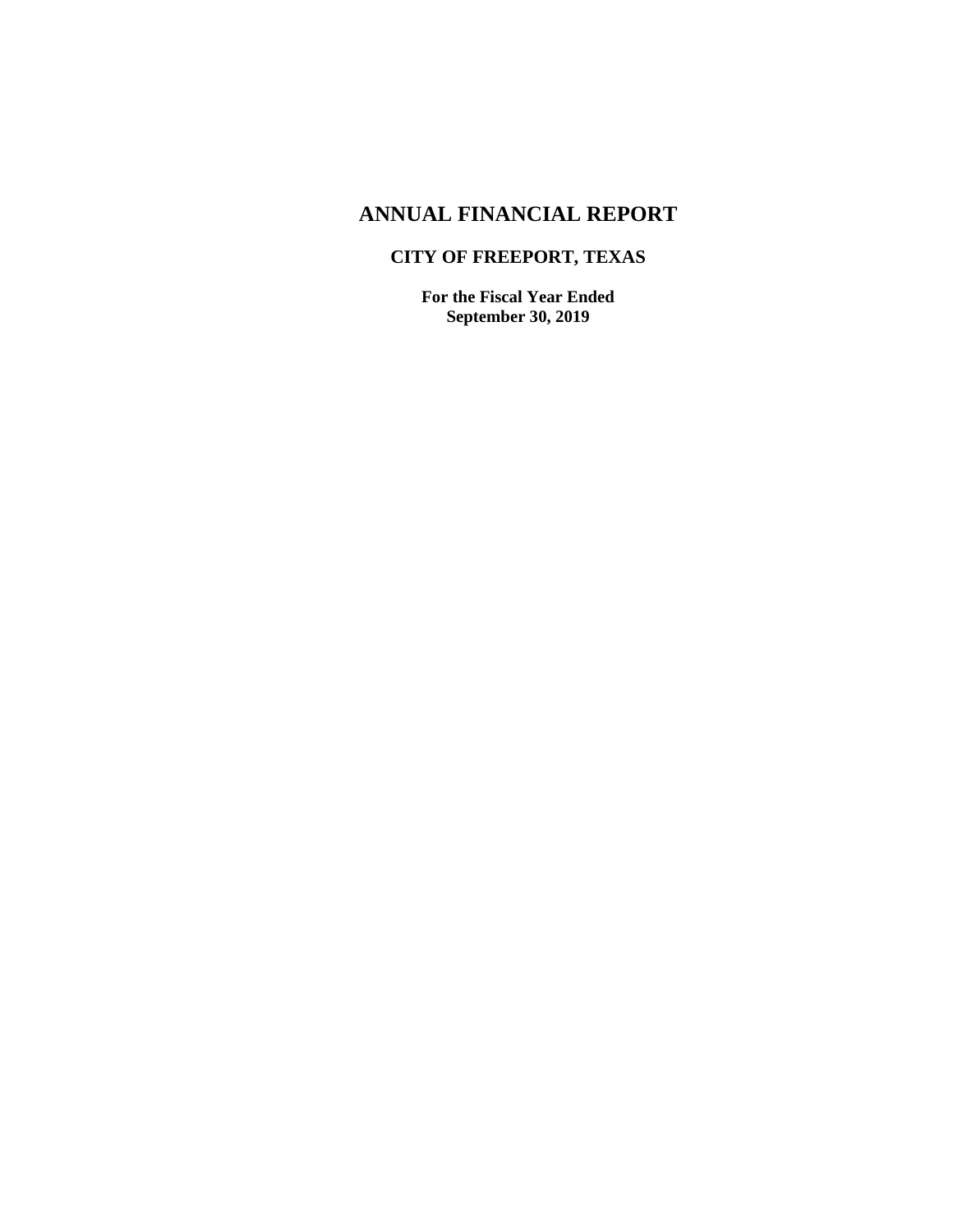# ANNUAL FINANCIAL REPORT

## CITY OF FREEPORT, TEXAS

**For the Fiscal Year Ended**
**September 30, 2019**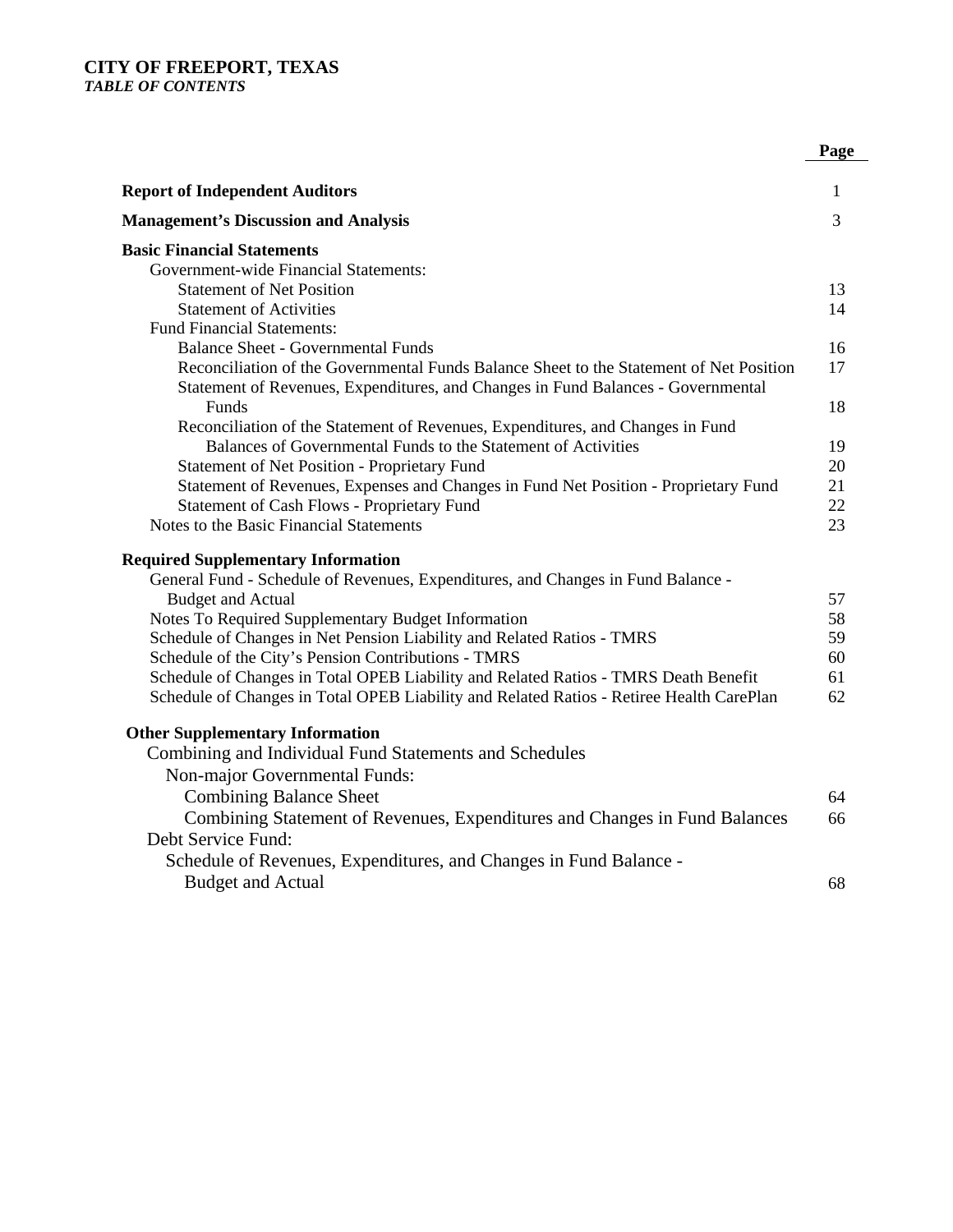# CITY OF FREEPORT, TEXAS

*TABLE OF CONTENTS*

| | Page |
|---|---|
| **Report of Independent Auditors** | 1 |
| **Management's Discussion and Analysis** | 3 |
| **Basic Financial Statements** | |
| Government-wide Financial Statements: | |
| Statement of Net Position | 13 |
| Statement of Activities | 14 |
| Fund Financial Statements: | |
| Balance Sheet - Governmental Funds | 16 |
| Reconciliation of the Governmental Funds Balance Sheet to the Statement of Net Position | 17 |
| Statement of Revenues, Expenditures, and Changes in Fund Balances - Governmental Funds | 18 |
| Reconciliation of the Statement of Revenues, Expenditures, and Changes in Fund Balances of Governmental Funds to the Statement of Activities | 19 |
| Statement of Net Position - Proprietary Fund | 20 |
| Statement of Revenues, Expenses and Changes in Fund Net Position - Proprietary Fund | 21 |
| Statement of Cash Flows - Proprietary Fund | 22 |
| Notes to the Basic Financial Statements | 23 |
| **Required Supplementary Information** | |
| General Fund - Schedule of Revenues, Expenditures, and Changes in Fund Balance - Budget and Actual | 57 |
| Notes To Required Supplementary Budget Information | 58 |
| Schedule of Changes in Net Pension Liability and Related Ratios - TMRS | 59 |
| Schedule of the City's Pension Contributions - TMRS | 60 |
| Schedule of Changes in Total OPEB Liability and Related Ratios - TMRS Death Benefit | 61 |
| Schedule of Changes in Total OPEB Liability and Related Ratios - Retiree Health CarePlan | 62 |
| **Other Supplementary Information** | |
| Combining and Individual Fund Statements and Schedules | |
| Non-major Governmental Funds: | |
| Combining Balance Sheet | 64 |
| Combining Statement of Revenues, Expenditures and Changes in Fund Balances | 66 |
| Debt Service Fund: | |
| Schedule of Revenues, Expenditures, and Changes in Fund Balance - Budget and Actual | 68 |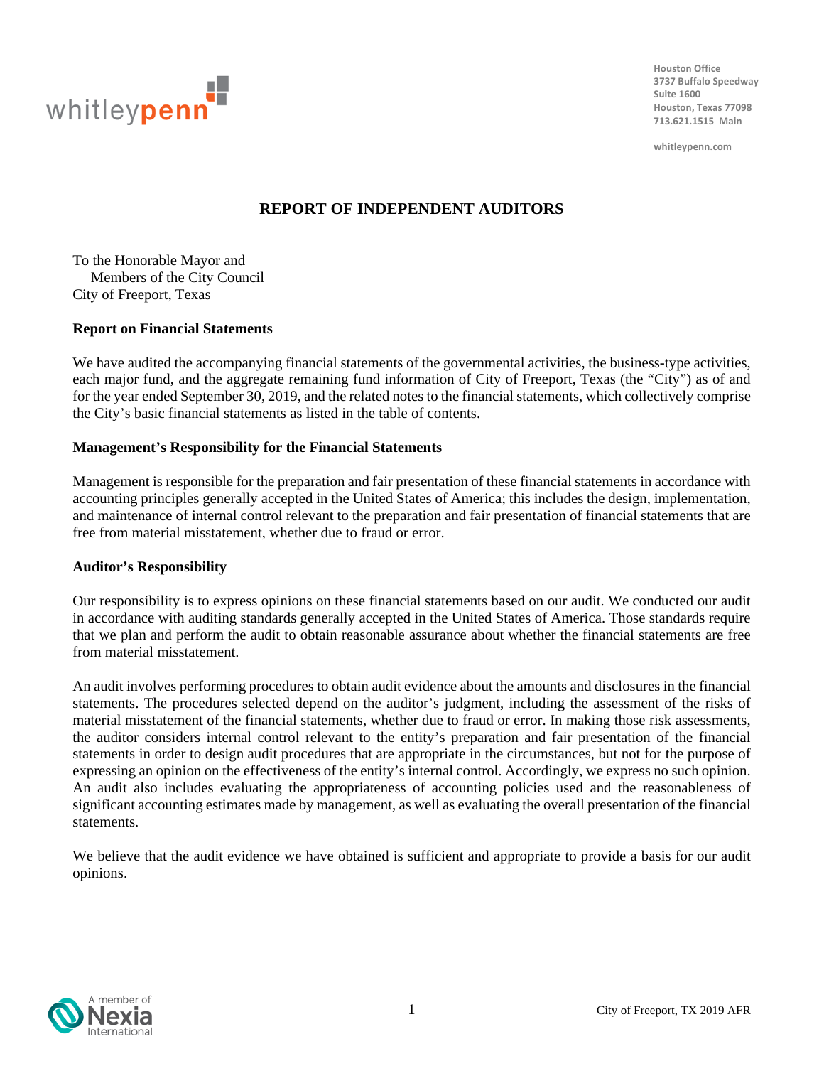whitleypenn

Houston Office
3737 Buffalo Speedway
Suite 1600
Houston, Texas 77098
713.621.1515 Main

whitleypenn.com

# REPORT OF INDEPENDENT AUDITORS

To the Honorable Mayor and
Members of the City Council
City of Freeport, Texas

**Report on Financial Statements**

We have audited the accompanying financial statements of the governmental activities, the business-type activities, each major fund, and the aggregate remaining fund information of City of Freeport, Texas (the "City") as of and for the year ended September 30, 2019, and the related notes to the financial statements, which collectively comprise the City's basic financial statements as listed in the table of contents.

**Management's Responsibility for the Financial Statements**

Management is responsible for the preparation and fair presentation of these financial statements in accordance with accounting principles generally accepted in the United States of America; this includes the design, implementation, and maintenance of internal control relevant to the preparation and fair presentation of financial statements that are free from material misstatement, whether due to fraud or error.

**Auditor's Responsibility**

Our responsibility is to express opinions on these financial statements based on our audit. We conducted our audit in accordance with auditing standards generally accepted in the United States of America. Those standards require that we plan and perform the audit to obtain reasonable assurance about whether the financial statements are free from material misstatement.

An audit involves performing procedures to obtain audit evidence about the amounts and disclosures in the financial statements. The procedures selected depend on the auditor's judgment, including the assessment of the risks of material misstatement of the financial statements, whether due to fraud or error. In making those risk assessments, the auditor considers internal control relevant to the entity's preparation and fair presentation of the financial statements in order to design audit procedures that are appropriate in the circumstances, but not for the purpose of expressing an opinion on the effectiveness of the entity's internal control. Accordingly, we express no such opinion. An audit also includes evaluating the appropriateness of accounting policies used and the reasonableness of significant accounting estimates made by management, as well as evaluating the overall presentation of the financial statements.

We believe that the audit evidence we have obtained is sufficient and appropriate to provide a basis for our audit opinions.

A member of Nexia International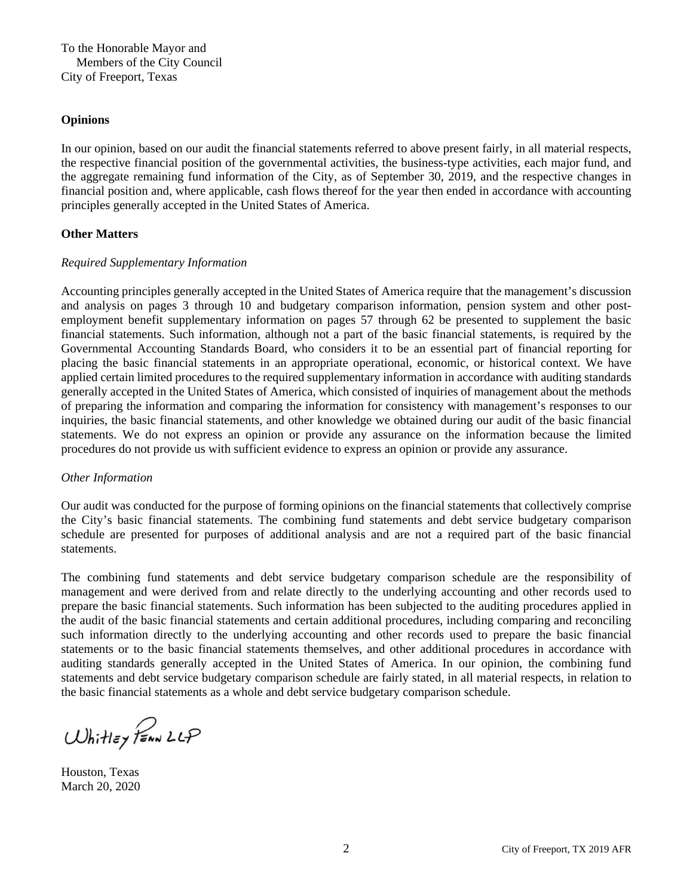To the Honorable Mayor and
Members of the City Council
City of Freeport, Texas

**Opinions**

In our opinion, based on our audit the financial statements referred to above present fairly, in all material respects, the respective financial position of the governmental activities, the business-type activities, each major fund, and the aggregate remaining fund information of the City, as of September 30, 2019, and the respective changes in financial position and, where applicable, cash flows thereof for the year then ended in accordance with accounting principles generally accepted in the United States of America.

**Other Matters**

*Required Supplementary Information*

Accounting principles generally accepted in the United States of America require that the management's discussion and analysis on pages 3 through 10 and budgetary comparison information, pension system and other post-employment benefit supplementary information on pages 57 through 62 be presented to supplement the basic financial statements. Such information, although not a part of the basic financial statements, is required by the Governmental Accounting Standards Board, who considers it to be an essential part of financial reporting for placing the basic financial statements in an appropriate operational, economic, or historical context. We have applied certain limited procedures to the required supplementary information in accordance with auditing standards generally accepted in the United States of America, which consisted of inquiries of management about the methods of preparing the information and comparing the information for consistency with management's responses to our inquiries, the basic financial statements, and other knowledge we obtained during our audit of the basic financial statements. We do not express an opinion or provide any assurance on the information because the limited procedures do not provide us with sufficient evidence to express an opinion or provide any assurance.

*Other Information*

Our audit was conducted for the purpose of forming opinions on the financial statements that collectively comprise the City's basic financial statements. The combining fund statements and debt service budgetary comparison schedule are presented for purposes of additional analysis and are not a required part of the basic financial statements.

The combining fund statements and debt service budgetary comparison schedule are the responsibility of management and were derived from and relate directly to the underlying accounting and other records used to prepare the basic financial statements. Such information has been subjected to the auditing procedures applied in the audit of the basic financial statements and certain additional procedures, including comparing and reconciling such information directly to the underlying accounting and other records used to prepare the basic financial statements or to the basic financial statements themselves, and other additional procedures in accordance with auditing standards generally accepted in the United States of America. In our opinion, the combining fund statements and debt service budgetary comparison schedule are fairly stated, in all material respects, in relation to the basic financial statements as a whole and debt service budgetary comparison schedule.

Whitley Penn LLP

Houston, Texas
March 20, 2020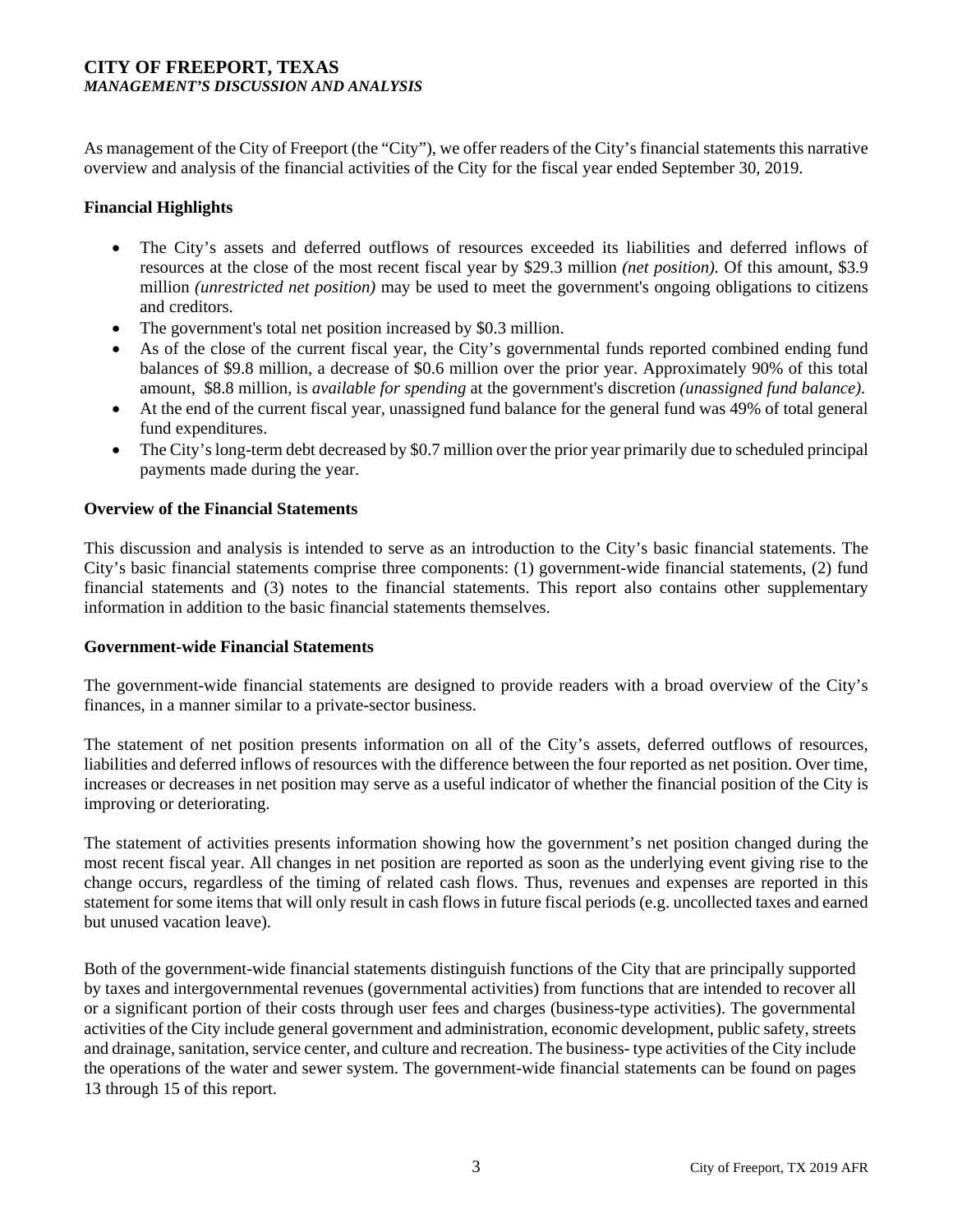# CITY OF FREEPORT, TEXAS

***MANAGEMENT'S DISCUSSION AND ANALYSIS***

As management of the City of Freeport (the "City"), we offer readers of the City's financial statements this narrative overview and analysis of the financial activities of the City for the fiscal year ended September 30, 2019.

## Financial Highlights

- The City's assets and deferred outflows of resources exceeded its liabilities and deferred inflows of resources at the close of the most recent fiscal year by $29.3 million *(net position).* Of this amount, $3.9 million *(unrestricted net position)* may be used to meet the government's ongoing obligations to citizens and creditors.
- The government's total net position increased by $0.3 million.
- As of the close of the current fiscal year, the City's governmental funds reported combined ending fund balances of $9.8 million, a decrease of $0.6 million over the prior year. Approximately 90% of this total amount, $8.8 million, is *available for spending* at the government's discretion *(unassigned fund balance).*
- At the end of the current fiscal year, unassigned fund balance for the general fund was 49% of total general fund expenditures.
- The City's long-term debt decreased by $0.7 million over the prior year primarily due to scheduled principal payments made during the year.

## Overview of the Financial Statements

This discussion and analysis is intended to serve as an introduction to the City's basic financial statements. The City's basic financial statements comprise three components: (1) government-wide financial statements, (2) fund financial statements and (3) notes to the financial statements. This report also contains other supplementary information in addition to the basic financial statements themselves.

## Government-wide Financial Statements

The government-wide financial statements are designed to provide readers with a broad overview of the City's finances, in a manner similar to a private-sector business.

The statement of net position presents information on all of the City's assets, deferred outflows of resources, liabilities and deferred inflows of resources with the difference between the four reported as net position. Over time, increases or decreases in net position may serve as a useful indicator of whether the financial position of the City is improving or deteriorating.

The statement of activities presents information showing how the government's net position changed during the most recent fiscal year. All changes in net position are reported as soon as the underlying event giving rise to the change occurs, regardless of the timing of related cash flows. Thus, revenues and expenses are reported in this statement for some items that will only result in cash flows in future fiscal periods (e.g. uncollected taxes and earned but unused vacation leave).

Both of the government-wide financial statements distinguish functions of the City that are principally supported by taxes and intergovernmental revenues (governmental activities) from functions that are intended to recover all or a significant portion of their costs through user fees and charges (business-type activities). The governmental activities of the City include general government and administration, economic development, public safety, streets and drainage, sanitation, service center, and culture and recreation. The business- type activities of the City include the operations of the water and sewer system. The government-wide financial statements can be found on pages 13 through 15 of this report.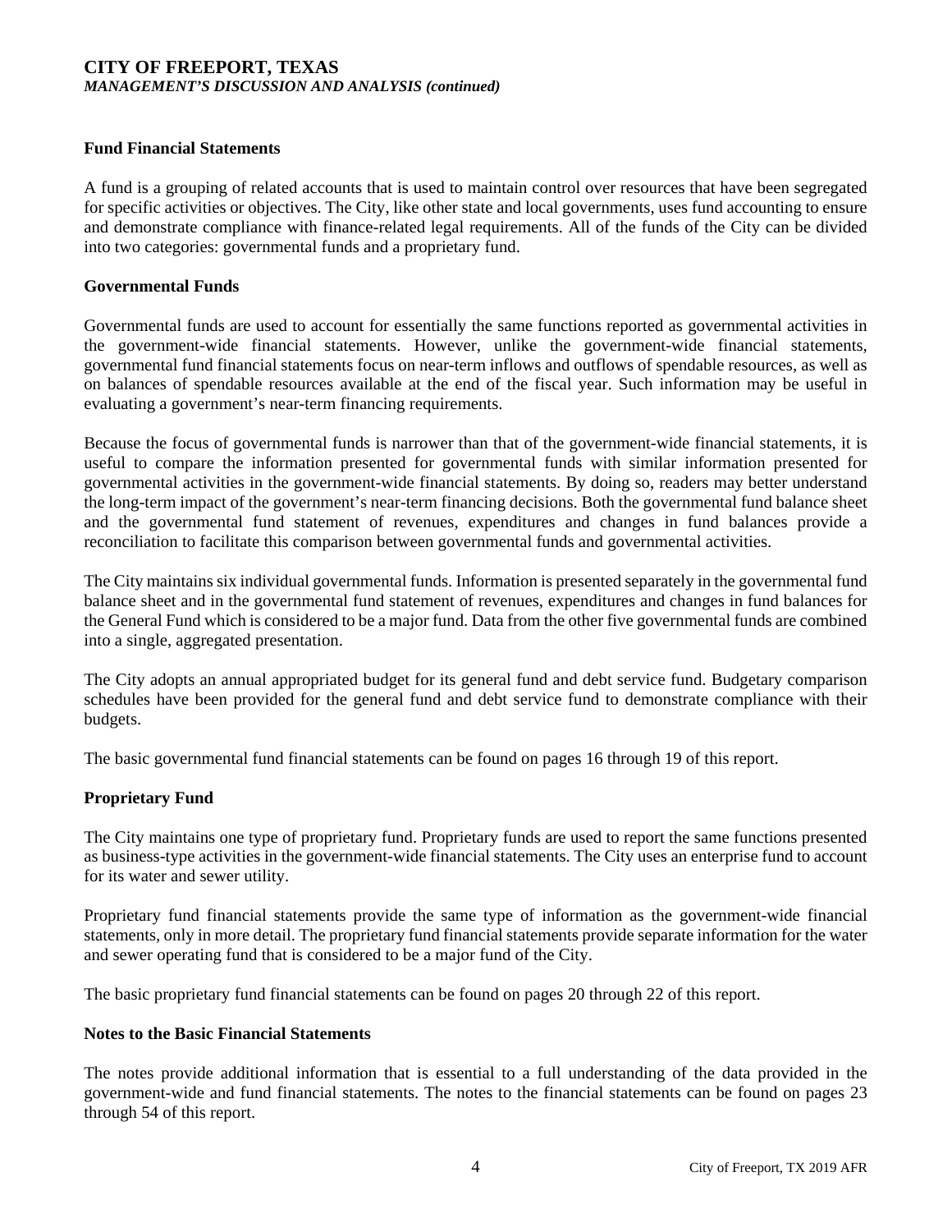### Fund Financial Statements

A fund is a grouping of related accounts that is used to maintain control over resources that have been segregated for specific activities or objectives. The City, like other state and local governments, uses fund accounting to ensure and demonstrate compliance with finance-related legal requirements. All of the funds of the City can be divided into two categories: governmental funds and a proprietary fund.

### Governmental Funds

Governmental funds are used to account for essentially the same functions reported as governmental activities in the government-wide financial statements. However, unlike the government-wide financial statements, governmental fund financial statements focus on near-term inflows and outflows of spendable resources, as well as on balances of spendable resources available at the end of the fiscal year. Such information may be useful in evaluating a government's near-term financing requirements.

Because the focus of governmental funds is narrower than that of the government-wide financial statements, it is useful to compare the information presented for governmental funds with similar information presented for governmental activities in the government-wide financial statements. By doing so, readers may better understand the long-term impact of the government's near-term financing decisions. Both the governmental fund balance sheet and the governmental fund statement of revenues, expenditures and changes in fund balances provide a reconciliation to facilitate this comparison between governmental funds and governmental activities.

The City maintains six individual governmental funds. Information is presented separately in the governmental fund balance sheet and in the governmental fund statement of revenues, expenditures and changes in fund balances for the General Fund which is considered to be a major fund. Data from the other five governmental funds are combined into a single, aggregated presentation.

The City adopts an annual appropriated budget for its general fund and debt service fund. Budgetary comparison schedules have been provided for the general fund and debt service fund to demonstrate compliance with their budgets.

The basic governmental fund financial statements can be found on pages 16 through 19 of this report.

### Proprietary Fund

The City maintains one type of proprietary fund. Proprietary funds are used to report the same functions presented as business-type activities in the government-wide financial statements. The City uses an enterprise fund to account for its water and sewer utility.

Proprietary fund financial statements provide the same type of information as the government-wide financial statements, only in more detail. The proprietary fund financial statements provide separate information for the water and sewer operating fund that is considered to be a major fund of the City.

The basic proprietary fund financial statements can be found on pages 20 through 22 of this report.

### Notes to the Basic Financial Statements

The notes provide additional information that is essential to a full understanding of the data provided in the government-wide and fund financial statements. The notes to the financial statements can be found on pages 23 through 54 of this report.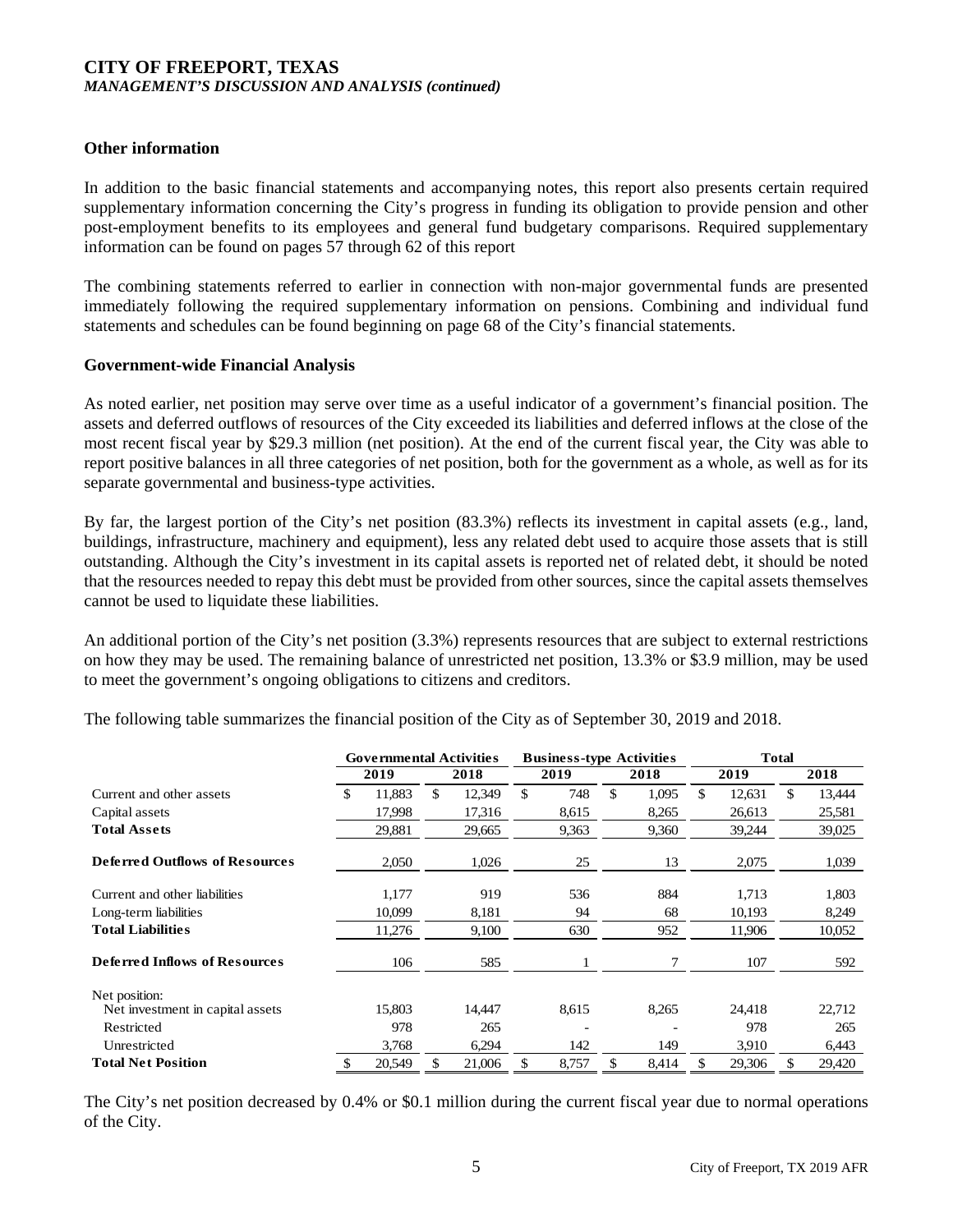## Other information

In addition to the basic financial statements and accompanying notes, this report also presents certain required supplementary information concerning the City's progress in funding its obligation to provide pension and other post-employment benefits to its employees and general fund budgetary comparisons. Required supplementary information can be found on pages 57 through 62 of this report

The combining statements referred to earlier in connection with non-major governmental funds are presented immediately following the required supplementary information on pensions. Combining and individual fund statements and schedules can be found beginning on page 68 of the City's financial statements.

## Government-wide Financial Analysis

As noted earlier, net position may serve over time as a useful indicator of a government's financial position. The assets and deferred outflows of resources of the City exceeded its liabilities and deferred inflows at the close of the most recent fiscal year by $29.3 million (net position). At the end of the current fiscal year, the City was able to report positive balances in all three categories of net position, both for the government as a whole, as well as for its separate governmental and business-type activities.

By far, the largest portion of the City's net position (83.3%) reflects its investment in capital assets (e.g., land, buildings, infrastructure, machinery and equipment), less any related debt used to acquire those assets that is still outstanding. Although the City's investment in its capital assets is reported net of related debt, it should be noted that the resources needed to repay this debt must be provided from other sources, since the capital assets themselves cannot be used to liquidate these liabilities.

An additional portion of the City's net position (3.3%) represents resources that are subject to external restrictions on how they may be used. The remaining balance of unrestricted net position, 13.3% or $3.9 million, may be used to meet the government's ongoing obligations to citizens and creditors.

The following table summarizes the financial position of the City as of September 30, 2019 and 2018.

| | Governmental Activities | | Business-type Activities | | Total | |
|---|---|---|---|---|---|---|
| | 2019 | 2018 | 2019 | 2018 | 2019 | 2018 |
| Current and other assets | $ 11,883 | $ 12,349 | $ 748 | $ 1,095 | $ 12,631 | $ 13,444 |
| Capital assets | 17,998 | 17,316 | 8,615 | 8,265 | 26,613 | 25,581 |
| **Total Assets** | 29,881 | 29,665 | 9,363 | 9,360 | 39,244 | 39,025 |
| **Deferred Outflows of Resources** | 2,050 | 1,026 | 25 | 13 | 2,075 | 1,039 |
| Current and other liabilities | 1,177 | 919 | 536 | 884 | 1,713 | 1,803 |
| Long-term liabilities | 10,099 | 8,181 | 94 | 68 | 10,193 | 8,249 |
| **Total Liabilities** | 11,276 | 9,100 | 630 | 952 | 11,906 | 10,052 |
| **Deferred Inflows of Resources** | 106 | 585 | 1 | 7 | 107 | 592 |
| Net position: | | | | | | |
| Net investment in capital assets | 15,803 | 14,447 | 8,615 | 8,265 | 24,418 | 22,712 |
| Restricted | 978 | 265 | - | - | 978 | 265 |
| Unrestricted | 3,768 | 6,294 | 142 | 149 | 3,910 | 6,443 |
| **Total Net Position** | $ 20,549 | $ 21,006 | $ 8,757 | $ 8,414 | $ 29,306 | $ 29,420 |

The City's net position decreased by 0.4% or $0.1 million during the current fiscal year due to normal operations of the City.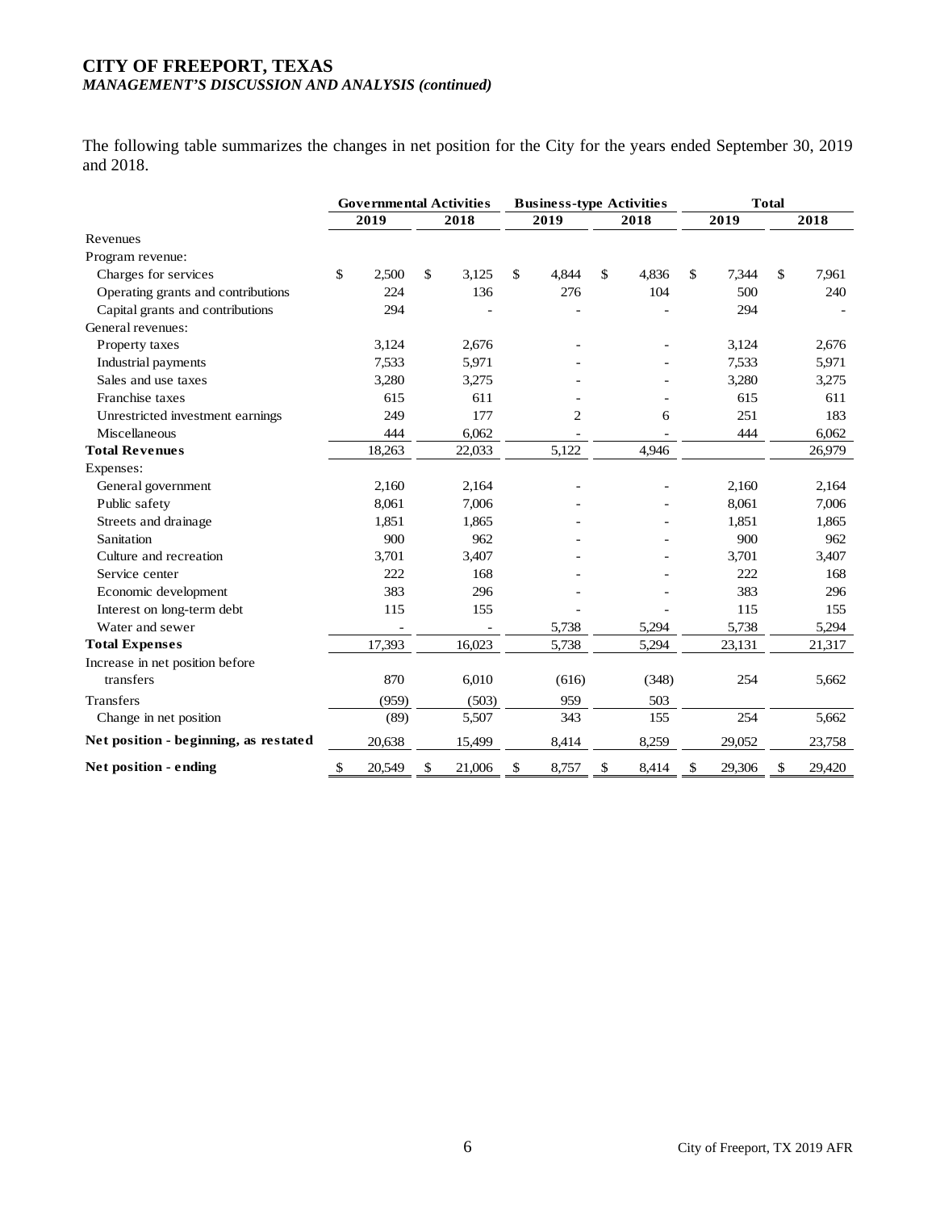# CITY OF FREEPORT, TEXAS

*MANAGEMENT'S DISCUSSION AND ANALYSIS (continued)*

The following table summarizes the changes in net position for the City for the years ended September 30, 2019 and 2018.

| | Governmental Activities | | Business-type Activities | | Total | |
|---|---|---|---|---|---|---|
| | 2019 | 2018 | 2019 | 2018 | 2019 | 2018 |
| Revenues | | | | | | |
| Program revenue: | | | | | | |
| Charges for services | $ 2,500 | $ 3,125 | $ 4,844 | $ 4,836 | $ 7,344 | $ 7,961 |
| Operating grants and contributions | 224 | 136 | 276 | 104 | 500 | 240 |
| Capital grants and contributions | 294 | - | - | - | 294 | - |
| General revenues: | | | | | | |
| Property taxes | 3,124 | 2,676 | - | - | 3,124 | 2,676 |
| Industrial payments | 7,533 | 5,971 | - | - | 7,533 | 5,971 |
| Sales and use taxes | 3,280 | 3,275 | - | - | 3,280 | 3,275 |
| Franchise taxes | 615 | 611 | - | - | 615 | 611 |
| Unrestricted investment earnings | 249 | 177 | 2 | 6 | 251 | 183 |
| Miscellaneous | 444 | 6,062 | - | - | 444 | 6,062 |
| **Total Revenues** | 18,263 | 22,033 | 5,122 | 4,946 | | 26,979 |
| Expenses: | | | | | | |
| General government | 2,160 | 2,164 | - | - | 2,160 | 2,164 |
| Public safety | 8,061 | 7,006 | - | - | 8,061 | 7,006 |
| Streets and drainage | 1,851 | 1,865 | - | - | 1,851 | 1,865 |
| Sanitation | 900 | 962 | - | - | 900 | 962 |
| Culture and recreation | 3,701 | 3,407 | - | - | 3,701 | 3,407 |
| Service center | 222 | 168 | - | - | 222 | 168 |
| Economic development | 383 | 296 | - | - | 383 | 296 |
| Interest on long-term debt | 115 | 155 | - | - | 115 | 155 |
| Water and sewer | - | - | 5,738 | 5,294 | 5,738 | 5,294 |
| **Total Expenses** | 17,393 | 16,023 | 5,738 | 5,294 | 23,131 | 21,317 |
| Increase in net position before transfers | 870 | 6,010 | (616) | (348) | 254 | 5,662 |
| Transfers | (959) | (503) | 959 | 503 | | |
| Change in net position | (89) | 5,507 | 343 | 155 | 254 | 5,662 |
| **Net position - beginning, as restated** | 20,638 | 15,499 | 8,414 | 8,259 | 29,052 | 23,758 |
| **Net position - ending** | $ 20,549 | $ 21,006 | $ 8,757 | $ 8,414 | $ 29,306 | $ 29,420 |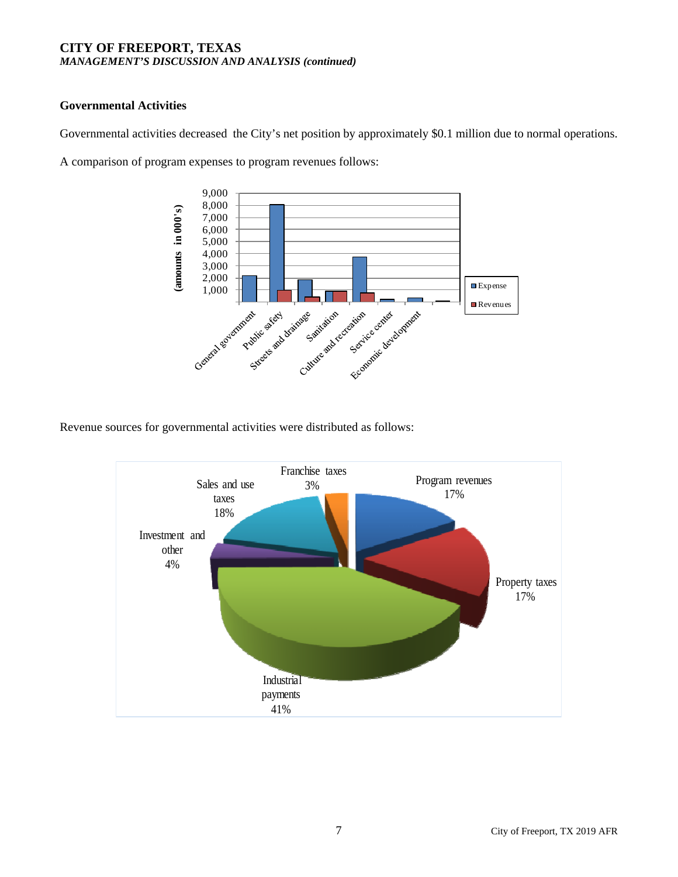## Governmental Activities

Governmental activities decreased the City's net position by approximately $0.1 million due to normal operations.

A comparison of program expenses to program revenues follows:

Revenue sources for governmental activities were distributed as follows: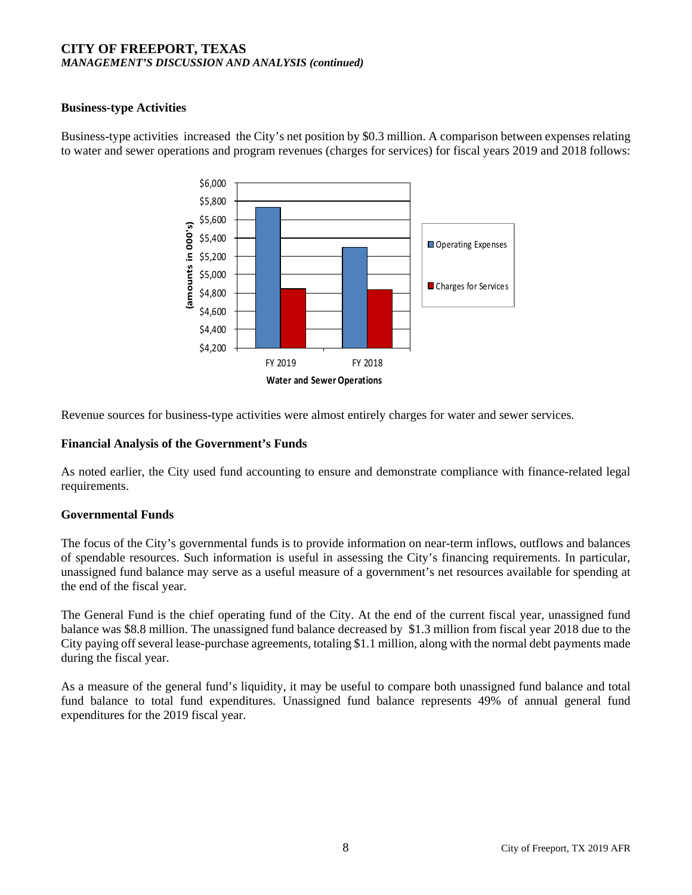## Business-type Activities

Business-type activities increased the City's net position by $0.3 million. A comparison between expenses relating to water and sewer operations and program revenues (charges for services) for fiscal years 2019 and 2018 follows:

Revenue sources for business-type activities were almost entirely charges for water and sewer services.

## Financial Analysis of the Government's Funds

As noted earlier, the City used fund accounting to ensure and demonstrate compliance with finance-related legal requirements.

## Governmental Funds

The focus of the City's governmental funds is to provide information on near-term inflows, outflows and balances of spendable resources. Such information is useful in assessing the City's financing requirements. In particular, unassigned fund balance may serve as a useful measure of a government's net resources available for spending at the end of the fiscal year.

The General Fund is the chief operating fund of the City. At the end of the current fiscal year, unassigned fund balance was $8.8 million. The unassigned fund balance decreased by $1.3 million from fiscal year 2018 due to the City paying off several lease-purchase agreements, totaling $1.1 million, along with the normal debt payments made during the fiscal year.

As a measure of the general fund's liquidity, it may be useful to compare both unassigned fund balance and total fund balance to total fund expenditures. Unassigned fund balance represents 49% of annual general fund expenditures for the 2019 fiscal year.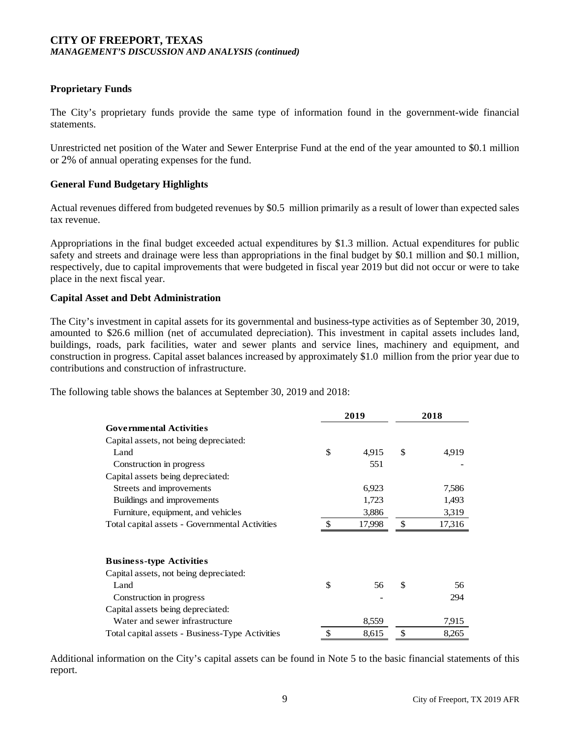### Proprietary Funds

The City's proprietary funds provide the same type of information found in the government-wide financial statements.

Unrestricted net position of the Water and Sewer Enterprise Fund at the end of the year amounted to $0.1 million or 2% of annual operating expenses for the fund.

### General Fund Budgetary Highlights

Actual revenues differed from budgeted revenues by $0.5 million primarily as a result of lower than expected sales tax revenue.

Appropriations in the final budget exceeded actual expenditures by $1.3 million. Actual expenditures for public safety and streets and drainage were less than appropriations in the final budget by $0.1 million and $0.1 million, respectively, due to capital improvements that were budgeted in fiscal year 2019 but did not occur or were to take place in the next fiscal year.

### Capital Asset and Debt Administration

The City's investment in capital assets for its governmental and business-type activities as of September 30, 2019, amounted to $26.6 million (net of accumulated depreciation). This investment in capital assets includes land, buildings, roads, park facilities, water and sewer plants and service lines, machinery and equipment, and construction in progress. Capital asset balances increased by approximately $1.0 million from the prior year due to contributions and construction of infrastructure.

The following table shows the balances at September 30, 2019 and 2018:

| | 2019 | 2018 |
|---|---|---|
| **Governmental Activities** | | |
| Capital assets, not being depreciated: | | |
| Land | $ 4,915 | $ 4,919 |
| Construction in progress | 551 | - |
| Capital assets being depreciated: | | |
| Streets and improvements | 6,923 | 7,586 |
| Buildings and improvements | 1,723 | 1,493 |
| Furniture, equipment, and vehicles | 3,886 | 3,319 |
| Total capital assets - Governmental Activities | $ 17,998 | $ 17,316 |
| | | |
| **Business-type Activities** | | |
| Capital assets, not being depreciated: | | |
| Land | $ 56 | $ 56 |
| Construction in progress | - | 294 |
| Capital assets being depreciated: | | |
| Water and sewer infrastructure | 8,559 | 7,915 |
| Total capital assets - Business-Type Activities | $ 8,615 | $ 8,265 |

Additional information on the City's capital assets can be found in Note 5 to the basic financial statements of this report.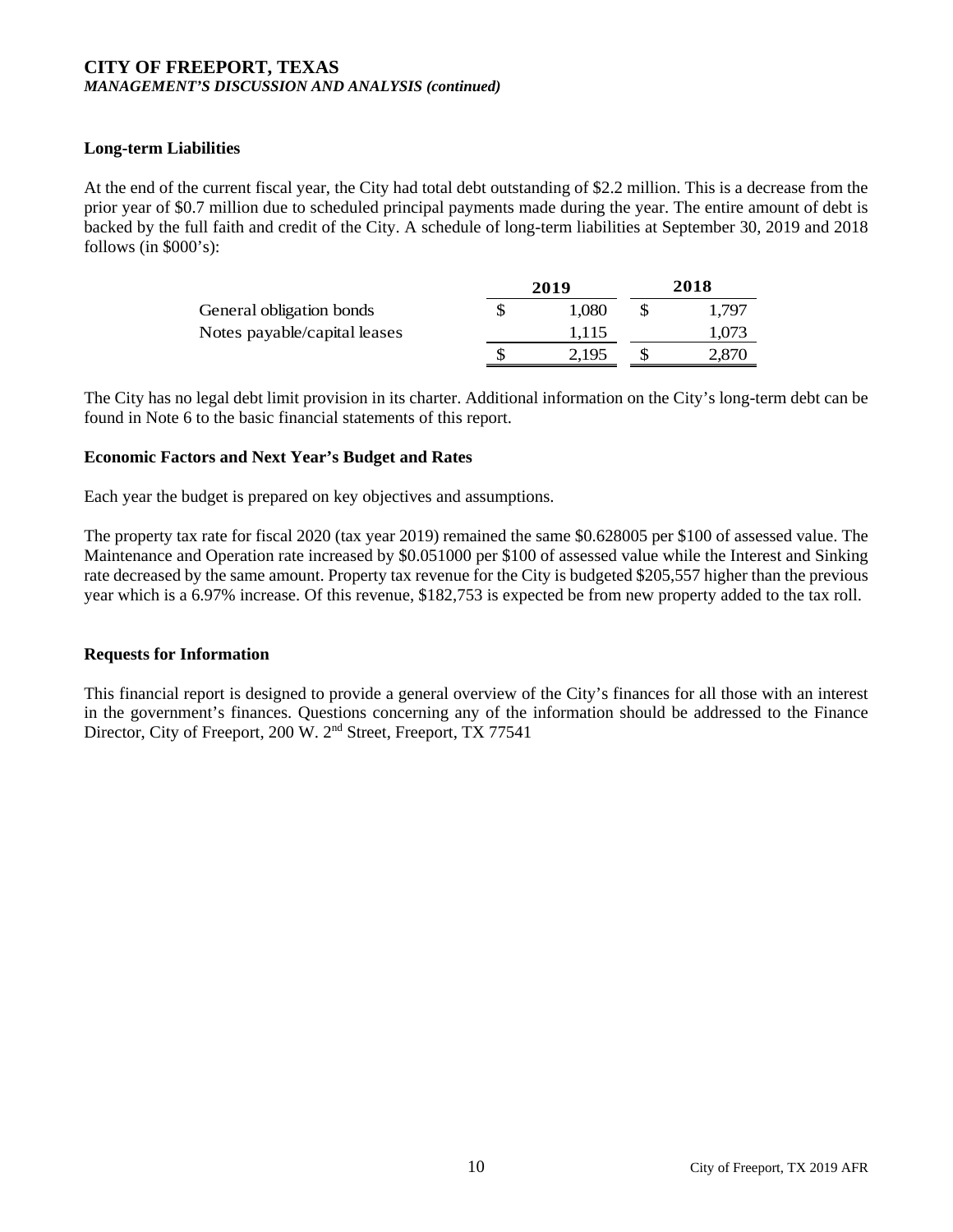# CITY OF FREEPORT, TEXAS

*MANAGEMENT'S DISCUSSION AND ANALYSIS (continued)*

### Long-term Liabilities

At the end of the current fiscal year, the City had total debt outstanding of $2.2 million. This is a decrease from the prior year of $0.7 million due to scheduled principal payments made during the year. The entire amount of debt is backed by the full faith and credit of the City. A schedule of long-term liabilities at September 30, 2019 and 2018 follows (in $000's):

| | 2019 | 2018 |
|---|---|---|
| General obligation bonds | $ 1,080 | $ 1,797 |
| Notes payable/capital leases | 1,115 | 1,073 |
| | $ 2,195 | $ 2,870 |

The City has no legal debt limit provision in its charter. Additional information on the City's long-term debt can be found in Note 6 to the basic financial statements of this report.

### Economic Factors and Next Year's Budget and Rates

Each year the budget is prepared on key objectives and assumptions.

The property tax rate for fiscal 2020 (tax year 2019) remained the same $0.628005 per $100 of assessed value. The Maintenance and Operation rate increased by $0.051000 per $100 of assessed value while the Interest and Sinking rate decreased by the same amount. Property tax revenue for the City is budgeted $205,557 higher than the previous year which is a 6.97% increase. Of this revenue, $182,753 is expected be from new property added to the tax roll.

### Requests for Information

This financial report is designed to provide a general overview of the City's finances for all those with an interest in the government's finances. Questions concerning any of the information should be addressed to the Finance Director, City of Freeport, 200 W. 2nd Street, Freeport, TX 77541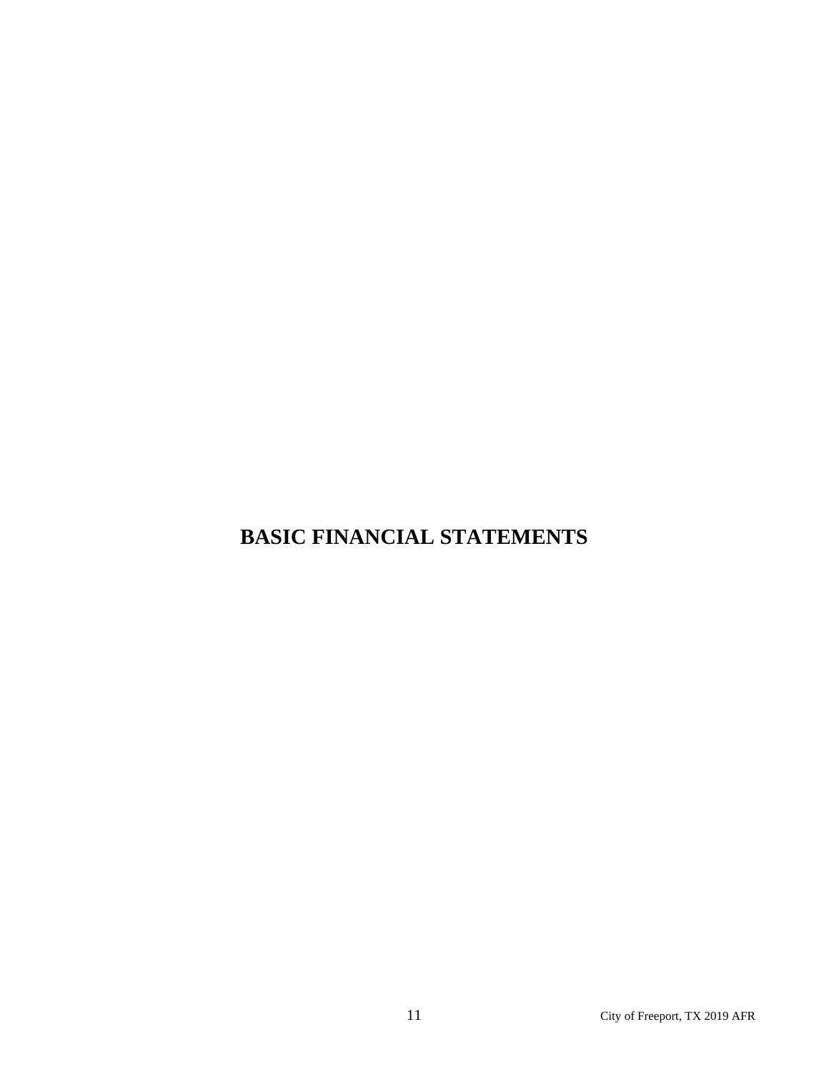# BASIC FINANCIAL STATEMENTS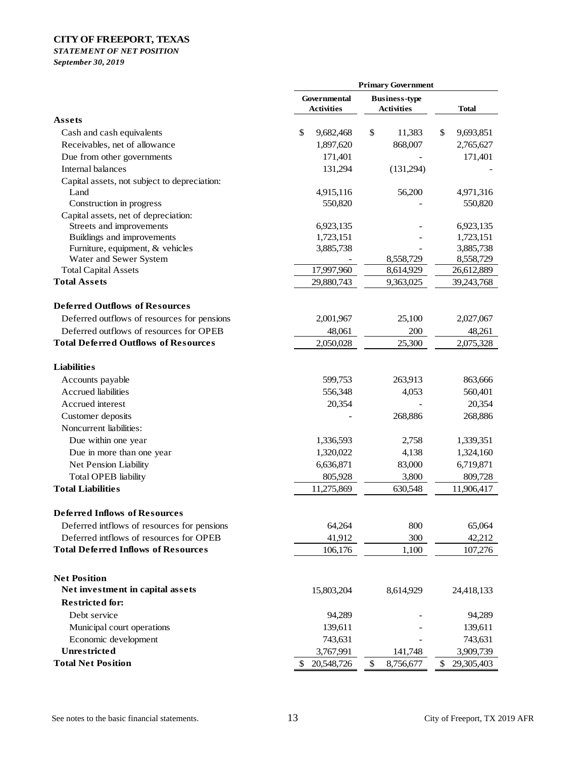**CITY OF FREEPORT, TEXAS**

***STATEMENT OF NET POSITION***

***September 30, 2019***

| | Primary Government | | |
|---|---|---|---|
| | Governmental Activities | Business-type Activities | Total |
| **Assets** | | | |
| Cash and cash equivalents | $ 9,682,468 | $ 11,383 | $ 9,693,851 |
| Receivables, net of allowance | 1,897,620 | 868,007 | 2,765,627 |
| Due from other governments | 171,401 | - | 171,401 |
| Internal balances | 131,294 | (131,294) | - |
| Capital assets, not subject to depreciation: | | | |
| Land | 4,915,116 | 56,200 | 4,971,316 |
| Construction in progress | 550,820 | - | 550,820 |
| Capital assets, net of depreciation: | | | |
| Streets and improvements | 6,923,135 | - | 6,923,135 |
| Buildings and improvements | 1,723,151 | - | 1,723,151 |
| Furniture, equipment, & vehicles | 3,885,738 | - | 3,885,738 |
| Water and Sewer System | - | 8,558,729 | 8,558,729 |
| Total Capital Assets | 17,997,960 | 8,614,929 | 26,612,889 |
| **Total Assets** | 29,880,743 | 9,363,025 | 39,243,768 |
| **Deferred Outflows of Resources** | | | |
| Deferred outflows of resources for pensions | 2,001,967 | 25,100 | 2,027,067 |
| Deferred outflows of resources for OPEB | 48,061 | 200 | 48,261 |
| **Total Deferred Outflows of Resources** | 2,050,028 | 25,300 | 2,075,328 |
| **Liabilities** | | | |
| Accounts payable | 599,753 | 263,913 | 863,666 |
| Accrued liabilities | 556,348 | 4,053 | 560,401 |
| Accrued interest | 20,354 | - | 20,354 |
| Customer deposits | - | 268,886 | 268,886 |
| Noncurrent liabilities: | | | |
| Due within one year | 1,336,593 | 2,758 | 1,339,351 |
| Due in more than one year | 1,320,022 | 4,138 | 1,324,160 |
| Net Pension Liability | 6,636,871 | 83,000 | 6,719,871 |
| Total OPEB liability | 805,928 | 3,800 | 809,728 |
| **Total Liabilities** | 11,275,869 | 630,548 | 11,906,417 |
| **Deferred Inflows of Resources** | | | |
| Deferred intflows of resources for pensions | 64,264 | 800 | 65,064 |
| Deferred intflows of resources for OPEB | 41,912 | 300 | 42,212 |
| **Total Deferred Inflows of Resources** | 106,176 | 1,100 | 107,276 |
| **Net Position** | | | |
| **Net investment in capital assets** | 15,803,204 | 8,614,929 | 24,418,133 |
| **Restricted for:** | | | |
| Debt service | 94,289 | - | 94,289 |
| Municipal court operations | 139,611 | - | 139,611 |
| Economic development | 743,631 | - | 743,631 |
| **Unrestricted** | 3,767,991 | 141,748 | 3,909,739 |
| **Total Net Position** | $ 20,548,726 | $ 8,756,677 | $ 29,305,403 |

See notes to the basic financial statements.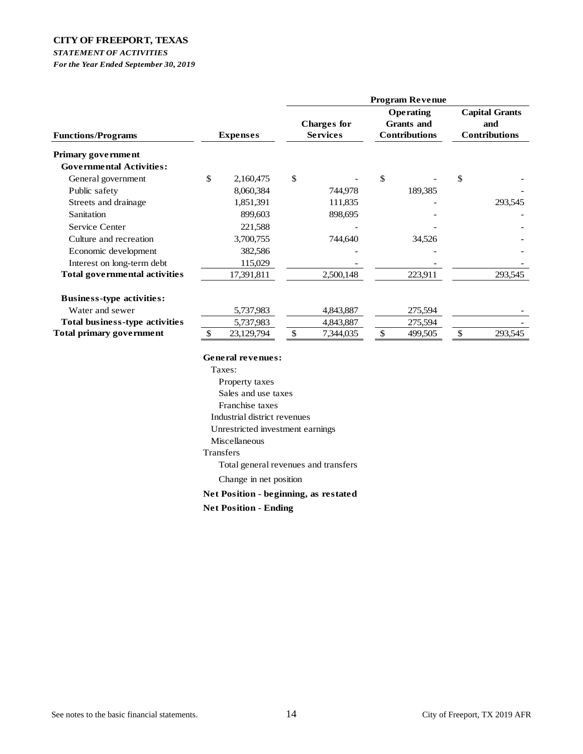**CITY OF FREEPORT, TEXAS**

***STATEMENT OF ACTIVITIES***

***For the Year Ended September 30, 2019***

| Functions/Programs | Expenses | Program Revenue: Charges for Services | Program Revenue: Operating Grants and Contributions | Program Revenue: Capital Grants and Contributions |
|---|---|---|---|---|
| **Primary government** | | | | |
| **Governmental Activities:** | | | | |
| General government | $ 2,160,475 | $ - | $ - | $ - |
| Public safety | 8,060,384 | 744,978 | 189,385 | - |
| Streets and drainage | 1,851,391 | 111,835 | - | 293,545 |
| Sanitation | 899,603 | 898,695 | - | - |
| Service Center | 221,588 | - | - | - |
| Culture and recreation | 3,700,755 | 744,640 | 34,526 | - |
| Economic development | 382,586 | - | - | - |
| Interest on long-term debt | 115,029 | - | - | - |
| **Total governmental activities** | 17,391,811 | 2,500,148 | 223,911 | 293,545 |
| **Business-type activities:** | | | | |
| Water and sewer | 5,737,983 | 4,843,887 | 275,594 | - |
| **Total business-type activities** | 5,737,983 | 4,843,887 | 275,594 | - |
| **Total primary government** | $ 23,129,794 | $ 7,344,035 | $ 499,505 | $ 293,545 |

**General revenues:**

Taxes:

Property taxes

Sales and use taxes

Franchise taxes

Industrial district revenues

Unrestricted investment earnings

Miscellaneous

Transfers

Total general revenues and transfers

Change in net position

**Net Position - beginning, as restated**

**Net Position - Ending**

See notes to the basic financial statements.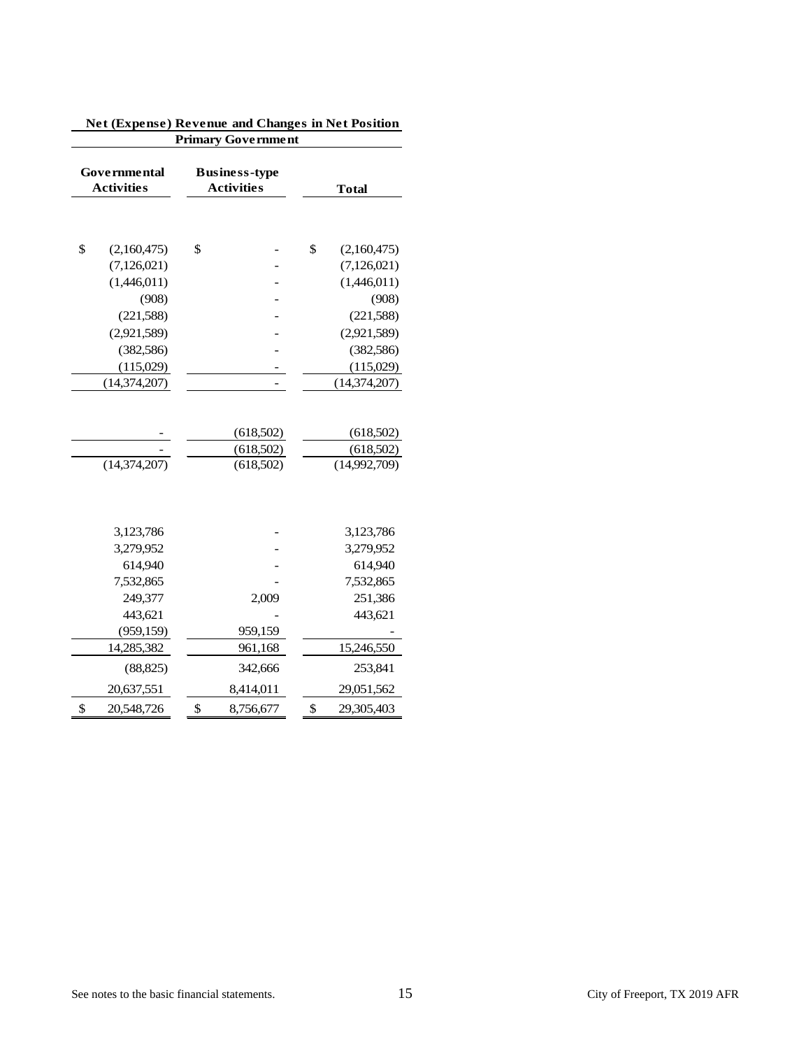| Net (Expense) Revenue and Changes in Net Position | | |
|---|---|---|
| Primary Government | | |
| Governmental Activities | Business-type Activities | Total |
| | | |
| $ (2,160,475) | $ - | $ (2,160,475) |
| (7,126,021) | - | (7,126,021) |
| (1,446,011) | - | (1,446,011) |
| (908) | - | (908) |
| (221,588) | - | (221,588) |
| (2,921,589) | - | (2,921,589) |
| (382,586) | - | (382,586) |
| (115,029) | - | (115,029) |
| (14,374,207) | - | (14,374,207) |
| | | |
| - | (618,502) | (618,502) |
| - | (618,502) | (618,502) |
| (14,374,207) | (618,502) | (14,992,709) |
| | | |
| 3,123,786 | - | 3,123,786 |
| 3,279,952 | - | 3,279,952 |
| 614,940 | - | 614,940 |
| 7,532,865 | - | 7,532,865 |
| 249,377 | 2,009 | 251,386 |
| 443,621 | - | 443,621 |
| (959,159) | 959,159 | - |
| 14,285,382 | 961,168 | 15,246,550 |
| (88,825) | 342,666 | 253,841 |
| 20,637,551 | 8,414,011 | 29,051,562 |
| $ 20,548,726 | $ 8,756,677 | $ 29,305,403 |

See notes to the basic financial statements.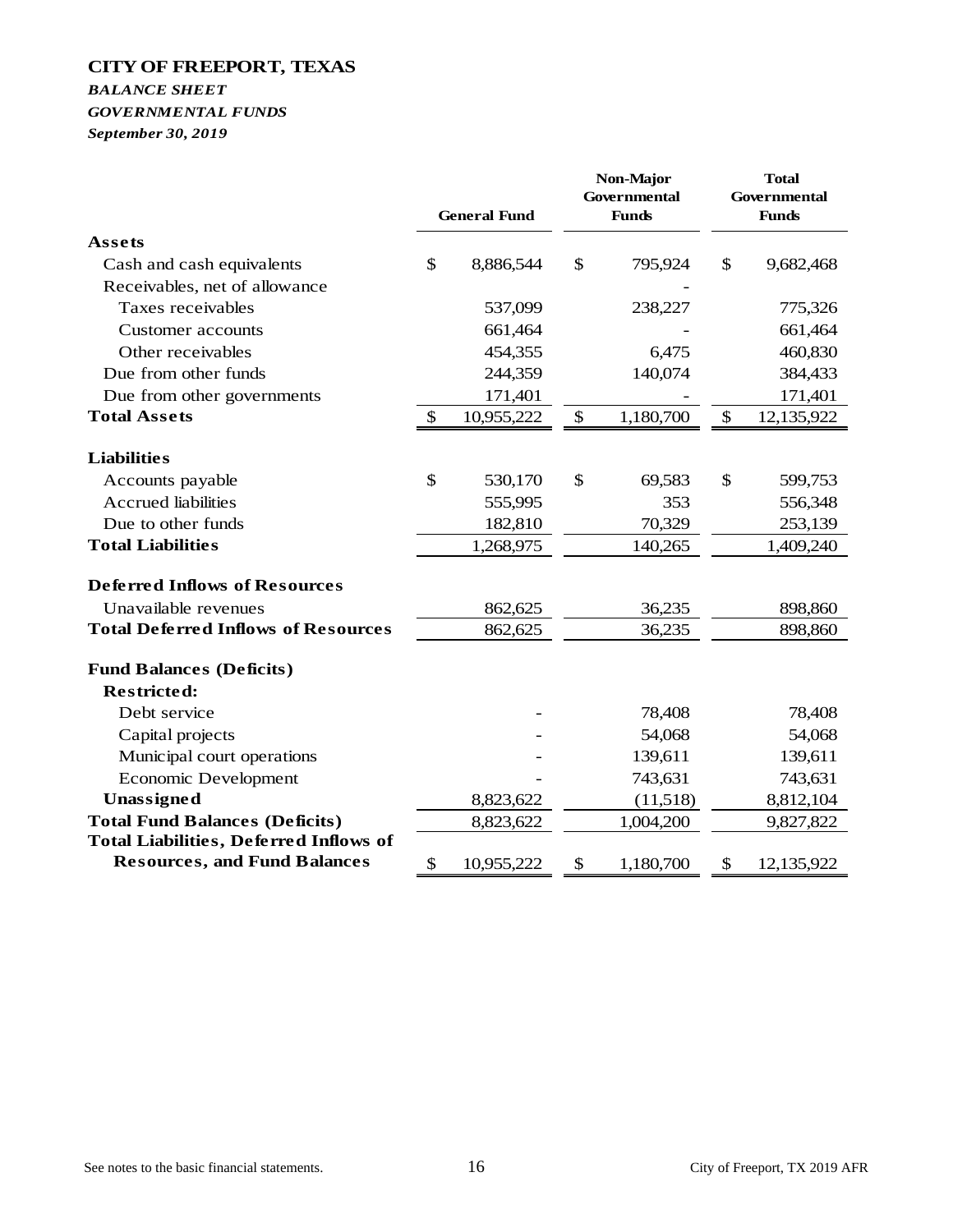# CITY OF FREEPORT, TEXAS

***BALANCE SHEET***

***GOVERNMENTAL FUNDS***

***September 30, 2019***

| | General Fund | Non-Major Governmental Funds | Total Governmental Funds |
|---|---|---|---|
| **Assets** | | | |
| Cash and cash equivalents | $ 8,886,544 | $ 795,924 | $ 9,682,468 |
| Receivables, net of allowance | | - | |
| Taxes receivables | 537,099 | 238,227 | 775,326 |
| Customer accounts | 661,464 | - | 661,464 |
| Other receivables | 454,355 | 6,475 | 460,830 |
| Due from other funds | 244,359 | 140,074 | 384,433 |
| Due from other governments | 171,401 | - | 171,401 |
| **Total Assets** | $ 10,955,222 | $ 1,180,700 | $ 12,135,922 |
| **Liabilities** | | | |
| Accounts payable | $ 530,170 | $ 69,583 | $ 599,753 |
| Accrued liabilities | 555,995 | 353 | 556,348 |
| Due to other funds | 182,810 | 70,329 | 253,139 |
| **Total Liabilities** | 1,268,975 | 140,265 | 1,409,240 |
| **Deferred Inflows of Resources** | | | |
| Unavailable revenues | 862,625 | 36,235 | 898,860 |
| **Total Deferred Inflows of Resources** | 862,625 | 36,235 | 898,860 |
| **Fund Balances (Deficits)** | | | |
| **Restricted:** | | | |
| Debt service | - | 78,408 | 78,408 |
| Capital projects | - | 54,068 | 54,068 |
| Municipal court operations | - | 139,611 | 139,611 |
| Economic Development | - | 743,631 | 743,631 |
| **Unassigned** | 8,823,622 | (11,518) | 8,812,104 |
| **Total Fund Balances (Deficits)** | 8,823,622 | 1,004,200 | 9,827,822 |
| **Total Liabilities, Deferred Inflows of Resources, and Fund Balances** | $ 10,955,222 | $ 1,180,700 | $ 12,135,922 |

See notes to the basic financial statements.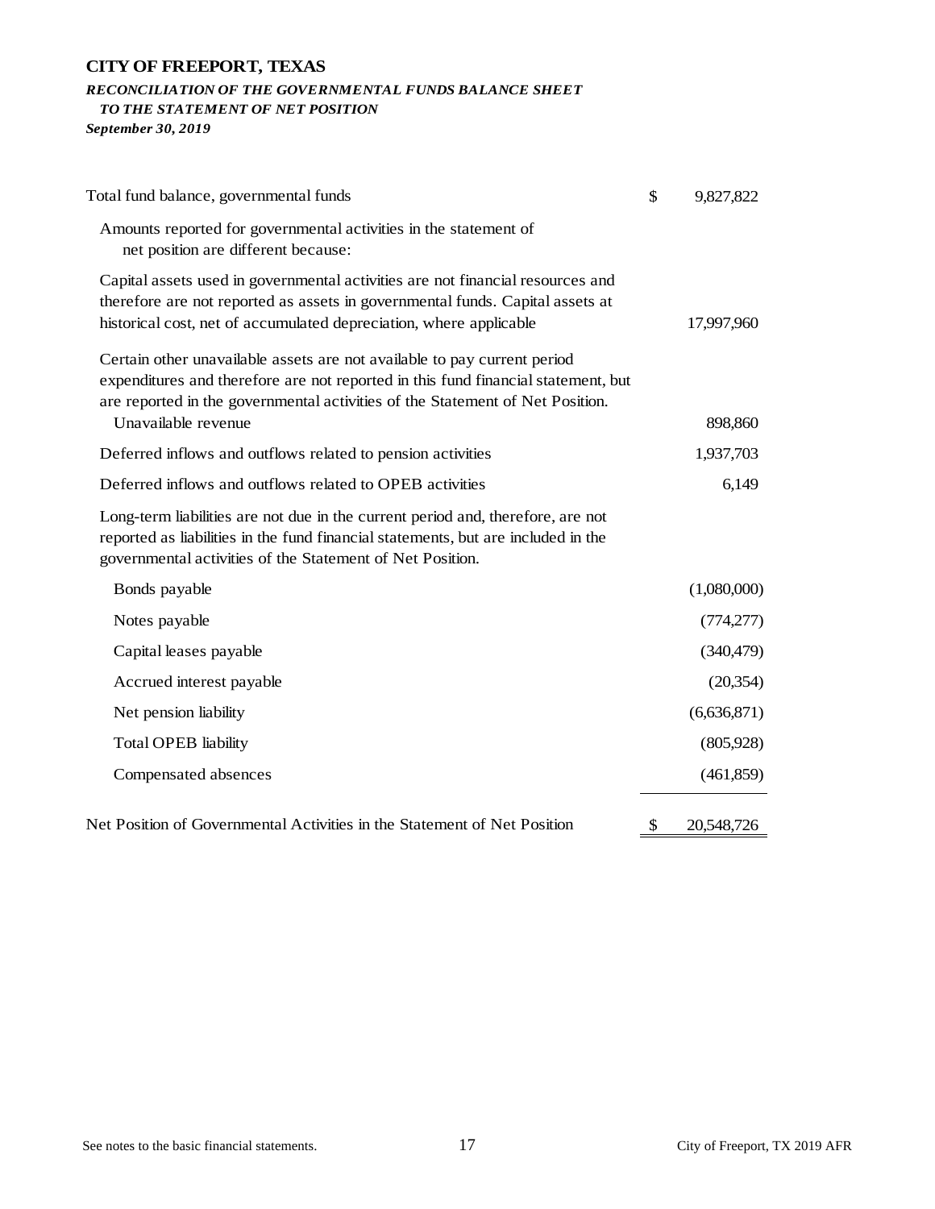# CITY OF FREEPORT, TEXAS

***RECONCILIATION OF THE GOVERNMENTAL FUNDS BALANCE SHEET TO THE STATEMENT OF NET POSITION***

***September 30, 2019***

| | | |
|---|---|---|
| Total fund balance, governmental funds | $ | 9,827,822 |
| Amounts reported for governmental activities in the statement of net position are different because: | | |
| Capital assets used in governmental activities are not financial resources and therefore are not reported as assets in governmental funds. Capital assets at historical cost, net of accumulated depreciation, where applicable | | 17,997,960 |
| Certain other unavailable assets are not available to pay current period expenditures and therefore are not reported in this fund financial statement, but are reported in the governmental activities of the Statement of Net Position. | | |
| Unavailable revenue | | 898,860 |
| Deferred inflows and outflows related to pension activities | | 1,937,703 |
| Deferred inflows and outflows related to OPEB activities | | 6,149 |
| Long-term liabilities are not due in the current period and, therefore, are not reported as liabilities in the fund financial statements, but are included in the governmental activities of the Statement of Net Position. | | |
| Bonds payable | | (1,080,000) |
| Notes payable | | (774,277) |
| Capital leases payable | | (340,479) |
| Accrued interest payable | | (20,354) |
| Net pension liability | | (6,636,871) |
| Total OPEB liability | | (805,928) |
| Compensated absences | | (461,859) |
| Net Position of Governmental Activities in the Statement of Net Position | $ | 20,548,726 |

See notes to the basic financial statements.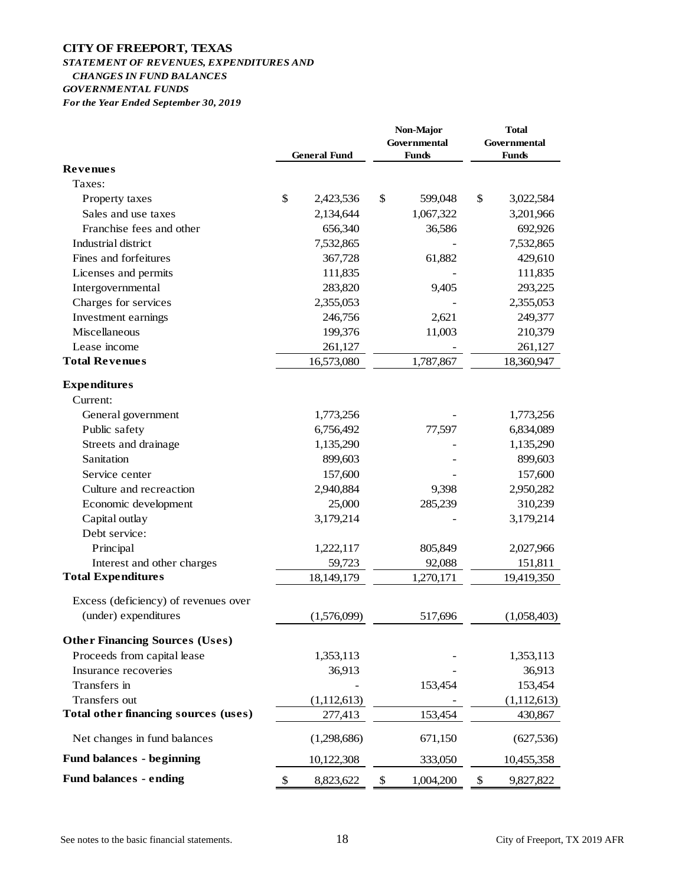# CITY OF FREEPORT, TEXAS

***STATEMENT OF REVENUES, EXPENDITURES AND CHANGES IN FUND BALANCES***

***GOVERNMENTAL FUNDS***

***For the Year Ended September 30, 2019***

| | General Fund | Non-Major Governmental Funds | Total Governmental Funds |
|---|---|---|---|
| **Revenues** | | | |
| Taxes: | | | |
| Property taxes | $ 2,423,536 | $ 599,048 | $ 3,022,584 |
| Sales and use taxes | 2,134,644 | 1,067,322 | 3,201,966 |
| Franchise fees and other | 656,340 | 36,586 | 692,926 |
| Industrial district | 7,532,865 | - | 7,532,865 |
| Fines and forfeitures | 367,728 | 61,882 | 429,610 |
| Licenses and permits | 111,835 | - | 111,835 |
| Intergovernmental | 283,820 | 9,405 | 293,225 |
| Charges for services | 2,355,053 | - | 2,355,053 |
| Investment earnings | 246,756 | 2,621 | 249,377 |
| Miscellaneous | 199,376 | 11,003 | 210,379 |
| Lease income | 261,127 | - | 261,127 |
| **Total Revenues** | 16,573,080 | 1,787,867 | 18,360,947 |
| **Expenditures** | | | |
| Current: | | | |
| General government | 1,773,256 | - | 1,773,256 |
| Public safety | 6,756,492 | 77,597 | 6,834,089 |
| Streets and drainage | 1,135,290 | - | 1,135,290 |
| Sanitation | 899,603 | - | 899,603 |
| Service center | 157,600 | - | 157,600 |
| Culture and recreaction | 2,940,884 | 9,398 | 2,950,282 |
| Economic development | 25,000 | 285,239 | 310,239 |
| Capital outlay | 3,179,214 | - | 3,179,214 |
| Debt service: | | | |
| Principal | 1,222,117 | 805,849 | 2,027,966 |
| Interest and other charges | 59,723 | 92,088 | 151,811 |
| **Total Expenditures** | 18,149,179 | 1,270,171 | 19,419,350 |
| Excess (deficiency) of revenues over (under) expenditures | (1,576,099) | 517,696 | (1,058,403) |
| **Other Financing Sources (Uses)** | | | |
| Proceeds from capital lease | 1,353,113 | - | 1,353,113 |
| Insurance recoveries | 36,913 | - | 36,913 |
| Transfers in | - | 153,454 | 153,454 |
| Transfers out | (1,112,613) | - | (1,112,613) |
| **Total other financing sources (uses)** | 277,413 | 153,454 | 430,867 |
| Net changes in fund balances | (1,298,686) | 671,150 | (627,536) |
| **Fund balances - beginning** | 10,122,308 | 333,050 | 10,455,358 |
| **Fund balances - ending** | $ 8,823,622 | $ 1,004,200 | $ 9,827,822 |

See notes to the basic financial statements.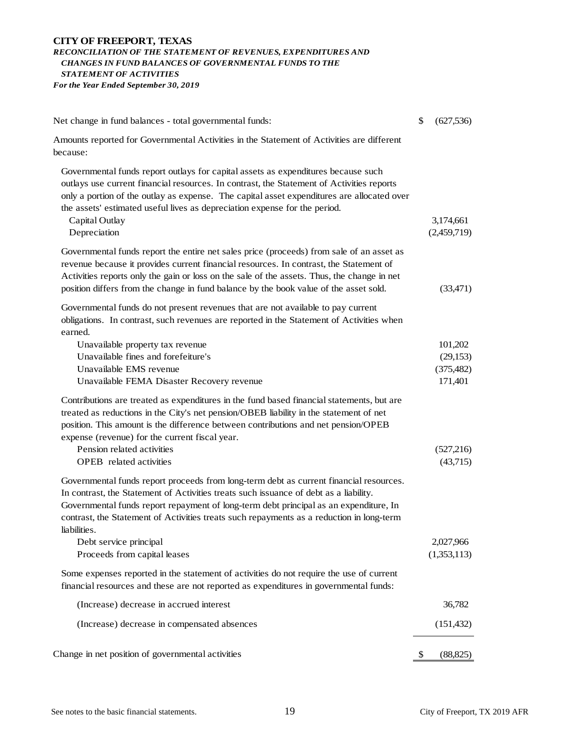**CITY OF FREEPORT, TEXAS**

***RECONCILIATION OF THE STATEMENT OF REVENUES, EXPENDITURES AND CHANGES IN FUND BALANCES OF GOVERNMENTAL FUNDS TO THE STATEMENT OF ACTIVITIES***

***For the Year Ended September 30, 2019***

| | |
|---|---|
| Net change in fund balances - total governmental funds: | $ (627,536) |
| Amounts reported for Governmental Activities in the Statement of Activities are different because: | |
| Governmental funds report outlays for capital assets as expenditures because such outlays use current financial resources. In contrast, the Statement of Activities reports only a portion of the outlay as expense. The capital asset expenditures are allocated over the assets' estimated useful lives as depreciation expense for the period. | |
| Capital Outlay | 3,174,661 |
| Depreciation | (2,459,719) |
| Governmental funds report the entire net sales price (proceeds) from sale of an asset as revenue because it provides current financial resources. In contrast, the Statement of Activities reports only the gain or loss on the sale of the assets. Thus, the change in net position differs from the change in fund balance by the book value of the asset sold. | (33,471) |
| Governmental funds do not present revenues that are not available to pay current obligations. In contrast, such revenues are reported in the Statement of Activities when earned. | |
| Unavailable property tax revenue | 101,202 |
| Unavailable fines and forefeiture's | (29,153) |
| Unavailable EMS revenue | (375,482) |
| Unavailable FEMA Disaster Recovery revenue | 171,401 |
| Contributions are treated as expenditures in the fund based financial statements, but are treated as reductions in the City's net pension/OBEB liability in the statement of net position. This amount is the difference between contributions and net pension/OPEB expense (revenue) for the current fiscal year. | |
| Pension related activities | (527,216) |
| OPEB related activities | (43,715) |
| Governmental funds report proceeds from long-term debt as current financial resources. In contrast, the Statement of Activities treats such issuance of debt as a liability. Governmental funds report repayment of long-term debt principal as an expenditure, In contrast, the Statement of Activities treats such repayments as a reduction in long-term liabilities. | |
| Debt service principal | 2,027,966 |
| Proceeds from capital leases | (1,353,113) |
| Some expenses reported in the statement of activities do not require the use of current financial resources and these are not reported as expenditures in governmental funds: | |
| (Increase) decrease in accrued interest | 36,782 |
| (Increase) decrease in compensated absences | (151,432) |
| Change in net position of governmental activities | $ (88,825) |

See notes to the basic financial statements.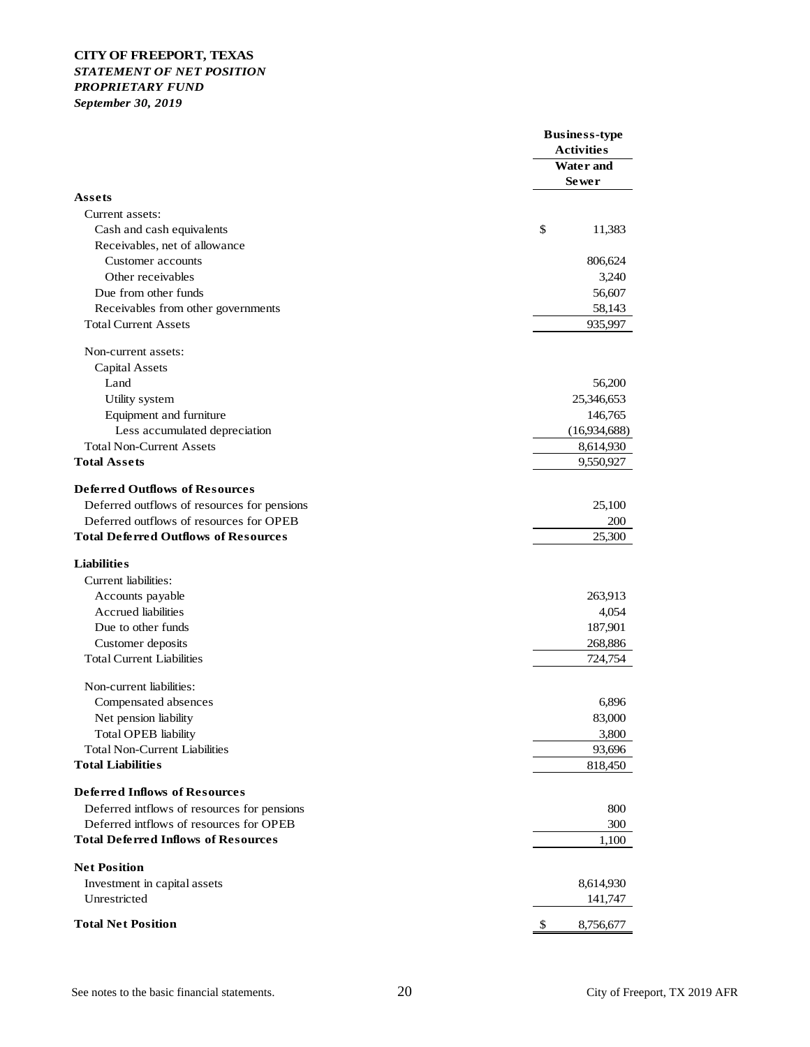**CITY OF FREEPORT, TEXAS**
***STATEMENT OF NET POSITION***
***PROPRIETARY FUND***
***September 30, 2019***

| | Business-type Activities |
|---|---|
| | Water and Sewer |
| **Assets** | |
| Current assets: | |
| Cash and cash equivalents | $ 11,383 |
| Receivables, net of allowance | |
| Customer accounts | 806,624 |
| Other receivables | 3,240 |
| Due from other funds | 56,607 |
| Receivables from other governments | 58,143 |
| Total Current Assets | 935,997 |
| Non-current assets: | |
| Capital Assets | |
| Land | 56,200 |
| Utility system | 25,346,653 |
| Equipment and furniture | 146,765 |
| Less accumulated depreciation | (16,934,688) |
| Total Non-Current Assets | 8,614,930 |
| **Total Assets** | 9,550,927 |
| **Deferred Outflows of Resources** | |
| Deferred outflows of resources for pensions | 25,100 |
| Deferred outflows of resources for OPEB | 200 |
| **Total Deferred Outflows of Resources** | 25,300 |
| **Liabilities** | |
| Current liabilities: | |
| Accounts payable | 263,913 |
| Accrued liabilities | 4,054 |
| Due to other funds | 187,901 |
| Customer deposits | 268,886 |
| Total Current Liabilities | 724,754 |
| Non-current liabilities: | |
| Compensated absences | 6,896 |
| Net pension liability | 83,000 |
| Total OPEB liability | 3,800 |
| Total Non-Current Liabilities | 93,696 |
| **Total Liabilities** | 818,450 |
| **Deferred Inflows of Resources** | |
| Deferred intflows of resources for pensions | 800 |
| Deferred intflows of resources for OPEB | 300 |
| **Total Deferred Inflows of Resources** | 1,100 |
| **Net Position** | |
| Investment in capital assets | 8,614,930 |
| Unrestricted | 141,747 |
| **Total Net Position** | $ 8,756,677 |

See notes to the basic financial statements.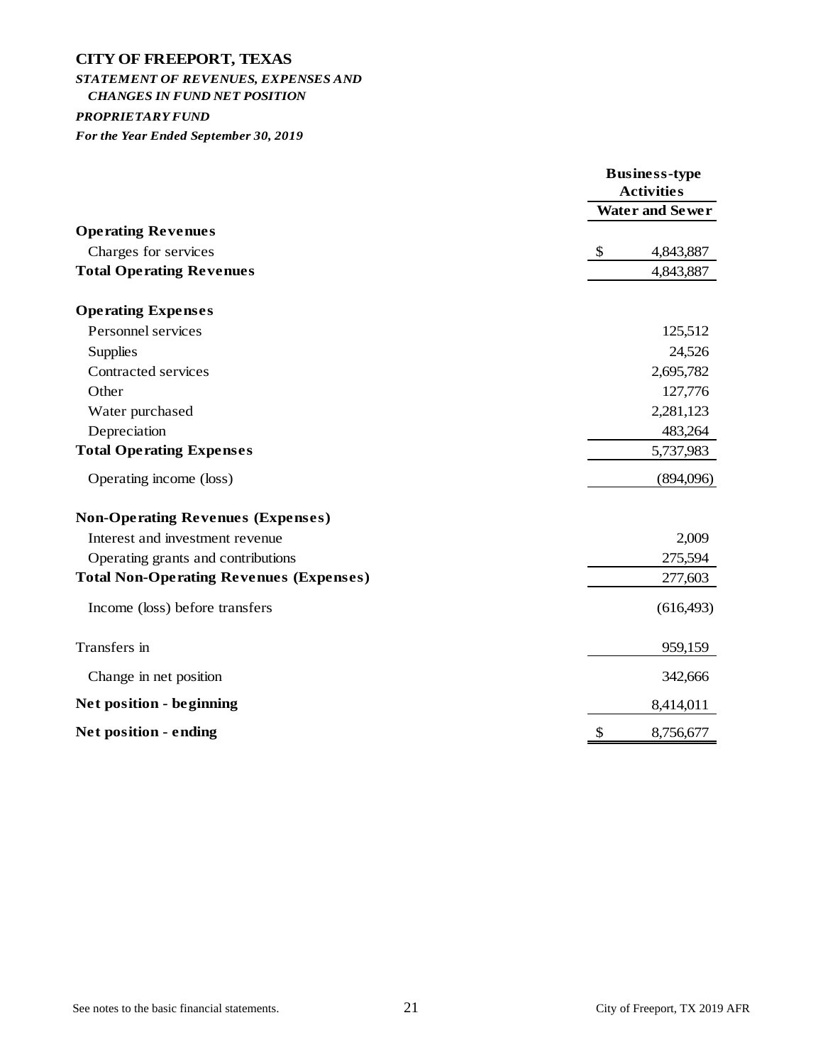# CITY OF FREEPORT, TEXAS

***STATEMENT OF REVENUES, EXPENSES AND CHANGES IN FUND NET POSITION***

***PROPRIETARY FUND***

***For the Year Ended September 30, 2019***

| | Business-type Activities |
|---|---|
| | **Water and Sewer** |
| **Operating Revenues** | |
| Charges for services | $ 4,843,887 |
| **Total Operating Revenues** | 4,843,887 |
| | |
| **Operating Expenses** | |
| Personnel services | 125,512 |
| Supplies | 24,526 |
| Contracted services | 2,695,782 |
| Other | 127,776 |
| Water purchased | 2,281,123 |
| Depreciation | 483,264 |
| **Total Operating Expenses** | 5,737,983 |
| Operating income (loss) | (894,096) |
| | |
| **Non-Operating Revenues (Expenses)** | |
| Interest and investment revenue | 2,009 |
| Operating grants and contributions | 275,594 |
| **Total Non-Operating Revenues (Expenses)** | 277,603 |
| Income (loss) before transfers | (616,493) |
| | |
| Transfers in | 959,159 |
| Change in net position | 342,666 |
| **Net position - beginning** | 8,414,011 |
| **Net position - ending** | $ 8,756,677 |

See notes to the basic financial statements.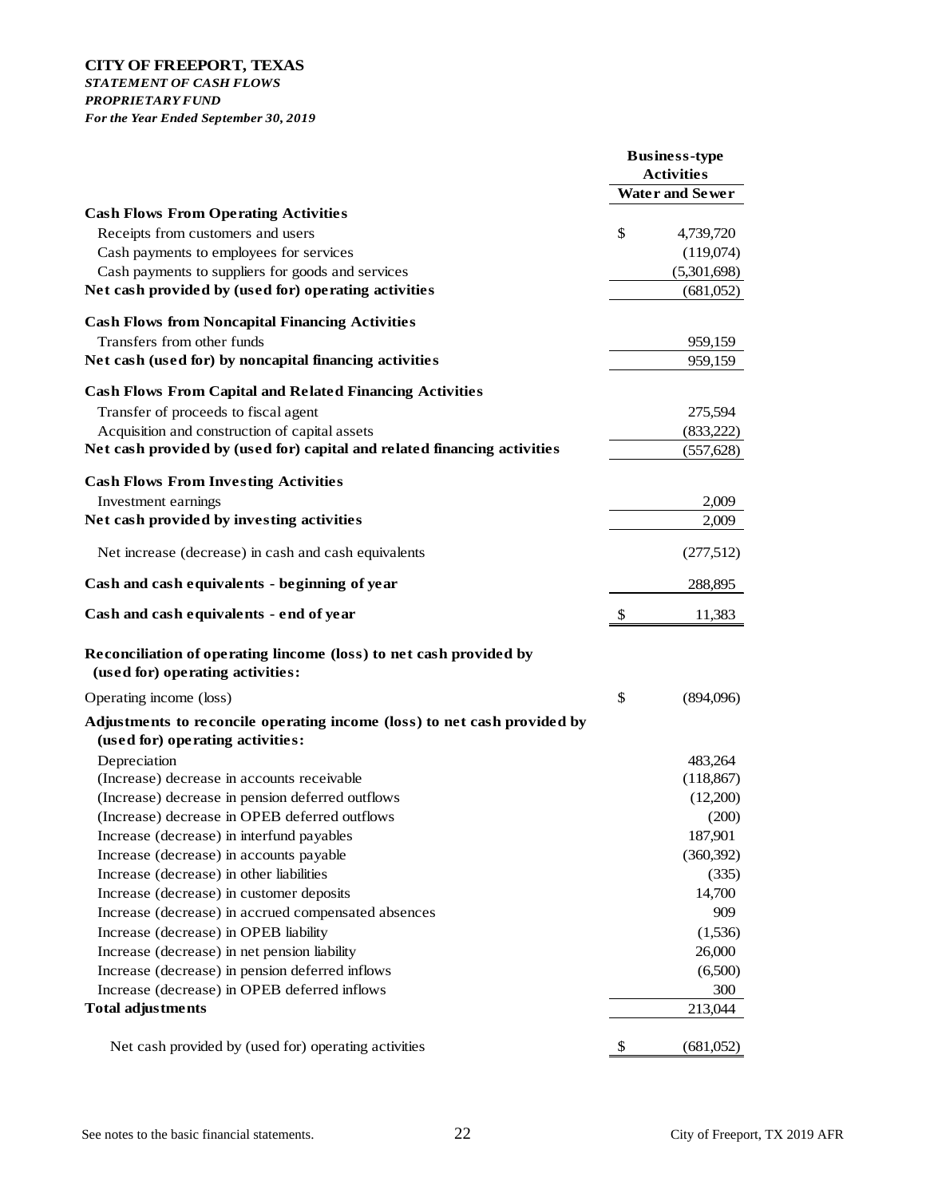**CITY OF FREEPORT, TEXAS**
***STATEMENT OF CASH FLOWS***
***PROPRIETARY FUND***
***For the Year Ended September 30, 2019***

| | Business-type Activities |
|---|---|
| | **Water and Sewer** |
| **Cash Flows From Operating Activities** | |
| Receipts from customers and users | $ 4,739,720 |
| Cash payments to employees for services | (119,074) |
| Cash payments to suppliers for goods and services | (5,301,698) |
| **Net cash provided by (used for) operating activities** | (681,052) |
| **Cash Flows from Noncapital Financing Activities** | |
| Transfers from other funds | 959,159 |
| **Net cash (used for) by noncapital financing activities** | 959,159 |
| **Cash Flows From Capital and Related Financing Activities** | |
| Transfer of proceeds to fiscal agent | 275,594 |
| Acquisition and construction of capital assets | (833,222) |
| **Net cash provided by (used for) capital and related financing activities** | (557,628) |
| **Cash Flows From Investing Activities** | |
| Investment earnings | 2,009 |
| **Net cash provided by investing activities** | 2,009 |
| Net increase (decrease) in cash and cash equivalents | (277,512) |
| **Cash and cash equivalents - beginning of year** | 288,895 |
| **Cash and cash equivalents - end of year** | $ 11,383 |
| **Reconciliation of operating lincome (loss) to net cash provided by (used for) operating activities:** | |
| Operating income (loss) | $ (894,096) |
| **Adjustments to reconcile operating income (loss) to net cash provided by (used for) operating activities:** | |
| Depreciation | 483,264 |
| (Increase) decrease in accounts receivable | (118,867) |
| (Increase) decrease in pension deferred outflows | (12,200) |
| (Increase) decrease in OPEB deferred outflows | (200) |
| Increase (decrease) in interfund payables | 187,901 |
| Increase (decrease) in accounts payable | (360,392) |
| Increase (decrease) in other liabilities | (335) |
| Increase (decrease) in customer deposits | 14,700 |
| Increase (decrease) in accrued compensated absences | 909 |
| Increase (decrease) in OPEB liability | (1,536) |
| Increase (decrease) in net pension liability | 26,000 |
| Increase (decrease) in pension deferred inflows | (6,500) |
| Increase (decrease) in OPEB deferred inflows | 300 |
| **Total adjustments** | 213,044 |
| Net cash provided by (used for) operating activities | $ (681,052) |

See notes to the basic financial statements.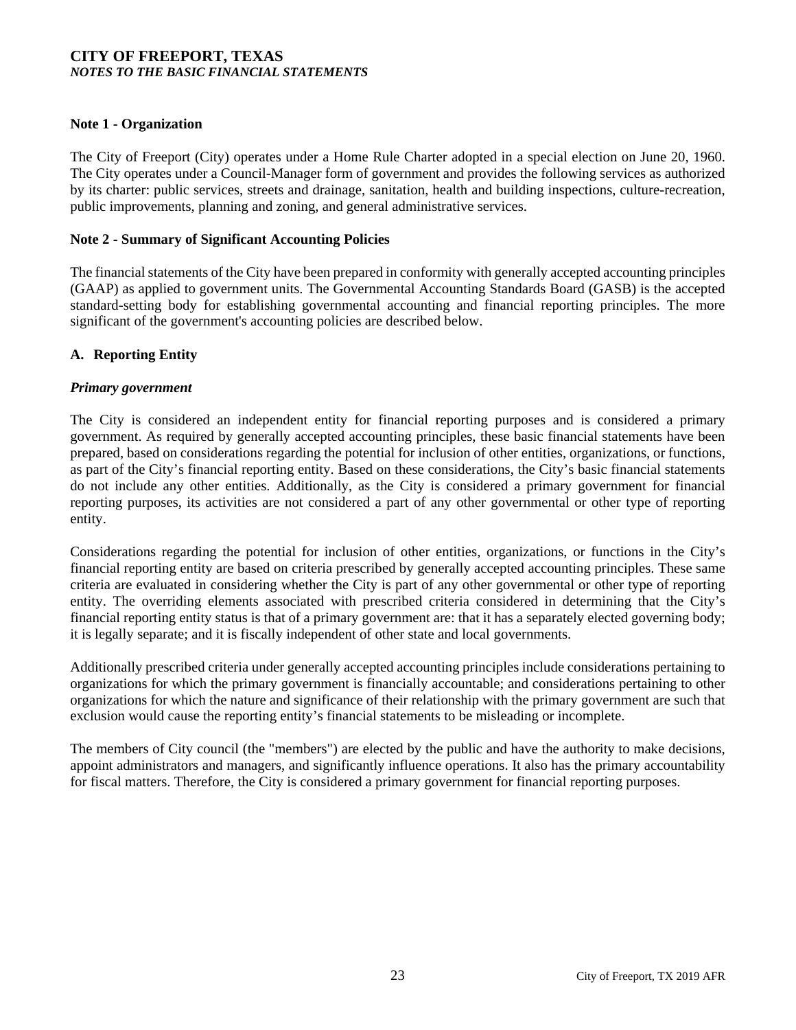# CITY OF FREEPORT, TEXAS
*NOTES TO THE BASIC FINANCIAL STATEMENTS*

## Note 1 - Organization

The City of Freeport (City) operates under a Home Rule Charter adopted in a special election on June 20, 1960. The City operates under a Council-Manager form of government and provides the following services as authorized by its charter: public services, streets and drainage, sanitation, health and building inspections, culture-recreation, public improvements, planning and zoning, and general administrative services.

## Note 2 - Summary of Significant Accounting Policies

The financial statements of the City have been prepared in conformity with generally accepted accounting principles (GAAP) as applied to government units. The Governmental Accounting Standards Board (GASB) is the accepted standard-setting body for establishing governmental accounting and financial reporting principles. The more significant of the government's accounting policies are described below.

### A. Reporting Entity

***Primary government***

The City is considered an independent entity for financial reporting purposes and is considered a primary government. As required by generally accepted accounting principles, these basic financial statements have been prepared, based on considerations regarding the potential for inclusion of other entities, organizations, or functions, as part of the City's financial reporting entity. Based on these considerations, the City's basic financial statements do not include any other entities. Additionally, as the City is considered a primary government for financial reporting purposes, its activities are not considered a part of any other governmental or other type of reporting entity.

Considerations regarding the potential for inclusion of other entities, organizations, or functions in the City's financial reporting entity are based on criteria prescribed by generally accepted accounting principles. These same criteria are evaluated in considering whether the City is part of any other governmental or other type of reporting entity. The overriding elements associated with prescribed criteria considered in determining that the City's financial reporting entity status is that of a primary government are: that it has a separately elected governing body; it is legally separate; and it is fiscally independent of other state and local governments.

Additionally prescribed criteria under generally accepted accounting principles include considerations pertaining to organizations for which the primary government is financially accountable; and considerations pertaining to other organizations for which the nature and significance of their relationship with the primary government are such that exclusion would cause the reporting entity's financial statements to be misleading or incomplete.

The members of City council (the "members") are elected by the public and have the authority to make decisions, appoint administrators and managers, and significantly influence operations. It also has the primary accountability for fiscal matters. Therefore, the City is considered a primary government for financial reporting purposes.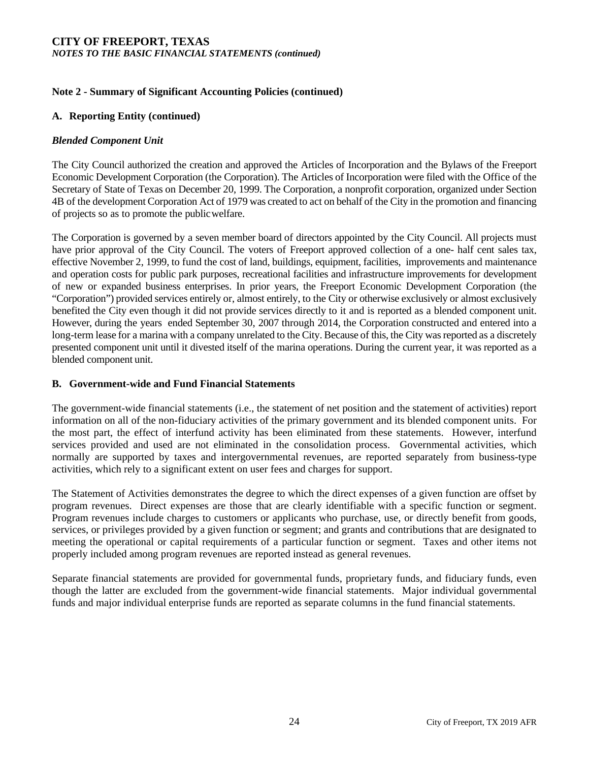## Note 2 - Summary of Significant Accounting Policies (continued)

### A. Reporting Entity (continued)

***Blended Component Unit***

The City Council authorized the creation and approved the Articles of Incorporation and the Bylaws of the Freeport Economic Development Corporation (the Corporation). The Articles of Incorporation were filed with the Office of the Secretary of State of Texas on December 20, 1999. The Corporation, a nonprofit corporation, organized under Section 4B of the development Corporation Act of 1979 was created to act on behalf of the City in the promotion and financing of projects so as to promote the public welfare.

The Corporation is governed by a seven member board of directors appointed by the City Council. All projects must have prior approval of the City Council. The voters of Freeport approved collection of a one- half cent sales tax, effective November 2, 1999, to fund the cost of land, buildings, equipment, facilities, improvements and maintenance and operation costs for public park purposes, recreational facilities and infrastructure improvements for development of new or expanded business enterprises. In prior years, the Freeport Economic Development Corporation (the "Corporation") provided services entirely or, almost entirely, to the City or otherwise exclusively or almost exclusively benefited the City even though it did not provide services directly to it and is reported as a blended component unit. However, during the years ended September 30, 2007 through 2014, the Corporation constructed and entered into a long-term lease for a marina with a company unrelated to the City. Because of this, the City was reported as a discretely presented component unit until it divested itself of the marina operations. During the current year, it was reported as a blended component unit.

### B. Government-wide and Fund Financial Statements

The government-wide financial statements (i.e., the statement of net position and the statement of activities) report information on all of the non-fiduciary activities of the primary government and its blended component units. For the most part, the effect of interfund activity has been eliminated from these statements. However, interfund services provided and used are not eliminated in the consolidation process. Governmental activities, which normally are supported by taxes and intergovernmental revenues, are reported separately from business-type activities, which rely to a significant extent on user fees and charges for support.

The Statement of Activities demonstrates the degree to which the direct expenses of a given function are offset by program revenues. Direct expenses are those that are clearly identifiable with a specific function or segment. Program revenues include charges to customers or applicants who purchase, use, or directly benefit from goods, services, or privileges provided by a given function or segment; and grants and contributions that are designated to meeting the operational or capital requirements of a particular function or segment. Taxes and other items not properly included among program revenues are reported instead as general revenues.

Separate financial statements are provided for governmental funds, proprietary funds, and fiduciary funds, even though the latter are excluded from the government-wide financial statements. Major individual governmental funds and major individual enterprise funds are reported as separate columns in the fund financial statements.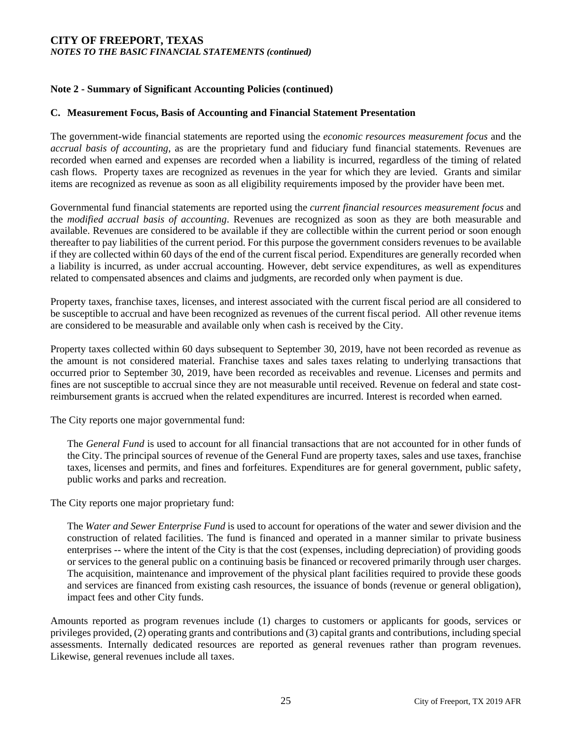**CITY OF FREEPORT, TEXAS**
***NOTES TO THE BASIC FINANCIAL STATEMENTS (continued)***

**Note 2 - Summary of Significant Accounting Policies (continued)**

**C. Measurement Focus, Basis of Accounting and Financial Statement Presentation**

The government-wide financial statements are reported using the *economic resources measurement focus* and the *accrual basis of accounting*, as are the proprietary fund and fiduciary fund financial statements. Revenues are recorded when earned and expenses are recorded when a liability is incurred, regardless of the timing of related cash flows. Property taxes are recognized as revenues in the year for which they are levied. Grants and similar items are recognized as revenue as soon as all eligibility requirements imposed by the provider have been met.

Governmental fund financial statements are reported using the *current financial resources measurement focus* and the *modified accrual basis of accounting*. Revenues are recognized as soon as they are both measurable and available. Revenues are considered to be available if they are collectible within the current period or soon enough thereafter to pay liabilities of the current period. For this purpose the government considers revenues to be available if they are collected within 60 days of the end of the current fiscal period. Expenditures are generally recorded when a liability is incurred, as under accrual accounting. However, debt service expenditures, as well as expenditures related to compensated absences and claims and judgments, are recorded only when payment is due.

Property taxes, franchise taxes, licenses, and interest associated with the current fiscal period are all considered to be susceptible to accrual and have been recognized as revenues of the current fiscal period. All other revenue items are considered to be measurable and available only when cash is received by the City.

Property taxes collected within 60 days subsequent to September 30, 2019, have not been recorded as revenue as the amount is not considered material. Franchise taxes and sales taxes relating to underlying transactions that occurred prior to September 30, 2019, have been recorded as receivables and revenue. Licenses and permits and fines are not susceptible to accrual since they are not measurable until received. Revenue on federal and state cost-reimbursement grants is accrued when the related expenditures are incurred. Interest is recorded when earned.

The City reports one major governmental fund:

> The *General Fund* is used to account for all financial transactions that are not accounted for in other funds of the City. The principal sources of revenue of the General Fund are property taxes, sales and use taxes, franchise taxes, licenses and permits, and fines and forfeitures. Expenditures are for general government, public safety, public works and parks and recreation.

The City reports one major proprietary fund:

> The *Water and Sewer Enterprise Fund* is used to account for operations of the water and sewer division and the construction of related facilities. The fund is financed and operated in a manner similar to private business enterprises -- where the intent of the City is that the cost (expenses, including depreciation) of providing goods or services to the general public on a continuing basis be financed or recovered primarily through user charges. The acquisition, maintenance and improvement of the physical plant facilities required to provide these goods and services are financed from existing cash resources, the issuance of bonds (revenue or general obligation), impact fees and other City funds.

Amounts reported as program revenues include (1) charges to customers or applicants for goods, services or privileges provided, (2) operating grants and contributions and (3) capital grants and contributions, including special assessments. Internally dedicated resources are reported as general revenues rather than program revenues. Likewise, general revenues include all taxes.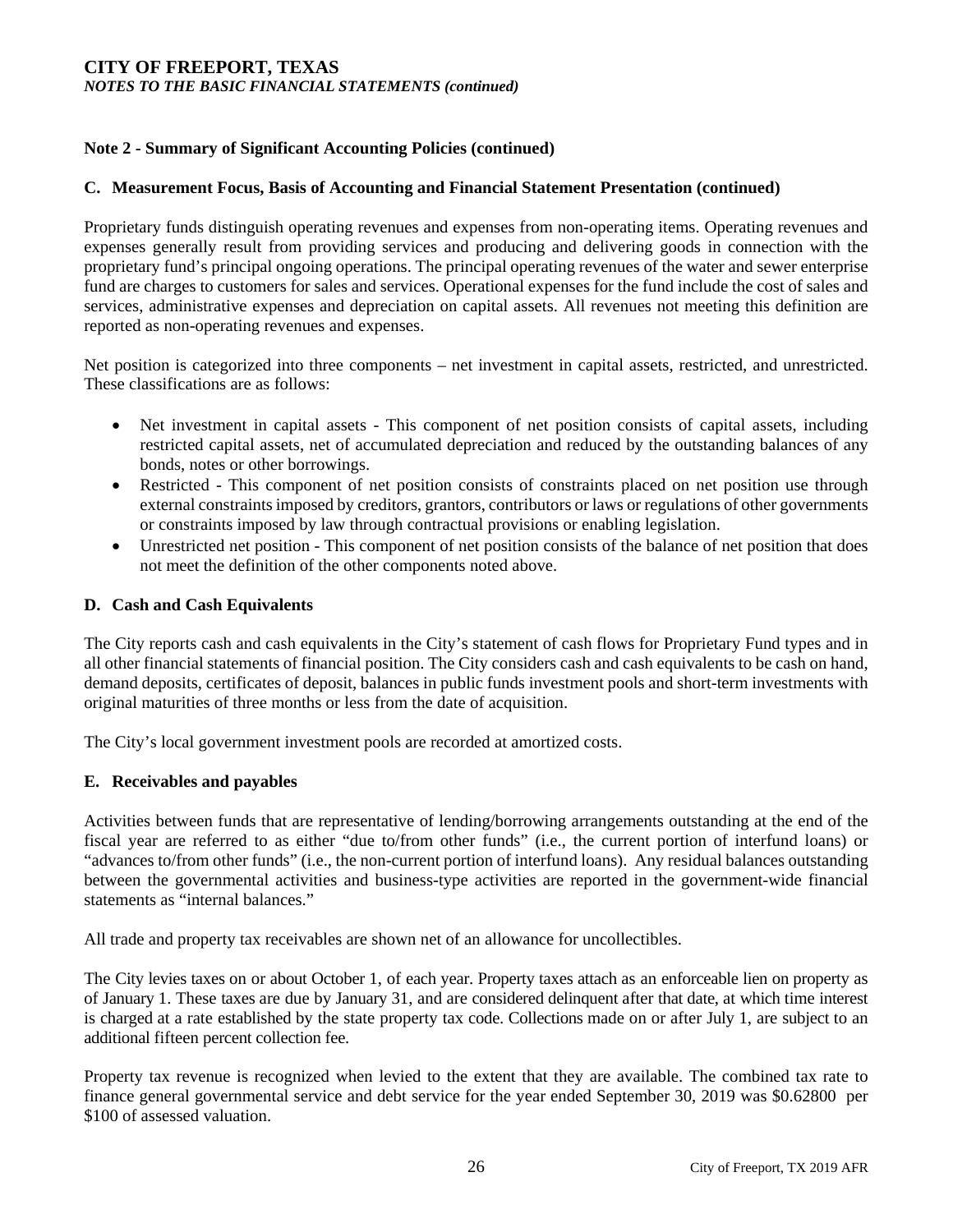**Note 2 - Summary of Significant Accounting Policies (continued)**

**C. Measurement Focus, Basis of Accounting and Financial Statement Presentation (continued)**

Proprietary funds distinguish operating revenues and expenses from non-operating items. Operating revenues and expenses generally result from providing services and producing and delivering goods in connection with the proprietary fund's principal ongoing operations. The principal operating revenues of the water and sewer enterprise fund are charges to customers for sales and services. Operational expenses for the fund include the cost of sales and services, administrative expenses and depreciation on capital assets. All revenues not meeting this definition are reported as non-operating revenues and expenses.

Net position is categorized into three components – net investment in capital assets, restricted, and unrestricted. These classifications are as follows:

- Net investment in capital assets - This component of net position consists of capital assets, including restricted capital assets, net of accumulated depreciation and reduced by the outstanding balances of any bonds, notes or other borrowings.
- Restricted - This component of net position consists of constraints placed on net position use through external constraints imposed by creditors, grantors, contributors or laws or regulations of other governments or constraints imposed by law through contractual provisions or enabling legislation.
- Unrestricted net position - This component of net position consists of the balance of net position that does not meet the definition of the other components noted above.

**D. Cash and Cash Equivalents**

The City reports cash and cash equivalents in the City's statement of cash flows for Proprietary Fund types and in all other financial statements of financial position. The City considers cash and cash equivalents to be cash on hand, demand deposits, certificates of deposit, balances in public funds investment pools and short-term investments with original maturities of three months or less from the date of acquisition.

The City's local government investment pools are recorded at amortized costs.

**E. Receivables and payables**

Activities between funds that are representative of lending/borrowing arrangements outstanding at the end of the fiscal year are referred to as either "due to/from other funds" (i.e., the current portion of interfund loans) or "advances to/from other funds" (i.e., the non-current portion of interfund loans). Any residual balances outstanding between the governmental activities and business-type activities are reported in the government-wide financial statements as "internal balances."

All trade and property tax receivables are shown net of an allowance for uncollectibles.

The City levies taxes on or about October 1, of each year. Property taxes attach as an enforceable lien on property as of January 1. These taxes are due by January 31, and are considered delinquent after that date, at which time interest is charged at a rate established by the state property tax code. Collections made on or after July 1, are subject to an additional fifteen percent collection fee.

Property tax revenue is recognized when levied to the extent that they are available. The combined tax rate to finance general governmental service and debt service for the year ended September 30, 2019 was $0.62800 per $100 of assessed valuation.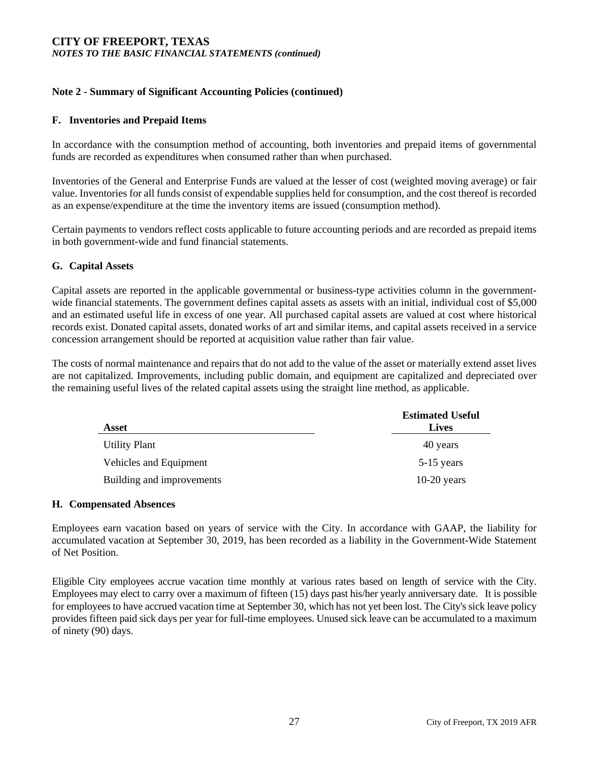## Note 2 - Summary of Significant Accounting Policies (continued)

### F. Inventories and Prepaid Items

In accordance with the consumption method of accounting, both inventories and prepaid items of governmental funds are recorded as expenditures when consumed rather than when purchased.

Inventories of the General and Enterprise Funds are valued at the lesser of cost (weighted moving average) or fair value. Inventories for all funds consist of expendable supplies held for consumption, and the cost thereof is recorded as an expense/expenditure at the time the inventory items are issued (consumption method).

Certain payments to vendors reflect costs applicable to future accounting periods and are recorded as prepaid items in both government-wide and fund financial statements.

### G. Capital Assets

Capital assets are reported in the applicable governmental or business-type activities column in the government-wide financial statements. The government defines capital assets as assets with an initial, individual cost of $5,000 and an estimated useful life in excess of one year. All purchased capital assets are valued at cost where historical records exist. Donated capital assets, donated works of art and similar items, and capital assets received in a service concession arrangement should be reported at acquisition value rather than fair value.

The costs of normal maintenance and repairs that do not add to the value of the asset or materially extend asset lives are not capitalized. Improvements, including public domain, and equipment are capitalized and depreciated over the remaining useful lives of the related capital assets using the straight line method, as applicable.

| Asset | Estimated Useful Lives |
|---|---|
| Utility Plant | 40 years |
| Vehicles and Equipment | 5-15 years |
| Building and improvements | 10-20 years |

### H. Compensated Absences

Employees earn vacation based on years of service with the City. In accordance with GAAP, the liability for accumulated vacation at September 30, 2019, has been recorded as a liability in the Government-Wide Statement of Net Position.

Eligible City employees accrue vacation time monthly at various rates based on length of service with the City. Employees may elect to carry over a maximum of fifteen (15) days past his/her yearly anniversary date. It is possible for employees to have accrued vacation time at September 30, which has not yet been lost. The City's sick leave policy provides fifteen paid sick days per year for full-time employees. Unused sick leave can be accumulated to a maximum of ninety (90) days.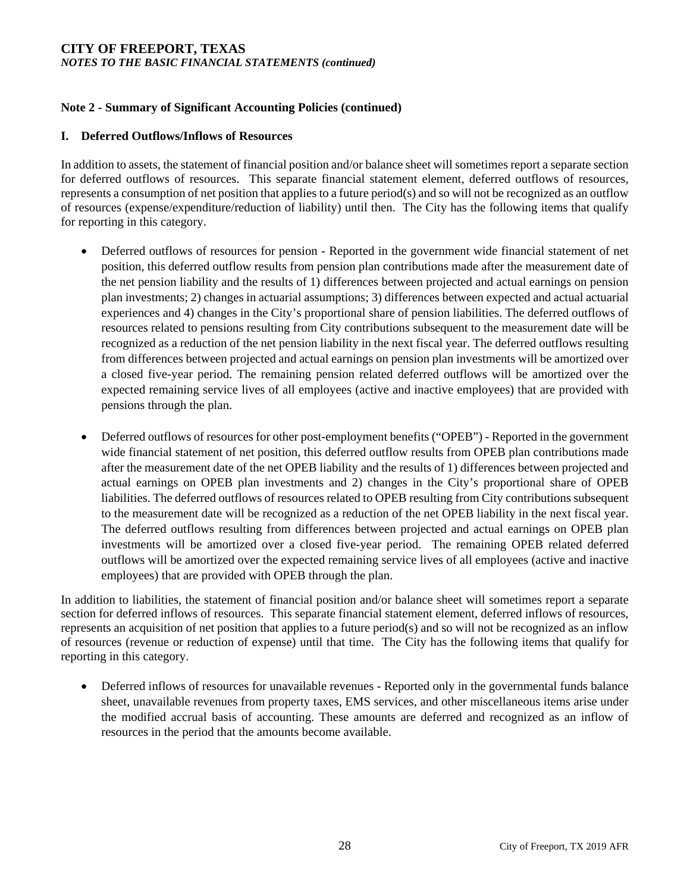## Note 2 - Summary of Significant Accounting Policies (continued)

### I. Deferred Outflows/Inflows of Resources

In addition to assets, the statement of financial position and/or balance sheet will sometimes report a separate section for deferred outflows of resources. This separate financial statement element, deferred outflows of resources, represents a consumption of net position that applies to a future period(s) and so will not be recognized as an outflow of resources (expense/expenditure/reduction of liability) until then. The City has the following items that qualify for reporting in this category.

- Deferred outflows of resources for pension - Reported in the government wide financial statement of net position, this deferred outflow results from pension plan contributions made after the measurement date of the net pension liability and the results of 1) differences between projected and actual earnings on pension plan investments; 2) changes in actuarial assumptions; 3) differences between expected and actual actuarial experiences and 4) changes in the City's proportional share of pension liabilities. The deferred outflows of resources related to pensions resulting from City contributions subsequent to the measurement date will be recognized as a reduction of the net pension liability in the next fiscal year. The deferred outflows resulting from differences between projected and actual earnings on pension plan investments will be amortized over a closed five-year period. The remaining pension related deferred outflows will be amortized over the expected remaining service lives of all employees (active and inactive employees) that are provided with pensions through the plan.

- Deferred outflows of resources for other post-employment benefits ("OPEB") - Reported in the government wide financial statement of net position, this deferred outflow results from OPEB plan contributions made after the measurement date of the net OPEB liability and the results of 1) differences between projected and actual earnings on OPEB plan investments and 2) changes in the City's proportional share of OPEB liabilities. The deferred outflows of resources related to OPEB resulting from City contributions subsequent to the measurement date will be recognized as a reduction of the net OPEB liability in the next fiscal year. The deferred outflows resulting from differences between projected and actual earnings on OPEB plan investments will be amortized over a closed five-year period. The remaining OPEB related deferred outflows will be amortized over the expected remaining service lives of all employees (active and inactive employees) that are provided with OPEB through the plan.

In addition to liabilities, the statement of financial position and/or balance sheet will sometimes report a separate section for deferred inflows of resources. This separate financial statement element, deferred inflows of resources, represents an acquisition of net position that applies to a future period(s) and so will not be recognized as an inflow of resources (revenue or reduction of expense) until that time. The City has the following items that qualify for reporting in this category.

- Deferred inflows of resources for unavailable revenues - Reported only in the governmental funds balance sheet, unavailable revenues from property taxes, EMS services, and other miscellaneous items arise under the modified accrual basis of accounting. These amounts are deferred and recognized as an inflow of resources in the period that the amounts become available.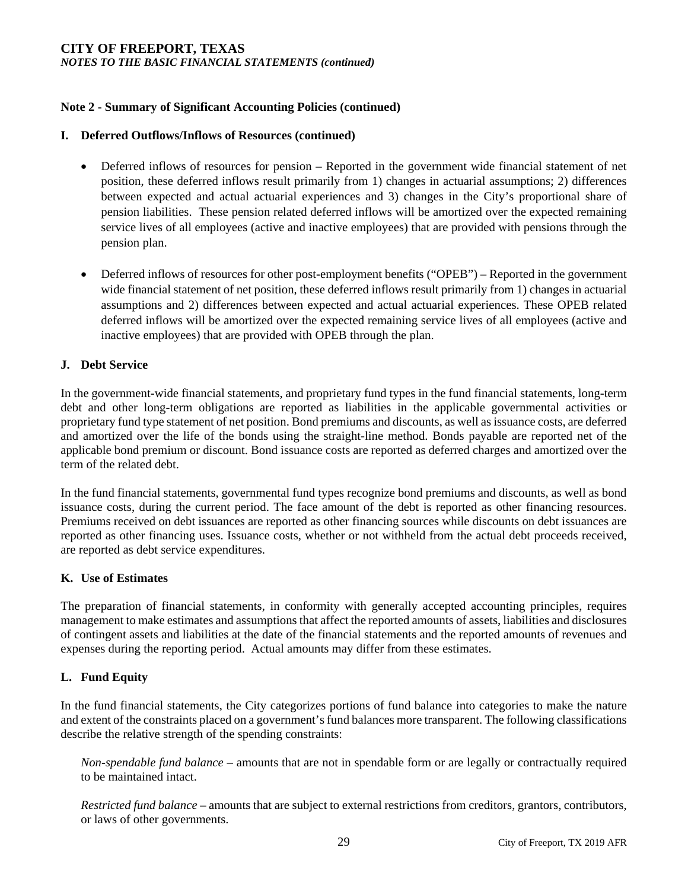## Note 2 - Summary of Significant Accounting Policies (continued)

### I. Deferred Outflows/Inflows of Resources (continued)

- Deferred inflows of resources for pension – Reported in the government wide financial statement of net position, these deferred inflows result primarily from 1) changes in actuarial assumptions; 2) differences between expected and actual actuarial experiences and 3) changes in the City's proportional share of pension liabilities. These pension related deferred inflows will be amortized over the expected remaining service lives of all employees (active and inactive employees) that are provided with pensions through the pension plan.

- Deferred inflows of resources for other post-employment benefits ("OPEB") – Reported in the government wide financial statement of net position, these deferred inflows result primarily from 1) changes in actuarial assumptions and 2) differences between expected and actual actuarial experiences. These OPEB related deferred inflows will be amortized over the expected remaining service lives of all employees (active and inactive employees) that are provided with OPEB through the plan.

### J. Debt Service

In the government-wide financial statements, and proprietary fund types in the fund financial statements, long-term debt and other long-term obligations are reported as liabilities in the applicable governmental activities or proprietary fund type statement of net position. Bond premiums and discounts, as well as issuance costs, are deferred and amortized over the life of the bonds using the straight-line method. Bonds payable are reported net of the applicable bond premium or discount. Bond issuance costs are reported as deferred charges and amortized over the term of the related debt.

In the fund financial statements, governmental fund types recognize bond premiums and discounts, as well as bond issuance costs, during the current period. The face amount of the debt is reported as other financing resources. Premiums received on debt issuances are reported as other financing sources while discounts on debt issuances are reported as other financing uses. Issuance costs, whether or not withheld from the actual debt proceeds received, are reported as debt service expenditures.

### K. Use of Estimates

The preparation of financial statements, in conformity with generally accepted accounting principles, requires management to make estimates and assumptions that affect the reported amounts of assets, liabilities and disclosures of contingent assets and liabilities at the date of the financial statements and the reported amounts of revenues and expenses during the reporting period. Actual amounts may differ from these estimates.

### L. Fund Equity

In the fund financial statements, the City categorizes portions of fund balance into categories to make the nature and extent of the constraints placed on a government's fund balances more transparent. The following classifications describe the relative strength of the spending constraints:

*Non-spendable fund balance* – amounts that are not in spendable form or are legally or contractually required to be maintained intact.

*Restricted fund balance* – amounts that are subject to external restrictions from creditors, grantors, contributors, or laws of other governments.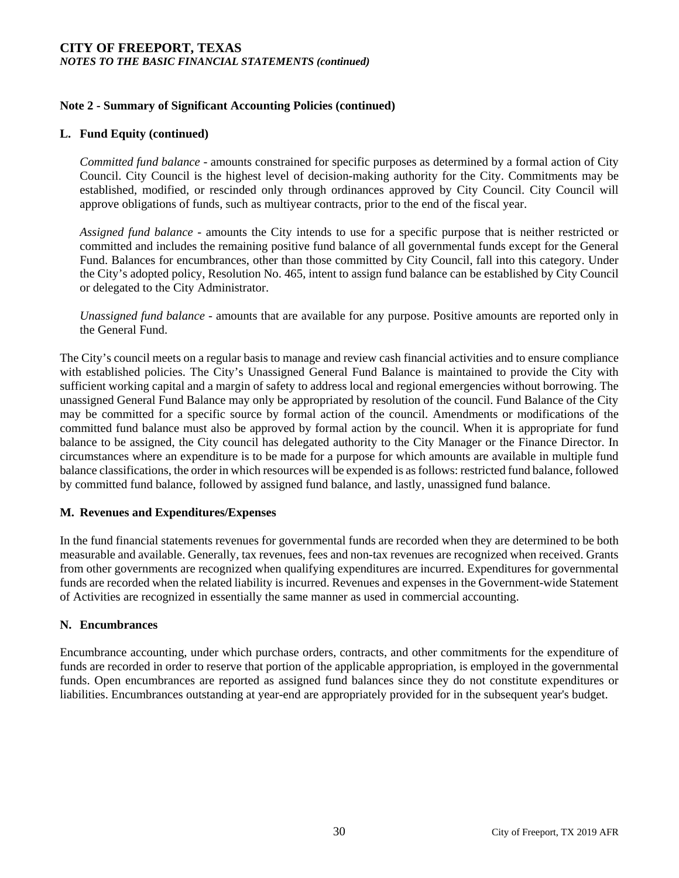## Note 2 - Summary of Significant Accounting Policies (continued)

### L. Fund Equity (continued)

*Committed fund balance* - amounts constrained for specific purposes as determined by a formal action of City Council. City Council is the highest level of decision-making authority for the City. Commitments may be established, modified, or rescinded only through ordinances approved by City Council. City Council will approve obligations of funds, such as multiyear contracts, prior to the end of the fiscal year.

*Assigned fund balance* - amounts the City intends to use for a specific purpose that is neither restricted or committed and includes the remaining positive fund balance of all governmental funds except for the General Fund. Balances for encumbrances, other than those committed by City Council, fall into this category. Under the City's adopted policy, Resolution No. 465, intent to assign fund balance can be established by City Council or delegated to the City Administrator.

*Unassigned fund balance* - amounts that are available for any purpose. Positive amounts are reported only in the General Fund.

The City's council meets on a regular basis to manage and review cash financial activities and to ensure compliance with established policies. The City's Unassigned General Fund Balance is maintained to provide the City with sufficient working capital and a margin of safety to address local and regional emergencies without borrowing. The unassigned General Fund Balance may only be appropriated by resolution of the council. Fund Balance of the City may be committed for a specific source by formal action of the council. Amendments or modifications of the committed fund balance must also be approved by formal action by the council. When it is appropriate for fund balance to be assigned, the City council has delegated authority to the City Manager or the Finance Director. In circumstances where an expenditure is to be made for a purpose for which amounts are available in multiple fund balance classifications, the order in which resources will be expended is as follows: restricted fund balance, followed by committed fund balance, followed by assigned fund balance, and lastly, unassigned fund balance.

### M. Revenues and Expenditures/Expenses

In the fund financial statements revenues for governmental funds are recorded when they are determined to be both measurable and available. Generally, tax revenues, fees and non-tax revenues are recognized when received. Grants from other governments are recognized when qualifying expenditures are incurred. Expenditures for governmental funds are recorded when the related liability is incurred. Revenues and expenses in the Government-wide Statement of Activities are recognized in essentially the same manner as used in commercial accounting.

### N. Encumbrances

Encumbrance accounting, under which purchase orders, contracts, and other commitments for the expenditure of funds are recorded in order to reserve that portion of the applicable appropriation, is employed in the governmental funds. Open encumbrances are reported as assigned fund balances since they do not constitute expenditures or liabilities. Encumbrances outstanding at year-end are appropriately provided for in the subsequent year's budget.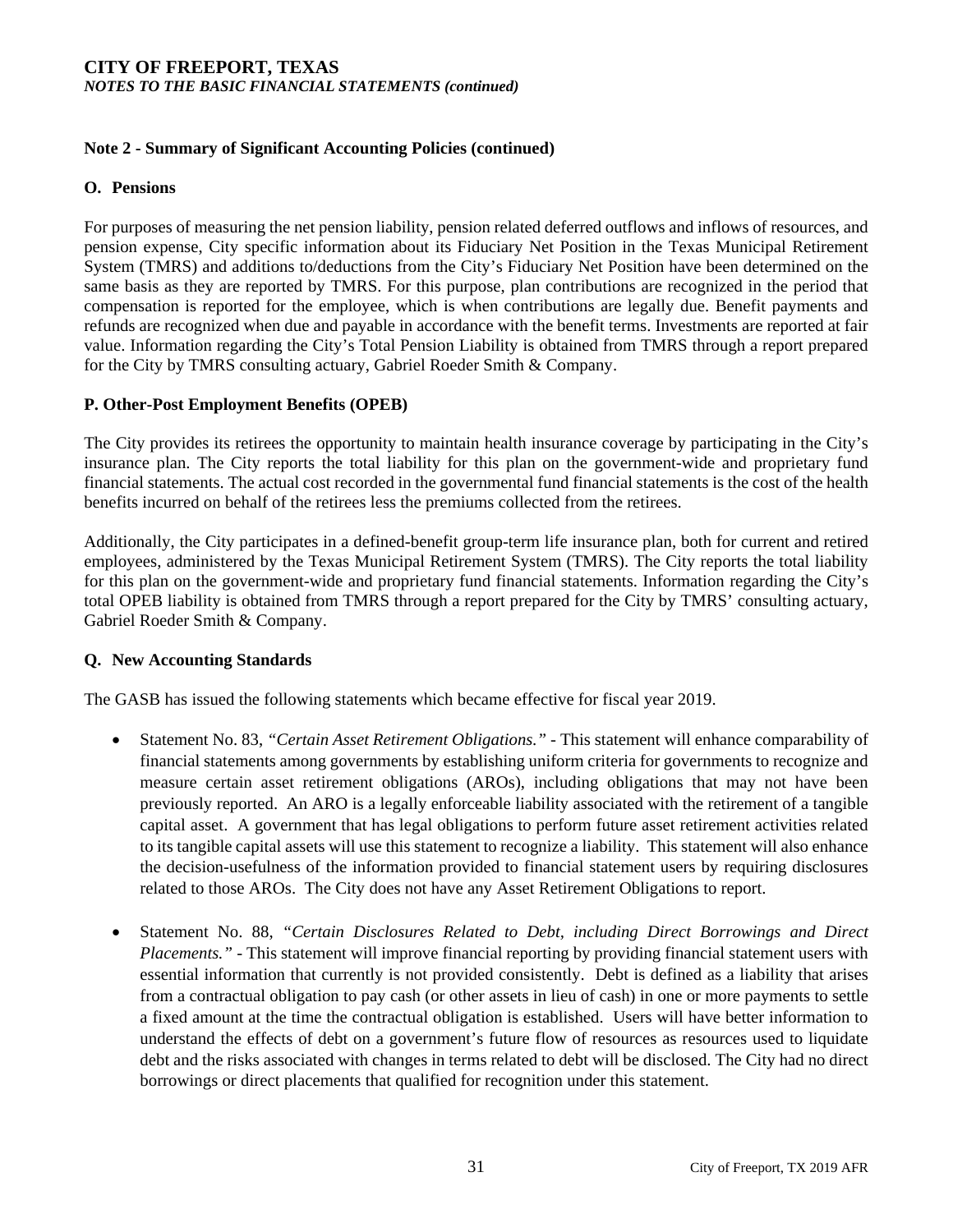## Note 2 - Summary of Significant Accounting Policies (continued)

### O. Pensions

For purposes of measuring the net pension liability, pension related deferred outflows and inflows of resources, and pension expense, City specific information about its Fiduciary Net Position in the Texas Municipal Retirement System (TMRS) and additions to/deductions from the City's Fiduciary Net Position have been determined on the same basis as they are reported by TMRS. For this purpose, plan contributions are recognized in the period that compensation is reported for the employee, which is when contributions are legally due. Benefit payments and refunds are recognized when due and payable in accordance with the benefit terms. Investments are reported at fair value. Information regarding the City's Total Pension Liability is obtained from TMRS through a report prepared for the City by TMRS consulting actuary, Gabriel Roeder Smith & Company.

### P. Other-Post Employment Benefits (OPEB)

The City provides its retirees the opportunity to maintain health insurance coverage by participating in the City's insurance plan. The City reports the total liability for this plan on the government-wide and proprietary fund financial statements. The actual cost recorded in the governmental fund financial statements is the cost of the health benefits incurred on behalf of the retirees less the premiums collected from the retirees.

Additionally, the City participates in a defined-benefit group-term life insurance plan, both for current and retired employees, administered by the Texas Municipal Retirement System (TMRS). The City reports the total liability for this plan on the government-wide and proprietary fund financial statements. Information regarding the City's total OPEB liability is obtained from TMRS through a report prepared for the City by TMRS' consulting actuary, Gabriel Roeder Smith & Company.

### Q. New Accounting Standards

The GASB has issued the following statements which became effective for fiscal year 2019.

- Statement No. 83, *"Certain Asset Retirement Obligations."* - This statement will enhance comparability of financial statements among governments by establishing uniform criteria for governments to recognize and measure certain asset retirement obligations (AROs), including obligations that may not have been previously reported. An ARO is a legally enforceable liability associated with the retirement of a tangible capital asset. A government that has legal obligations to perform future asset retirement activities related to its tangible capital assets will use this statement to recognize a liability. This statement will also enhance the decision-usefulness of the information provided to financial statement users by requiring disclosures related to those AROs. The City does not have any Asset Retirement Obligations to report.

- Statement No. 88, *"Certain Disclosures Related to Debt, including Direct Borrowings and Direct Placements."* - This statement will improve financial reporting by providing financial statement users with essential information that currently is not provided consistently. Debt is defined as a liability that arises from a contractual obligation to pay cash (or other assets in lieu of cash) in one or more payments to settle a fixed amount at the time the contractual obligation is established. Users will have better information to understand the effects of debt on a government's future flow of resources as resources used to liquidate debt and the risks associated with changes in terms related to debt will be disclosed. The City had no direct borrowings or direct placements that qualified for recognition under this statement.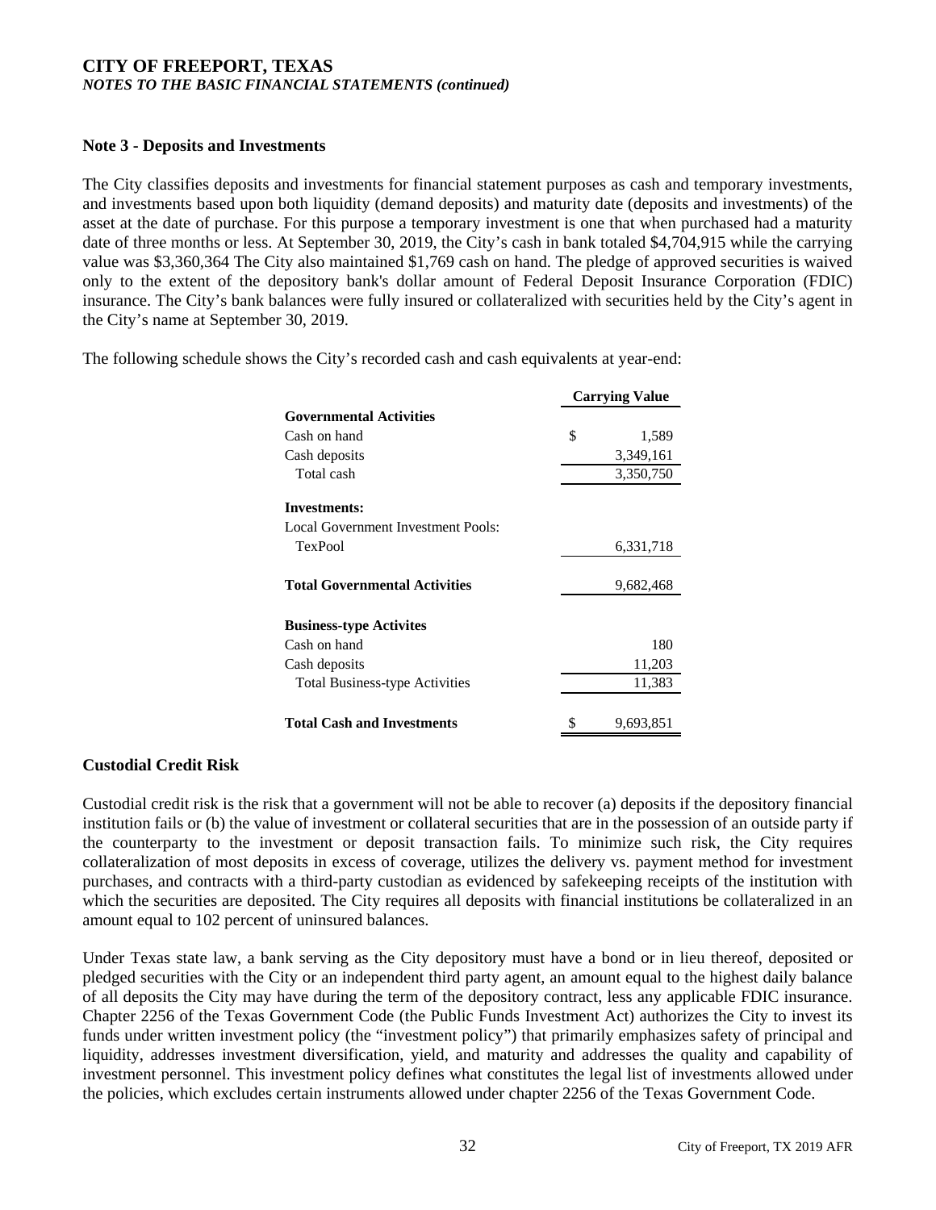**CITY OF FREEPORT, TEXAS**
*NOTES TO THE BASIC FINANCIAL STATEMENTS (continued)*

**Note 3 - Deposits and Investments**

The City classifies deposits and investments for financial statement purposes as cash and temporary investments, and investments based upon both liquidity (demand deposits) and maturity date (deposits and investments) of the asset at the date of purchase. For this purpose a temporary investment is one that when purchased had a maturity date of three months or less. At September 30, 2019, the City's cash in bank totaled $4,704,915 while the carrying value was $3,360,364 The City also maintained $1,769 cash on hand. The pledge of approved securities is waived only to the extent of the depository bank's dollar amount of Federal Deposit Insurance Corporation (FDIC) insurance. The City's bank balances were fully insured or collateralized with securities held by the City's agent in the City's name at September 30, 2019.

The following schedule shows the City's recorded cash and cash equivalents at year-end:

| | Carrying Value |
|---|---|
| **Governmental Activities** | |
| Cash on hand | $ 1,589 |
| Cash deposits | 3,349,161 |
| Total cash | 3,350,750 |
| **Investments:** | |
| Local Government Investment Pools: | |
| TexPool | 6,331,718 |
| **Total Governmental Activities** | 9,682,468 |
| **Business-type Activites** | |
| Cash on hand | 180 |
| Cash deposits | 11,203 |
| Total Business-type Activities | 11,383 |
| **Total Cash and Investments** | $ 9,693,851 |

## Custodial Credit Risk

Custodial credit risk is the risk that a government will not be able to recover (a) deposits if the depository financial institution fails or (b) the value of investment or collateral securities that are in the possession of an outside party if the counterparty to the investment or deposit transaction fails. To minimize such risk, the City requires collateralization of most deposits in excess of coverage, utilizes the delivery vs. payment method for investment purchases, and contracts with a third-party custodian as evidenced by safekeeping receipts of the institution with which the securities are deposited. The City requires all deposits with financial institutions be collateralized in an amount equal to 102 percent of uninsured balances.

Under Texas state law, a bank serving as the City depository must have a bond or in lieu thereof, deposited or pledged securities with the City or an independent third party agent, an amount equal to the highest daily balance of all deposits the City may have during the term of the depository contract, less any applicable FDIC insurance. Chapter 2256 of the Texas Government Code (the Public Funds Investment Act) authorizes the City to invest its funds under written investment policy (the "investment policy") that primarily emphasizes safety of principal and liquidity, addresses investment diversification, yield, and maturity and addresses the quality and capability of investment personnel. This investment policy defines what constitutes the legal list of investments allowed under the policies, which excludes certain instruments allowed under chapter 2256 of the Texas Government Code.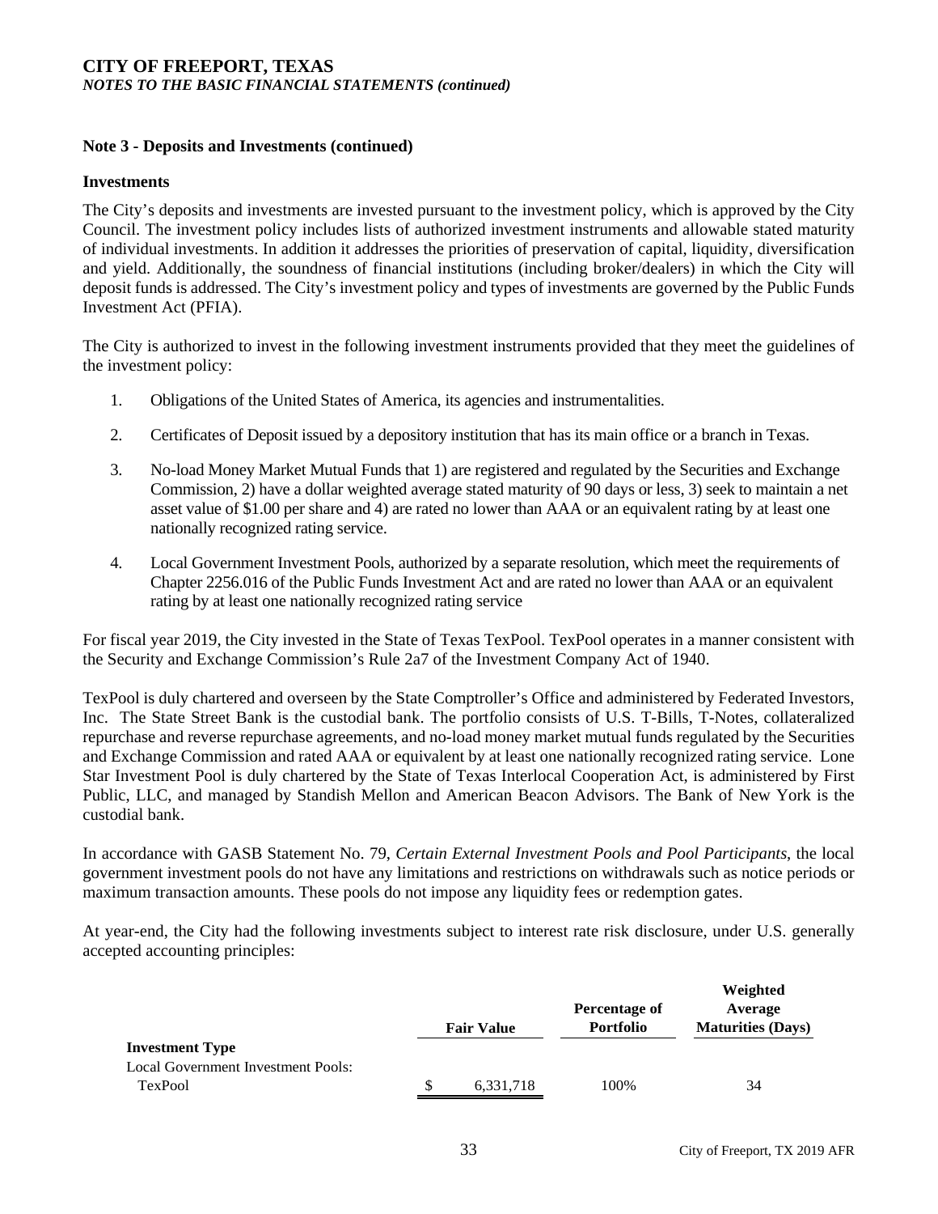**Note 3 - Deposits and Investments (continued)**

**Investments**

The City's deposits and investments are invested pursuant to the investment policy, which is approved by the City Council. The investment policy includes lists of authorized investment instruments and allowable stated maturity of individual investments. In addition it addresses the priorities of preservation of capital, liquidity, diversification and yield. Additionally, the soundness of financial institutions (including broker/dealers) in which the City will deposit funds is addressed. The City's investment policy and types of investments are governed by the Public Funds Investment Act (PFIA).

The City is authorized to invest in the following investment instruments provided that they meet the guidelines of the investment policy:

1. Obligations of the United States of America, its agencies and instrumentalities.
2. Certificates of Deposit issued by a depository institution that has its main office or a branch in Texas.
3. No-load Money Market Mutual Funds that 1) are registered and regulated by the Securities and Exchange Commission, 2) have a dollar weighted average stated maturity of 90 days or less, 3) seek to maintain a net asset value of $1.00 per share and 4) are rated no lower than AAA or an equivalent rating by at least one nationally recognized rating service.
4. Local Government Investment Pools, authorized by a separate resolution, which meet the requirements of Chapter 2256.016 of the Public Funds Investment Act and are rated no lower than AAA or an equivalent rating by at least one nationally recognized rating service

For fiscal year 2019, the City invested in the State of Texas TexPool. TexPool operates in a manner consistent with the Security and Exchange Commission's Rule 2a7 of the Investment Company Act of 1940.

TexPool is duly chartered and overseen by the State Comptroller's Office and administered by Federated Investors, Inc. The State Street Bank is the custodial bank. The portfolio consists of U.S. T-Bills, T-Notes, collateralized repurchase and reverse repurchase agreements, and no-load money market mutual funds regulated by the Securities and Exchange Commission and rated AAA or equivalent by at least one nationally recognized rating service. Lone Star Investment Pool is duly chartered by the State of Texas Interlocal Cooperation Act, is administered by First Public, LLC, and managed by Standish Mellon and American Beacon Advisors. The Bank of New York is the custodial bank.

In accordance with GASB Statement No. 79, *Certain External Investment Pools and Pool Participants*, the local government investment pools do not have any limitations and restrictions on withdrawals such as notice periods or maximum transaction amounts. These pools do not impose any liquidity fees or redemption gates.

At year-end, the City had the following investments subject to interest rate risk disclosure, under U.S. generally accepted accounting principles:

| | Fair Value | Percentage of Portfolio | Weighted Average Maturities (Days) |
|---|---|---|---|
| **Investment Type** | | | |
| Local Government Investment Pools: | | | |
| TexPool | $ 6,331,718 | 100% | 34 |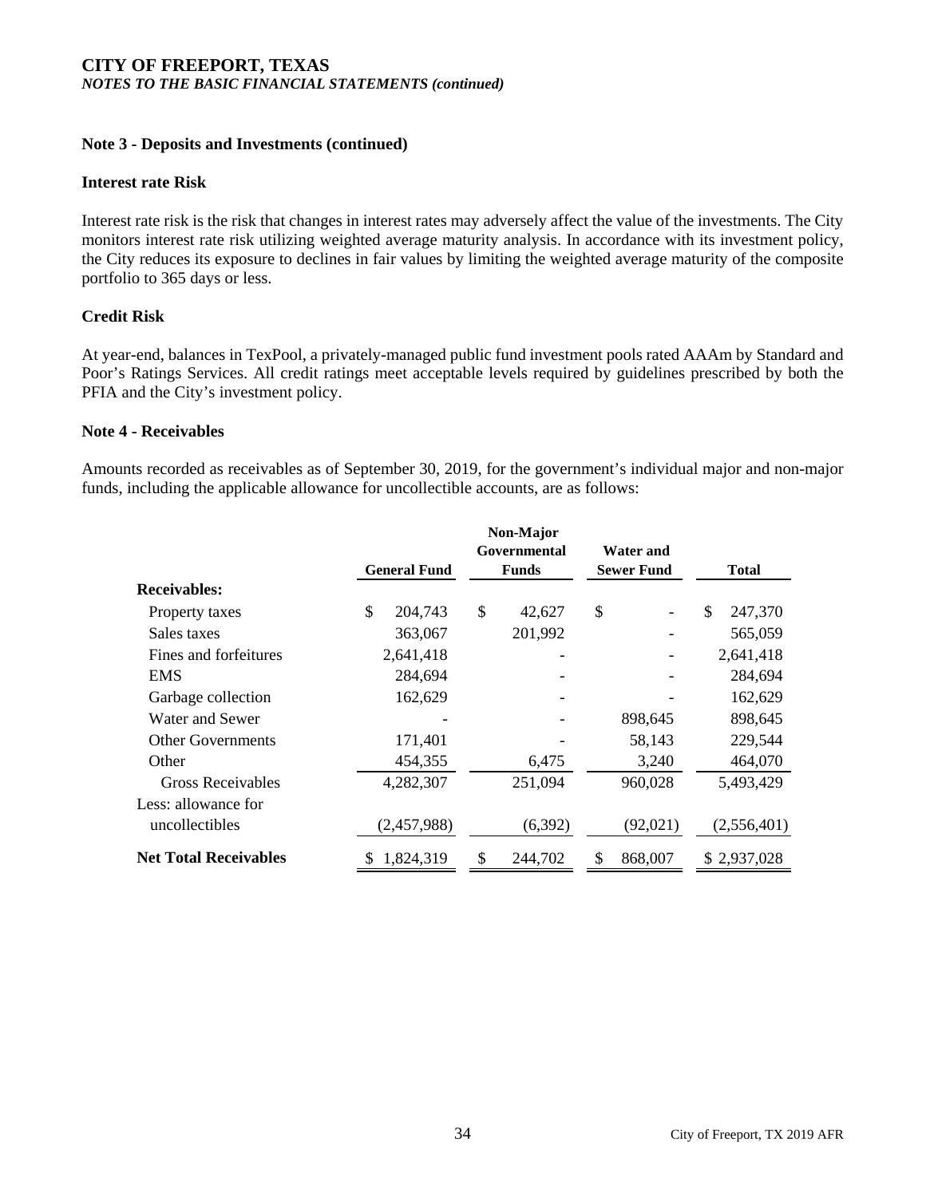**CITY OF FREEPORT, TEXAS**
***NOTES TO THE BASIC FINANCIAL STATEMENTS (continued)***

### Note 3 - Deposits and Investments (continued)

#### Interest rate Risk

Interest rate risk is the risk that changes in interest rates may adversely affect the value of the investments. The City monitors interest rate risk utilizing weighted average maturity analysis. In accordance with its investment policy, the City reduces its exposure to declines in fair values by limiting the weighted average maturity of the composite portfolio to 365 days or less.

#### Credit Risk

At year-end, balances in TexPool, a privately-managed public fund investment pools rated AAAm by Standard and Poor's Ratings Services. All credit ratings meet acceptable levels required by guidelines prescribed by both the PFIA and the City's investment policy.

### Note 4 - Receivables

Amounts recorded as receivables as of September 30, 2019, for the government's individual major and non-major funds, including the applicable allowance for uncollectible accounts, are as follows:

| | General Fund | Non-Major Governmental Funds | Water and Sewer Fund | Total |
|---|---|---|---|---|
| **Receivables:** | | | | |
| Property taxes | $ 204,743 | $ 42,627 | $ - | $ 247,370 |
| Sales taxes | 363,067 | 201,992 | - | 565,059 |
| Fines and forfeitures | 2,641,418 | - | - | 2,641,418 |
| EMS | 284,694 | - | - | 284,694 |
| Garbage collection | 162,629 | - | - | 162,629 |
| Water and Sewer | - | - | 898,645 | 898,645 |
| Other Governments | 171,401 | - | 58,143 | 229,544 |
| Other | 454,355 | 6,475 | 3,240 | 464,070 |
| Gross Receivables | 4,282,307 | 251,094 | 960,028 | 5,493,429 |
| Less: allowance for uncollectibles | (2,457,988) | (6,392) | (92,021) | (2,556,401) |
| **Net Total Receivables** | $ 1,824,319 | $ 244,702 | $ 868,007 | $ 2,937,028 |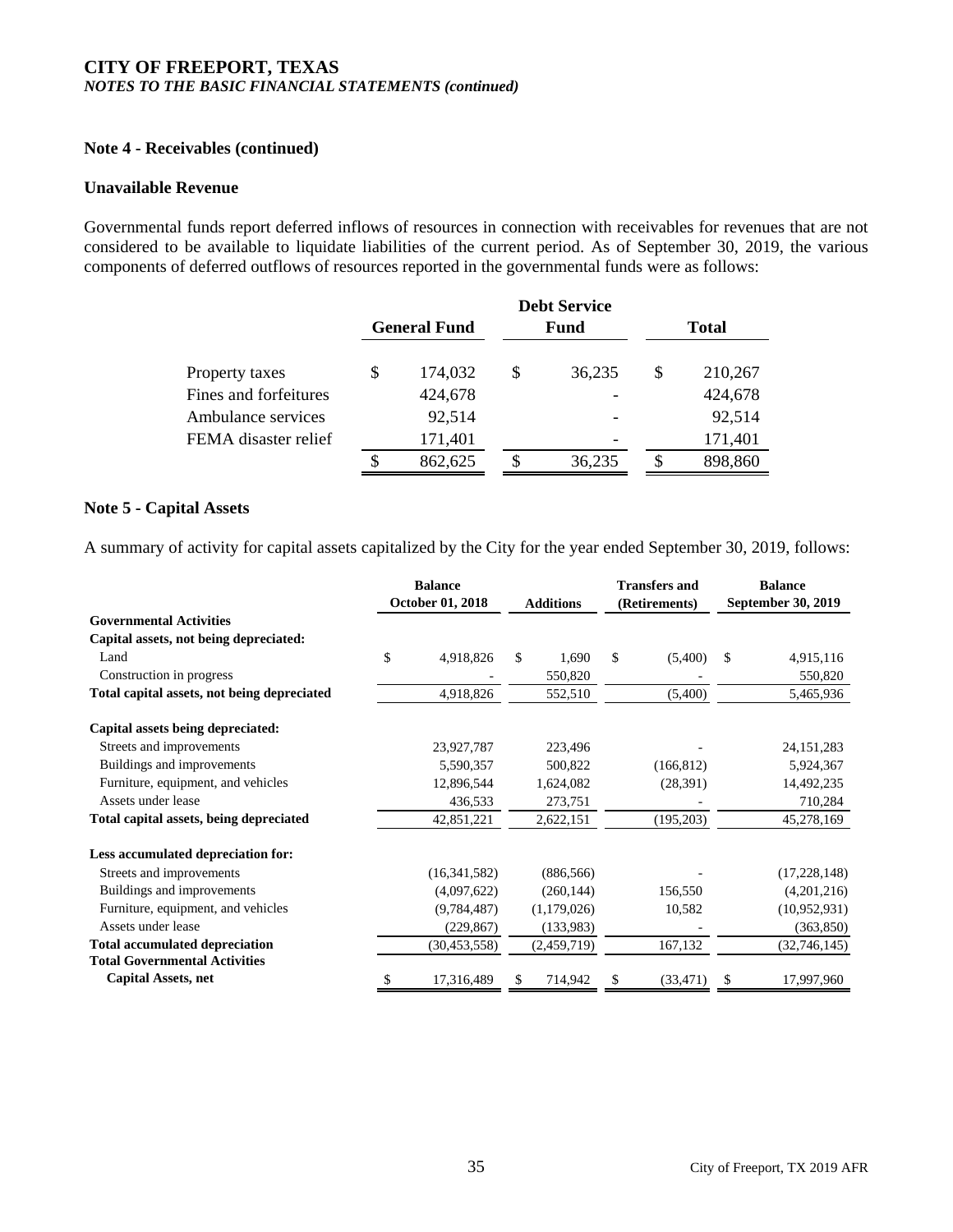**CITY OF FREEPORT, TEXAS**
***NOTES TO THE BASIC FINANCIAL STATEMENTS (continued)***

### Note 4 - Receivables (continued)

#### Unavailable Revenue

Governmental funds report deferred inflows of resources in connection with receivables for revenues that are not considered to be available to liquidate liabilities of the current period. As of September 30, 2019, the various components of deferred outflows of resources reported in the governmental funds were as follows:

| | General Fund | Debt Service Fund | Total |
|---|---|---|---|
| Property taxes | $ 174,032 | $ 36,235 | $ 210,267 |
| Fines and forfeitures | 424,678 | - | 424,678 |
| Ambulance services | 92,514 | - | 92,514 |
| FEMA disaster relief | 171,401 | - | 171,401 |
| | $ 862,625 | $ 36,235 | $ 898,860 |

### Note 5 - Capital Assets

A summary of activity for capital assets capitalized by the City for the year ended September 30, 2019, follows:

| | Balance October 01, 2018 | Additions | Transfers and (Retirements) | Balance September 30, 2019 |
|---|---|---|---|---|
| **Governmental Activities** | | | | |
| **Capital assets, not being depreciated:** | | | | |
| Land | $ 4,918,826 | $ 1,690 | $ (5,400) | $ 4,915,116 |
| Construction in progress | - | 550,820 | - | 550,820 |
| **Total capital assets, not being depreciated** | 4,918,826 | 552,510 | (5,400) | 5,465,936 |
| **Capital assets being depreciated:** | | | | |
| Streets and improvements | 23,927,787 | 223,496 | - | 24,151,283 |
| Buildings and improvements | 5,590,357 | 500,822 | (166,812) | 5,924,367 |
| Furniture, equipment, and vehicles | 12,896,544 | 1,624,082 | (28,391) | 14,492,235 |
| Assets under lease | 436,533 | 273,751 | - | 710,284 |
| **Total capital assets, being depreciated** | 42,851,221 | 2,622,151 | (195,203) | 45,278,169 |
| **Less accumulated depreciation for:** | | | | |
| Streets and improvements | (16,341,582) | (886,566) | - | (17,228,148) |
| Buildings and improvements | (4,097,622) | (260,144) | 156,550 | (4,201,216) |
| Furniture, equipment, and vehicles | (9,784,487) | (1,179,026) | 10,582 | (10,952,931) |
| Assets under lease | (229,867) | (133,983) | - | (363,850) |
| **Total accumulated depreciation** | (30,453,558) | (2,459,719) | 167,132 | (32,746,145) |
| **Total Governmental Activities Capital Assets, net** | $ 17,316,489 | $ 714,942 | $ (33,471) | $ 17,997,960 |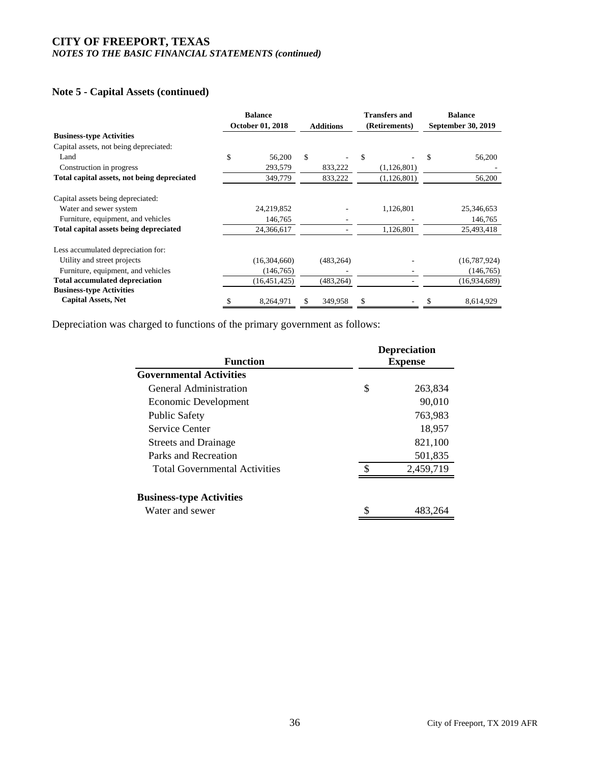**CITY OF FREEPORT, TEXAS**
***NOTES TO THE BASIC FINANCIAL STATEMENTS (continued)***

## Note 5 - Capital Assets (continued)

| | Balance October 01, 2018 | Additions | Transfers and (Retirements) | Balance September 30, 2019 |
|---|---|---|---|---|
| **Business-type Activities** | | | | |
| Capital assets, not being depreciated: | | | | |
| Land | $ 56,200 | $ - | $ - | $ 56,200 |
| Construction in progress | 293,579 | 833,222 | (1,126,801) | - |
| **Total capital assets, not being depreciated** | 349,779 | 833,222 | (1,126,801) | 56,200 |
| Capital assets being depreciated: | | | | |
| Water and sewer system | 24,219,852 | - | 1,126,801 | 25,346,653 |
| Furniture, equipment, and vehicles | 146,765 | - | - | 146,765 |
| **Total capital assets being depreciated** | 24,366,617 | - | 1,126,801 | 25,493,418 |
| Less accumulated depreciation for: | | | | |
| Utility and street projects | (16,304,660) | (483,264) | - | (16,787,924) |
| Furniture, equipment, and vehicles | (146,765) | - | - | (146,765) |
| **Total accumulated depreciation** | (16,451,425) | (483,264) | - | (16,934,689) |
| **Business-type Activities Capital Assets, Net** | $ 8,264,971 | $ 349,958 | $ - | $ 8,614,929 |

Depreciation was charged to functions of the primary government as follows:

| Function | Depreciation Expense |
|---|---|
| **Governmental Activities** | |
| General Administration | $ 263,834 |
| Economic Development | 90,010 |
| Public Safety | 763,983 |
| Service Center | 18,957 |
| Streets and Drainage | 821,100 |
| Parks and Recreation | 501,835 |
| Total Governmental Activities | $ 2,459,719 |
| **Business-type Activities** | |
| Water and sewer | $ 483,264 |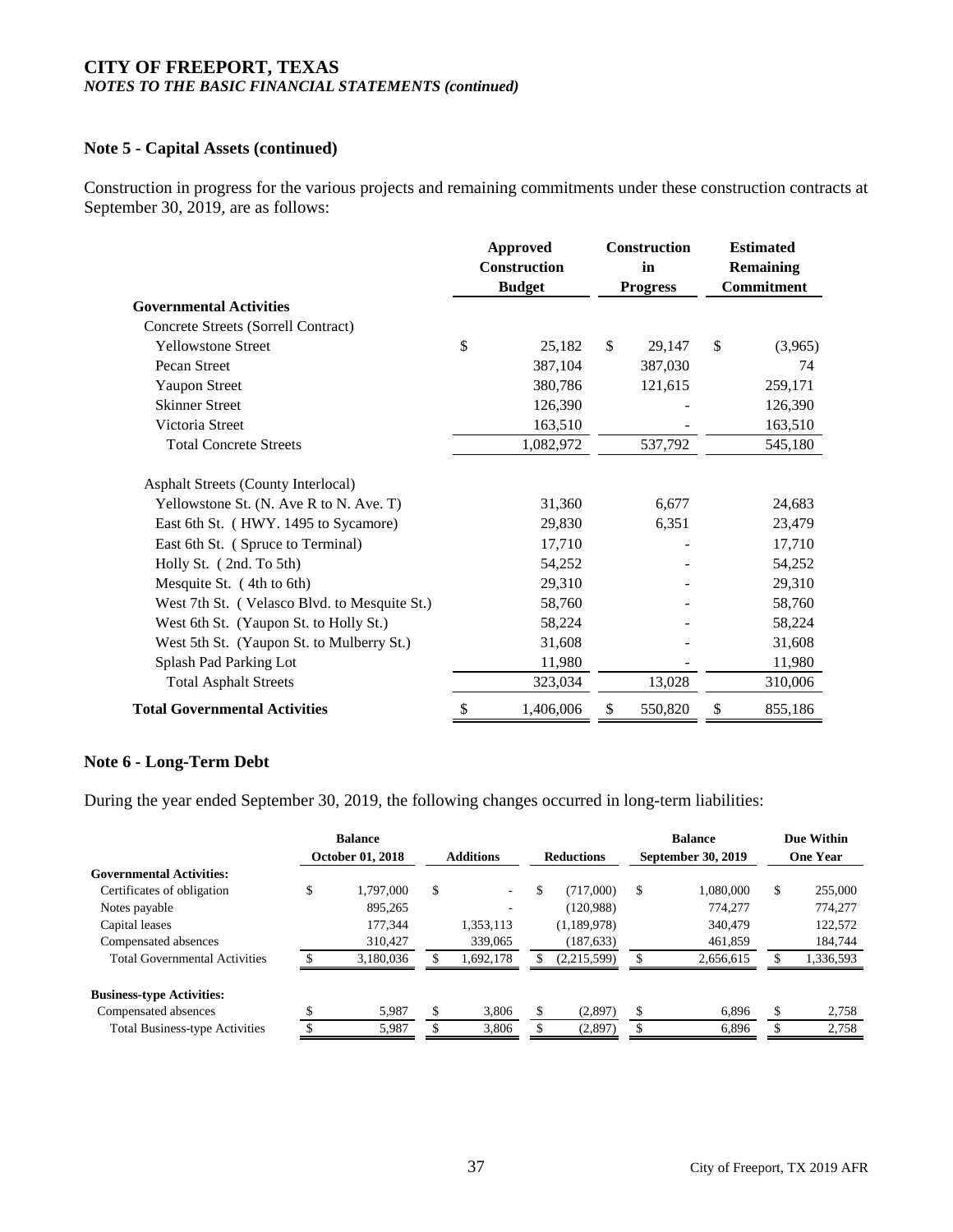## Note 5 - Capital Assets (continued)

Construction in progress for the various projects and remaining commitments under these construction contracts at September 30, 2019, are as follows:

| | Approved Construction Budget | Construction in Progress | Estimated Remaining Commitment |
|---|---|---|---|
| **Governmental Activities** | | | |
| Concrete Streets (Sorrell Contract) | | | |
| Yellowstone Street | $ 25,182 | $ 29,147 | $ (3,965) |
| Pecan Street | 387,104 | 387,030 | 74 |
| Yaupon Street | 380,786 | 121,615 | 259,171 |
| Skinner Street | 126,390 | - | 126,390 |
| Victoria Street | 163,510 | - | 163,510 |
| Total Concrete Streets | 1,082,972 | 537,792 | 545,180 |
| Asphalt Streets (County Interlocal) | | | |
| Yellowstone St. (N. Ave R to N. Ave. T) | 31,360 | 6,677 | 24,683 |
| East 6th St. ( HWY. 1495 to Sycamore) | 29,830 | 6,351 | 23,479 |
| East 6th St. ( Spruce to Terminal) | 17,710 | - | 17,710 |
| Holly St. ( 2nd. To 5th) | 54,252 | - | 54,252 |
| Mesquite St. ( 4th to 6th) | 29,310 | - | 29,310 |
| West 7th St. ( Velasco Blvd. to Mesquite St.) | 58,760 | - | 58,760 |
| West 6th St. (Yaupon St. to Holly St.) | 58,224 | - | 58,224 |
| West 5th St. (Yaupon St. to Mulberry St.) | 31,608 | - | 31,608 |
| Splash Pad Parking Lot | 11,980 | - | 11,980 |
| Total Asphalt Streets | 323,034 | 13,028 | 310,006 |
| **Total Governmental Activities** | $ 1,406,006 | $ 550,820 | $ 855,186 |

## Note 6 - Long-Term Debt

During the year ended September 30, 2019, the following changes occurred in long-term liabilities:

| | Balance October 01, 2018 | Additions | Reductions | Balance September 30, 2019 | Due Within One Year |
|---|---|---|---|---|---|
| **Governmental Activities:** | | | | | |
| Certificates of obligation | $ 1,797,000 | $ - | $ (717,000) | $ 1,080,000 | $ 255,000 |
| Notes payable | 895,265 | - | (120,988) | 774,277 | 774,277 |
| Capital leases | 177,344 | 1,353,113 | (1,189,978) | 340,479 | 122,572 |
| Compensated absences | 310,427 | 339,065 | (187,633) | 461,859 | 184,744 |
| Total Governmental Activities | $ 3,180,036 | $ 1,692,178 | $ (2,215,599) | $ 2,656,615 | $ 1,336,593 |
| **Business-type Activities:** | | | | | |
| Compensated absences | $ 5,987 | $ 3,806 | $ (2,897) | $ 6,896 | $ 2,758 |
| Total Business-type Activities | $ 5,987 | $ 3,806 | $ (2,897) | $ 6,896 | $ 2,758 |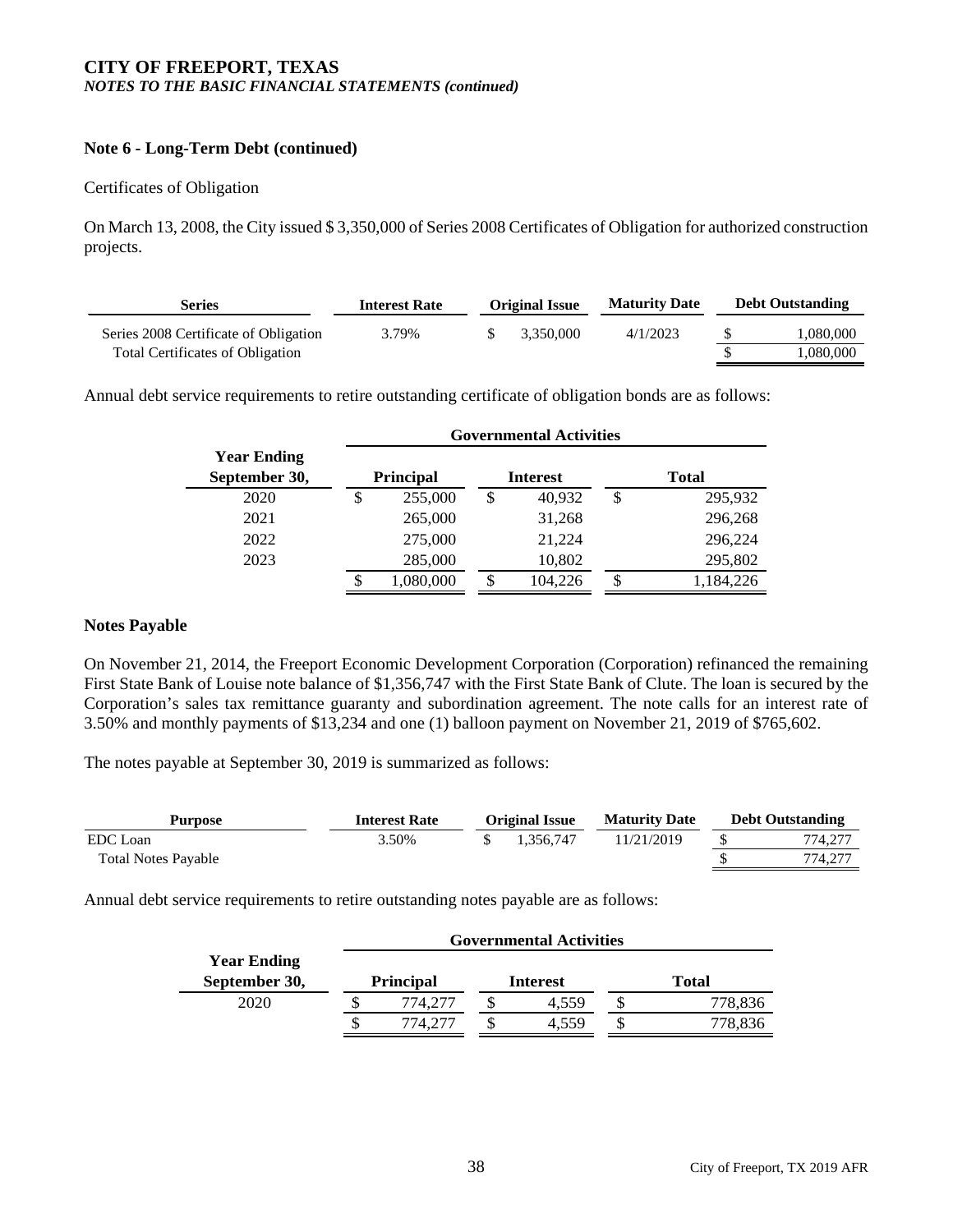**CITY OF FREEPORT, TEXAS**
***NOTES TO THE BASIC FINANCIAL STATEMENTS (continued)***

**Note 6 - Long-Term Debt (continued)**

Certificates of Obligation

On March 13, 2008, the City issued $ 3,350,000 of Series 2008 Certificates of Obligation for authorized construction projects.

| Series | Interest Rate | Original Issue | Maturity Date | Debt Outstanding |
|---|---|---|---|---|
| Series 2008 Certificate of Obligation | 3.79% | $ 3,350,000 | 4/1/2023 | $ 1,080,000 |
| Total Certificates of Obligation | | | | $ 1,080,000 |

Annual debt service requirements to retire outstanding certificate of obligation bonds are as follows:

| Year Ending September 30, | Governmental Activities | | |
|---|---|---|---|
| | Principal | Interest | Total |
| 2020 | $ 255,000 | $ 40,932 | $ 295,932 |
| 2021 | 265,000 | 31,268 | 296,268 |
| 2022 | 275,000 | 21,224 | 296,224 |
| 2023 | 285,000 | 10,802 | 295,802 |
| | $ 1,080,000 | $ 104,226 | $ 1,184,226 |

**Notes Payable**

On November 21, 2014, the Freeport Economic Development Corporation (Corporation) refinanced the remaining First State Bank of Louise note balance of $1,356,747 with the First State Bank of Clute. The loan is secured by the Corporation's sales tax remittance guaranty and subordination agreement. The note calls for an interest rate of 3.50% and monthly payments of $13,234 and one (1) balloon payment on November 21, 2019 of $765,602.

The notes payable at September 30, 2019 is summarized as follows:

| Purpose | Interest Rate | Original Issue | Maturity Date | Debt Outstanding |
|---|---|---|---|---|
| EDC Loan | 3.50% | $ 1,356,747 | 11/21/2019 | $ 774,277 |
| Total Notes Payable | | | | $ 774,277 |

Annual debt service requirements to retire outstanding notes payable are as follows:

| Year Ending September 30, | Governmental Activities | | |
|---|---|---|---|
| | Principal | Interest | Total |
| 2020 | $ 774,277 | $ 4,559 | $ 778,836 |
| | $ 774,277 | $ 4,559 | $ 778,836 |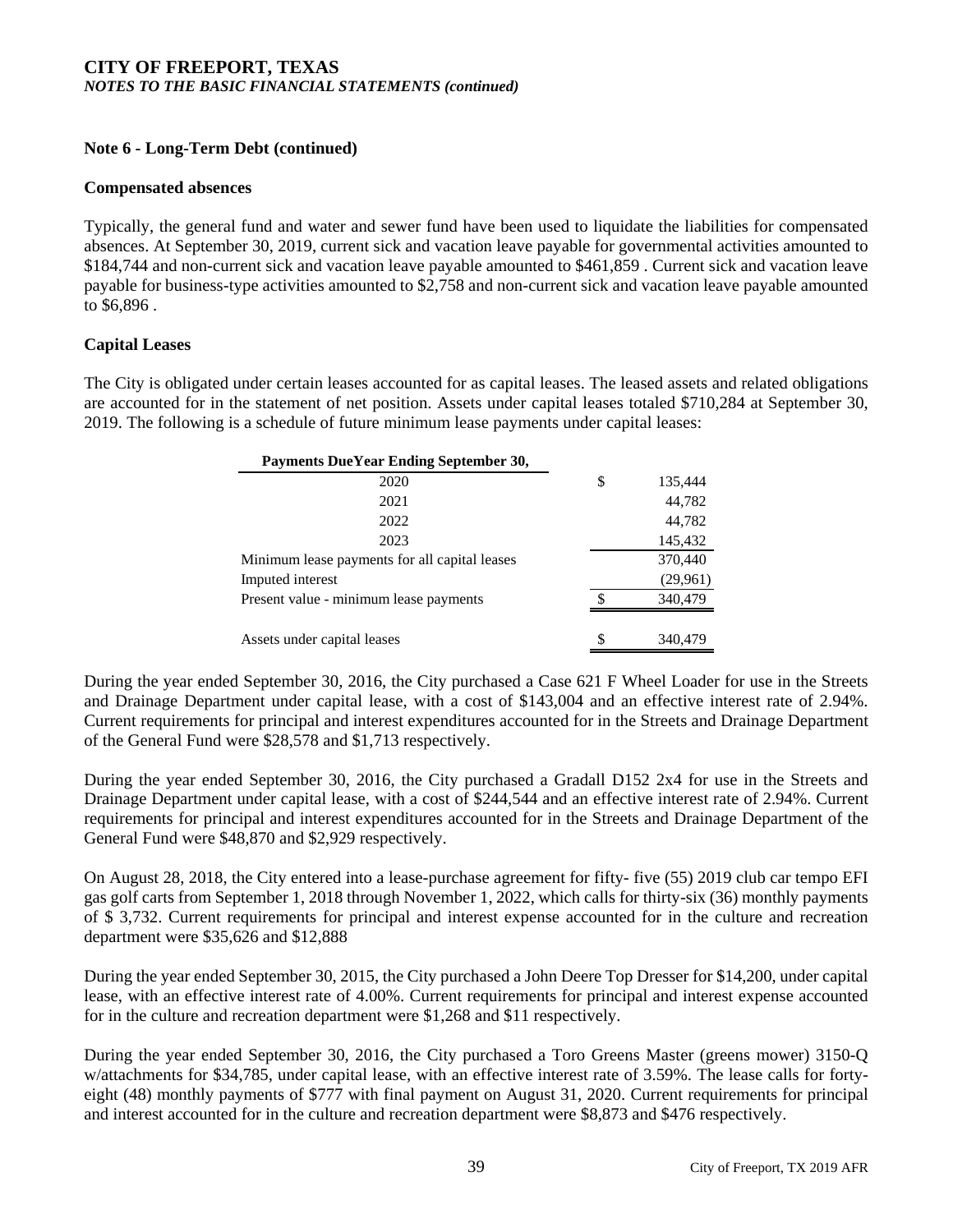**CITY OF FREEPORT, TEXAS**
***NOTES TO THE BASIC FINANCIAL STATEMENTS (continued)***

## Note 6 - Long-Term Debt (continued)

### Compensated absences

Typically, the general fund and water and sewer fund have been used to liquidate the liabilities for compensated absences. At September 30, 2019, current sick and vacation leave payable for governmental activities amounted to $184,744 and non-current sick and vacation leave payable amounted to $461,859 . Current sick and vacation leave payable for business-type activities amounted to $2,758 and non-current sick and vacation leave payable amounted to $6,896 .

### Capital Leases

The City is obligated under certain leases accounted for as capital leases. The leased assets and related obligations are accounted for in the statement of net position. Assets under capital leases totaled $710,284 at September 30, 2019. The following is a schedule of future minimum lease payments under capital leases:

| Payments DueYear Ending September 30, | | |
|---|---|---|
| 2020 | $ | 135,444 |
| 2021 | | 44,782 |
| 2022 | | 44,782 |
| 2023 | | 145,432 |
| Minimum lease payments for all capital leases | | 370,440 |
| Imputed interest | | (29,961) |
| Present value - minimum lease payments | $ | 340,479 |
| | | |
| Assets under capital leases | $ | 340,479 |

During the year ended September 30, 2016, the City purchased a Case 621 F Wheel Loader for use in the Streets and Drainage Department under capital lease, with a cost of $143,004 and an effective interest rate of 2.94%. Current requirements for principal and interest expenditures accounted for in the Streets and Drainage Department of the General Fund were $28,578 and $1,713 respectively.

During the year ended September 30, 2016, the City purchased a Gradall D152 2x4 for use in the Streets and Drainage Department under capital lease, with a cost of $244,544 and an effective interest rate of 2.94%. Current requirements for principal and interest expenditures accounted for in the Streets and Drainage Department of the General Fund were $48,870 and $2,929 respectively.

On August 28, 2018, the City entered into a lease-purchase agreement for fifty- five (55) 2019 club car tempo EFI gas golf carts from September 1, 2018 through November 1, 2022, which calls for thirty-six (36) monthly payments of $ 3,732. Current requirements for principal and interest expense accounted for in the culture and recreation department were $35,626 and $12,888

During the year ended September 30, 2015, the City purchased a John Deere Top Dresser for $14,200, under capital lease, with an effective interest rate of 4.00%. Current requirements for principal and interest expense accounted for in the culture and recreation department were $1,268 and $11 respectively.

During the year ended September 30, 2016, the City purchased a Toro Greens Master (greens mower) 3150-Q w/attachments for $34,785, under capital lease, with an effective interest rate of 3.59%. The lease calls for forty-eight (48) monthly payments of $777 with final payment on August 31, 2020. Current requirements for principal and interest accounted for in the culture and recreation department were $8,873 and $476 respectively.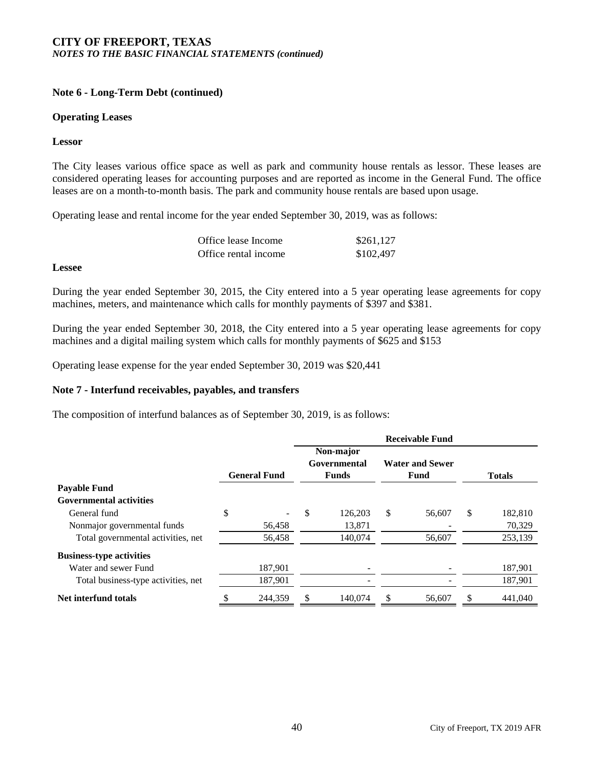**CITY OF FREEPORT, TEXAS**
***NOTES TO THE BASIC FINANCIAL STATEMENTS (continued)***

**Note 6 - Long-Term Debt (continued)**

**Operating Leases**

**Lessor**

The City leases various office space as well as park and community house rentals as lessor. These leases are considered operating leases for accounting purposes and are reported as income in the General Fund. The office leases are on a month-to-month basis. The park and community house rentals are based upon usage.

Operating lease and rental income for the year ended September 30, 2019, was as follows:

| | |
|---|---|
| Office lease Income | $261,127 |
| Office rental income | $102,497 |

**Lessee**

During the year ended September 30, 2015, the City entered into a 5 year operating lease agreements for copy machines, meters, and maintenance which calls for monthly payments of $397 and $381.

During the year ended September 30, 2018, the City entered into a 5 year operating lease agreements for copy machines and a digital mailing system which calls for monthly payments of $625 and $153

Operating lease expense for the year ended September 30, 2019 was $20,441

**Note 7 - Interfund receivables, payables, and transfers**

The composition of interfund balances as of September 30, 2019, is as follows:

| | Receivable Fund | | | |
|---|---|---|---|---|
| | **General Fund** | **Non-major Governmental Funds** | **Water and Sewer Fund** | **Totals** |
| **Payable Fund** | | | | |
| **Governmental activities** | | | | |
| General fund | $ - | $ 126,203 | $ 56,607 | $ 182,810 |
| Nonmajor governmental funds | 56,458 | 13,871 | - | 70,329 |
| Total governmental activities, net | 56,458 | 140,074 | 56,607 | 253,139 |
| **Business-type activities** | | | | |
| Water and sewer Fund | 187,901 | - | - | 187,901 |
| Total business-type activities, net | 187,901 | - | - | 187,901 |
| **Net interfund totals** | $ 244,359 | $ 140,074 | $ 56,607 | $ 441,040 |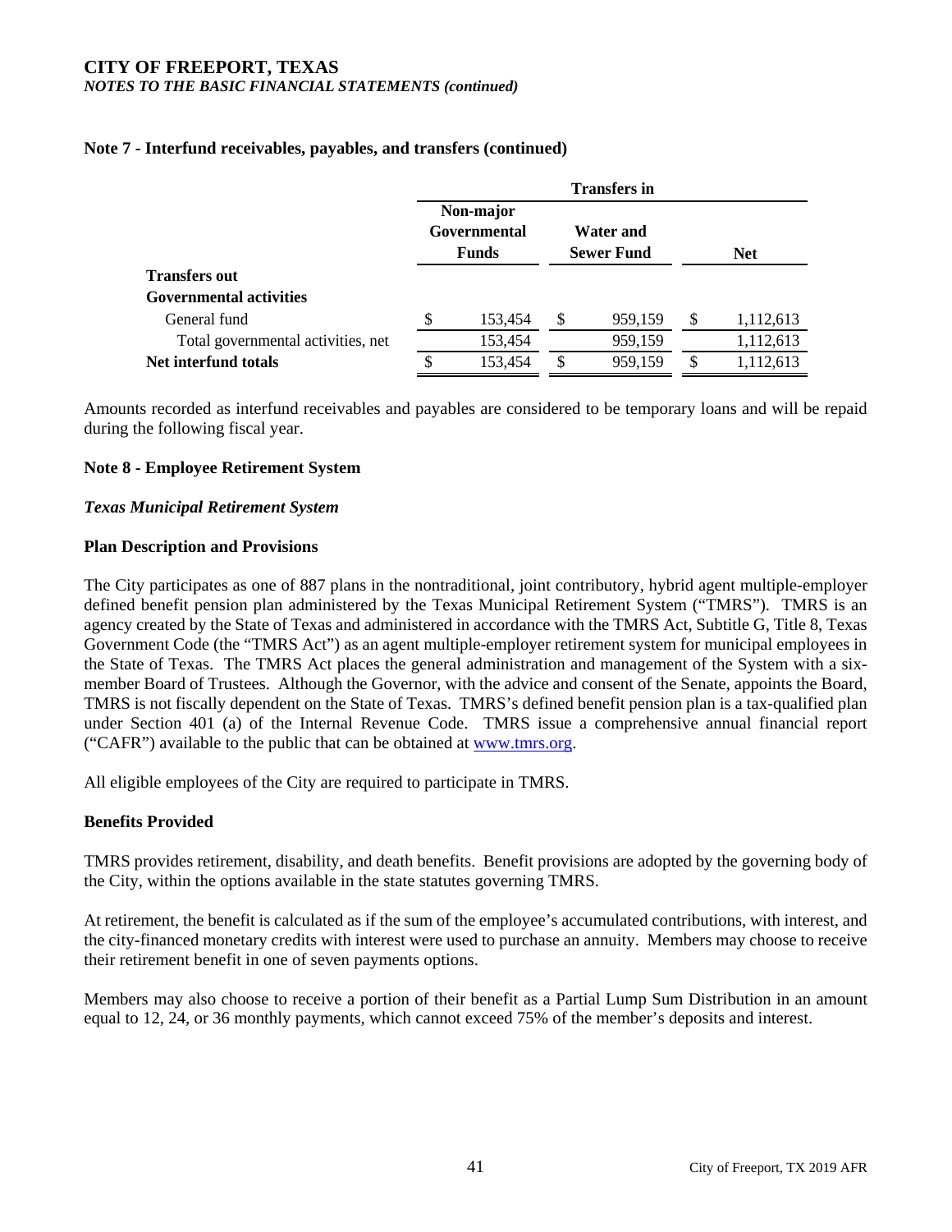# CITY OF FREEPORT, TEXAS
*NOTES TO THE BASIC FINANCIAL STATEMENTS (continued)*

**Note 7 - Interfund receivables, payables, and transfers (continued)**

| | Transfers in | | |
|---|---|---|---|
| | Non-major Governmental Funds | Water and Sewer Fund | Net |
| **Transfers out** | | | |
| **Governmental activities** | | | |
| General fund | $ 153,454 | $ 959,159 | $ 1,112,613 |
| Total governmental activities, net | 153,454 | 959,159 | 1,112,613 |
| **Net interfund totals** | $ 153,454 | $ 959,159 | $ 1,112,613 |

Amounts recorded as interfund receivables and payables are considered to be temporary loans and will be repaid during the following fiscal year.

## Note 8 - Employee Retirement System

### *Texas Municipal Retirement System*

### Plan Description and Provisions

The City participates as one of 887 plans in the nontraditional, joint contributory, hybrid agent multiple-employer defined benefit pension plan administered by the Texas Municipal Retirement System ("TMRS"). TMRS is an agency created by the State of Texas and administered in accordance with the TMRS Act, Subtitle G, Title 8, Texas Government Code (the "TMRS Act") as an agent multiple-employer retirement system for municipal employees in the State of Texas. The TMRS Act places the general administration and management of the System with a six-member Board of Trustees. Although the Governor, with the advice and consent of the Senate, appoints the Board, TMRS is not fiscally dependent on the State of Texas. TMRS's defined benefit pension plan is a tax-qualified plan under Section 401 (a) of the Internal Revenue Code. TMRS issue a comprehensive annual financial report ("CAFR") available to the public that can be obtained at www.tmrs.org.

All eligible employees of the City are required to participate in TMRS.

### Benefits Provided

TMRS provides retirement, disability, and death benefits. Benefit provisions are adopted by the governing body of the City, within the options available in the state statutes governing TMRS.

At retirement, the benefit is calculated as if the sum of the employee's accumulated contributions, with interest, and the city-financed monetary credits with interest were used to purchase an annuity. Members may choose to receive their retirement benefit in one of seven payments options.

Members may also choose to receive a portion of their benefit as a Partial Lump Sum Distribution in an amount equal to 12, 24, or 36 monthly payments, which cannot exceed 75% of the member's deposits and interest.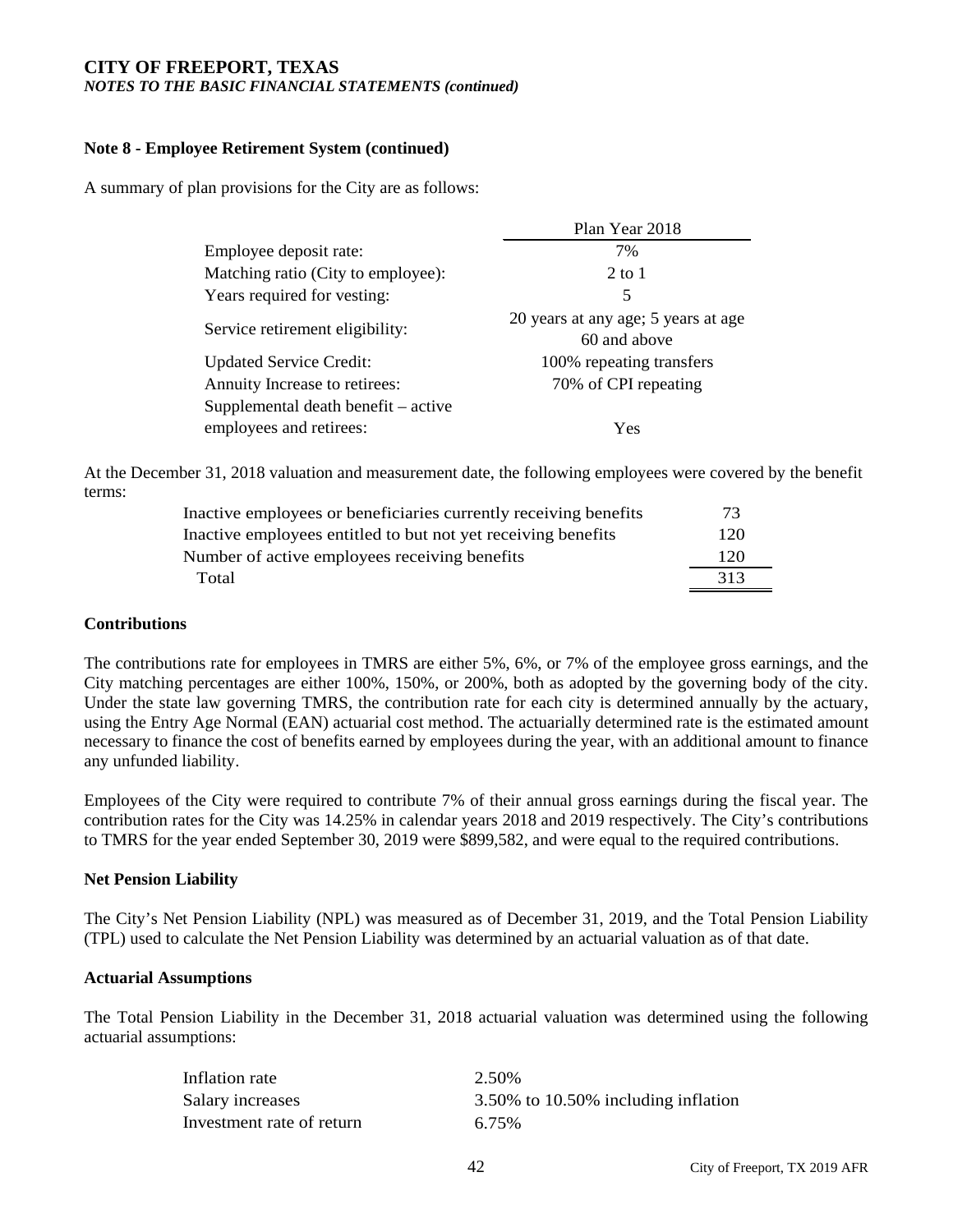**CITY OF FREEPORT, TEXAS**
*NOTES TO THE BASIC FINANCIAL STATEMENTS (continued)*

**Note 8 - Employee Retirement System (continued)**

A summary of plan provisions for the City are as follows:

| | Plan Year 2018 |
|---|---|
| Employee deposit rate: | 7% |
| Matching ratio (City to employee): | 2 to 1 |
| Years required for vesting: | 5 |
| Service retirement eligibility: | 20 years at any age; 5 years at age 60 and above |
| Updated Service Credit: | 100% repeating transfers |
| Annuity Increase to retirees: | 70% of CPI repeating |
| Supplemental death benefit – active employees and retirees: | Yes |

At the December 31, 2018 valuation and measurement date, the following employees were covered by the benefit terms:

| | |
|---|---|
| Inactive employees or beneficiaries currently receiving benefits | 73 |
| Inactive employees entitled to but not yet receiving benefits | 120 |
| Number of active employees receiving benefits | 120 |
| Total | 313 |

**Contributions**

The contributions rate for employees in TMRS are either 5%, 6%, or 7% of the employee gross earnings, and the City matching percentages are either 100%, 150%, or 200%, both as adopted by the governing body of the city. Under the state law governing TMRS, the contribution rate for each city is determined annually by the actuary, using the Entry Age Normal (EAN) actuarial cost method. The actuarially determined rate is the estimated amount necessary to finance the cost of benefits earned by employees during the year, with an additional amount to finance any unfunded liability.

Employees of the City were required to contribute 7% of their annual gross earnings during the fiscal year. The contribution rates for the City was 14.25% in calendar years 2018 and 2019 respectively. The City's contributions to TMRS for the year ended September 30, 2019 were $899,582, and were equal to the required contributions.

**Net Pension Liability**

The City's Net Pension Liability (NPL) was measured as of December 31, 2019, and the Total Pension Liability (TPL) used to calculate the Net Pension Liability was determined by an actuarial valuation as of that date.

**Actuarial Assumptions**

The Total Pension Liability in the December 31, 2018 actuarial valuation was determined using the following actuarial assumptions:

| | |
|---|---|
| Inflation rate | 2.50% |
| Salary increases | 3.50% to 10.50% including inflation |
| Investment rate of return | 6.75% |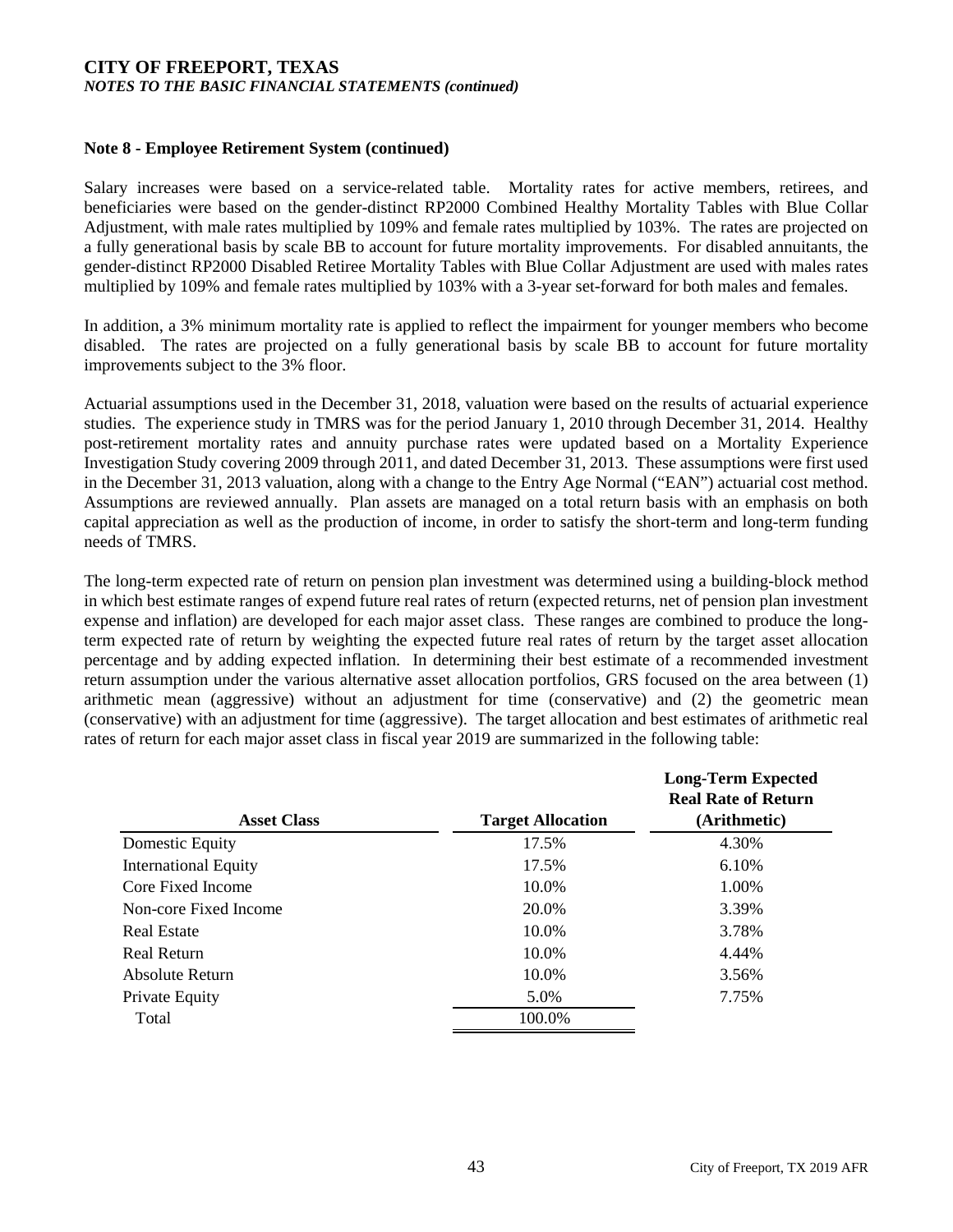**Note 8 - Employee Retirement System (continued)**

Salary increases were based on a service-related table. Mortality rates for active members, retirees, and beneficiaries were based on the gender-distinct RP2000 Combined Healthy Mortality Tables with Blue Collar Adjustment, with male rates multiplied by 109% and female rates multiplied by 103%. The rates are projected on a fully generational basis by scale BB to account for future mortality improvements. For disabled annuitants, the gender-distinct RP2000 Disabled Retiree Mortality Tables with Blue Collar Adjustment are used with males rates multiplied by 109% and female rates multiplied by 103% with a 3-year set-forward for both males and females.

In addition, a 3% minimum mortality rate is applied to reflect the impairment for younger members who become disabled. The rates are projected on a fully generational basis by scale BB to account for future mortality improvements subject to the 3% floor.

Actuarial assumptions used in the December 31, 2018, valuation were based on the results of actuarial experience studies. The experience study in TMRS was for the period January 1, 2010 through December 31, 2014. Healthy post-retirement mortality rates and annuity purchase rates were updated based on a Mortality Experience Investigation Study covering 2009 through 2011, and dated December 31, 2013. These assumptions were first used in the December 31, 2013 valuation, along with a change to the Entry Age Normal ("EAN") actuarial cost method. Assumptions are reviewed annually. Plan assets are managed on a total return basis with an emphasis on both capital appreciation as well as the production of income, in order to satisfy the short-term and long-term funding needs of TMRS.

The long-term expected rate of return on pension plan investment was determined using a building-block method in which best estimate ranges of expend future real rates of return (expected returns, net of pension plan investment expense and inflation) are developed for each major asset class. These ranges are combined to produce the long-term expected rate of return by weighting the expected future real rates of return by the target asset allocation percentage and by adding expected inflation. In determining their best estimate of a recommended investment return assumption under the various alternative asset allocation portfolios, GRS focused on the area between (1) arithmetic mean (aggressive) without an adjustment for time (conservative) and (2) the geometric mean (conservative) with an adjustment for time (aggressive). The target allocation and best estimates of arithmetic real rates of return for each major asset class in fiscal year 2019 are summarized in the following table:

| Asset Class | Target Allocation | Long-Term Expected Real Rate of Return (Arithmetic) |
|---|---|---|
| Domestic Equity | 17.5% | 4.30% |
| International Equity | 17.5% | 6.10% |
| Core Fixed Income | 10.0% | 1.00% |
| Non-core Fixed Income | 20.0% | 3.39% |
| Real Estate | 10.0% | 3.78% |
| Real Return | 10.0% | 4.44% |
| Absolute Return | 10.0% | 3.56% |
| Private Equity | 5.0% | 7.75% |
| Total | 100.0% | |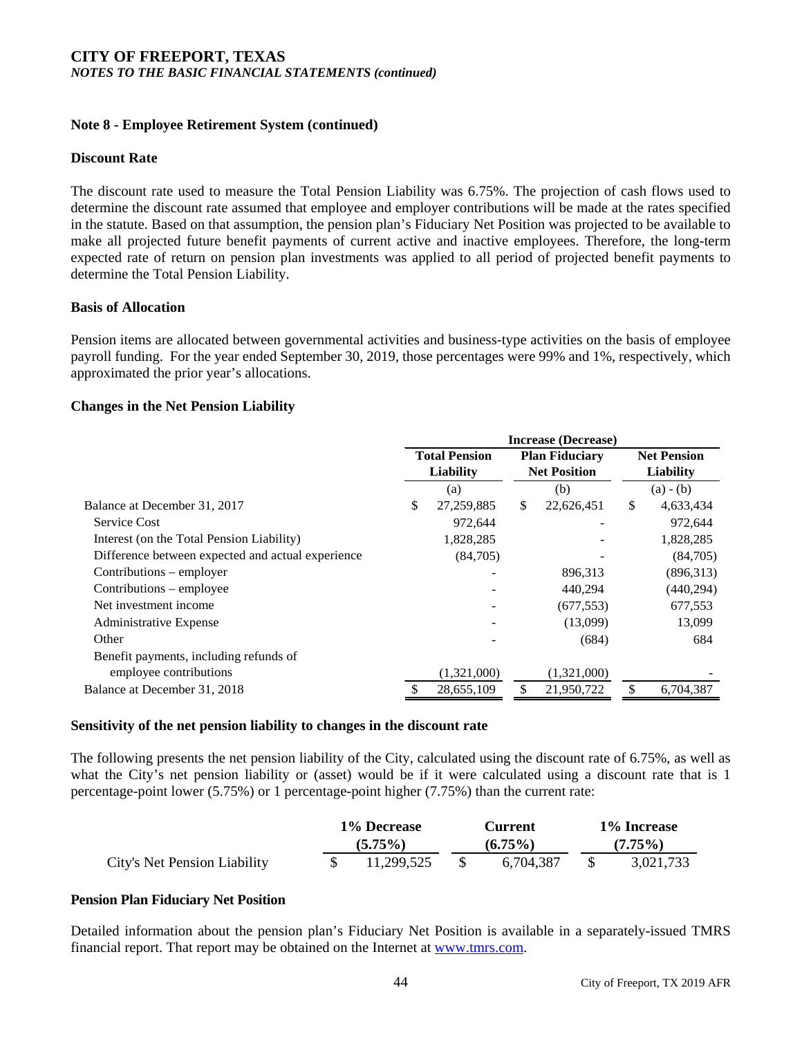# CITY OF FREEPORT, TEXAS

*NOTES TO THE BASIC FINANCIAL STATEMENTS (continued)*

## Note 8 - Employee Retirement System (continued)

### Discount Rate

The discount rate used to measure the Total Pension Liability was 6.75%. The projection of cash flows used to determine the discount rate assumed that employee and employer contributions will be made at the rates specified in the statute. Based on that assumption, the pension plan's Fiduciary Net Position was projected to be available to make all projected future benefit payments of current active and inactive employees. Therefore, the long-term expected rate of return on pension plan investments was applied to all period of projected benefit payments to determine the Total Pension Liability.

### Basis of Allocation

Pension items are allocated between governmental activities and business-type activities on the basis of employee payroll funding. For the year ended September 30, 2019, those percentages were 99% and 1%, respectively, which approximated the prior year's allocations.

### Changes in the Net Pension Liability

| | Increase (Decrease) | | |
|---|---|---|---|
| | Total Pension Liability | Plan Fiduciary Net Position | Net Pension Liability |
| | (a) | (b) | (a) - (b) |
| Balance at December 31, 2017 | $ 27,259,885 | $ 22,626,451 | $ 4,633,434 |
| Service Cost | 972,644 | - | 972,644 |
| Interest (on the Total Pension Liability) | 1,828,285 | - | 1,828,285 |
| Difference between expected and actual experience | (84,705) | - | (84,705) |
| Contributions – employer | - | 896,313 | (896,313) |
| Contributions – employee | - | 440,294 | (440,294) |
| Net investment income | - | (677,553) | 677,553 |
| Administrative Expense | - | (13,099) | 13,099 |
| Other | - | (684) | 684 |
| Benefit payments, including refunds of employee contributions | (1,321,000) | (1,321,000) | - |
| Balance at December 31, 2018 | $ 28,655,109 | $ 21,950,722 | $ 6,704,387 |

### Sensitivity of the net pension liability to changes in the discount rate

The following presents the net pension liability of the City, calculated using the discount rate of 6.75%, as well as what the City's net pension liability or (asset) would be if it were calculated using a discount rate that is 1 percentage-point lower (5.75%) or 1 percentage-point higher (7.75%) than the current rate:

| | 1% Decrease (5.75%) | Current (6.75%) | 1% Increase (7.75%) |
|---|---|---|---|
| City's Net Pension Liability | $ 11,299,525 | $ 6,704,387 | $ 3,021,733 |

### Pension Plan Fiduciary Net Position

Detailed information about the pension plan's Fiduciary Net Position is available in a separately-issued TMRS financial report. That report may be obtained on the Internet at www.tmrs.com.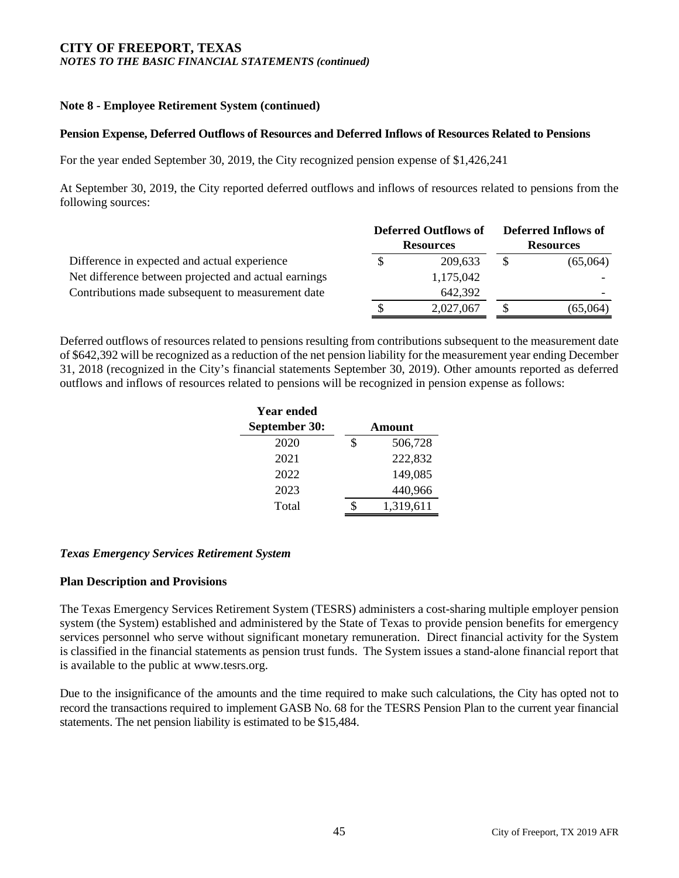**CITY OF FREEPORT, TEXAS**
***NOTES TO THE BASIC FINANCIAL STATEMENTS (continued)***

**Note 8 - Employee Retirement System (continued)**

**Pension Expense, Deferred Outflows of Resources and Deferred Inflows of Resources Related to Pensions**

For the year ended September 30, 2019, the City recognized pension expense of $1,426,241

At September 30, 2019, the City reported deferred outflows and inflows of resources related to pensions from the following sources:

| | Deferred Outflows of Resources | Deferred Inflows of Resources |
|---|---|---|
| Difference in expected and actual experience | $ 209,633 | $ (65,064) |
| Net difference between projected and actual earnings | 1,175,042 | - |
| Contributions made subsequent to measurement date | 642,392 | - |
| | $ 2,027,067 | $ (65,064) |

Deferred outflows of resources related to pensions resulting from contributions subsequent to the measurement date of $642,392 will be recognized as a reduction of the net pension liability for the measurement year ending December 31, 2018 (recognized in the City's financial statements September 30, 2019). Other amounts reported as deferred outflows and inflows of resources related to pensions will be recognized in pension expense as follows:

| Year ended September 30: | Amount |
|---|---|
| 2020 | $ 506,728 |
| 2021 | 222,832 |
| 2022 | 149,085 |
| 2023 | 440,966 |
| Total | $ 1,319,611 |

***Texas Emergency Services Retirement System***

**Plan Description and Provisions**

The Texas Emergency Services Retirement System (TESRS) administers a cost-sharing multiple employer pension system (the System) established and administered by the State of Texas to provide pension benefits for emergency services personnel who serve without significant monetary remuneration. Direct financial activity for the System is classified in the financial statements as pension trust funds. The System issues a stand-alone financial report that is available to the public at www.tesrs.org.

Due to the insignificance of the amounts and the time required to make such calculations, the City has opted not to record the transactions required to implement GASB No. 68 for the TESRS Pension Plan to the current year financial statements. The net pension liability is estimated to be $15,484.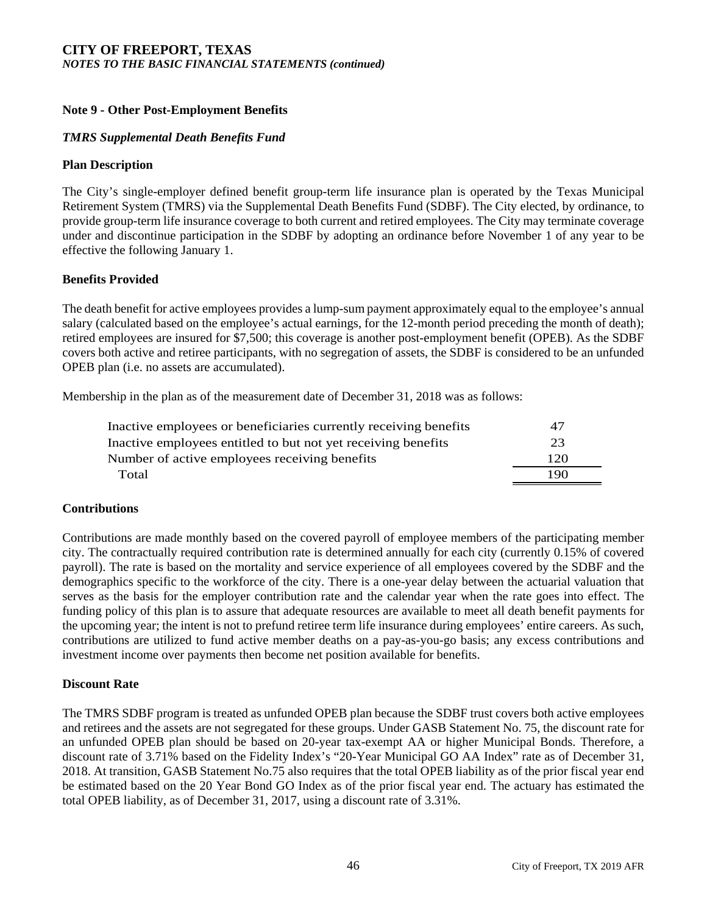## Note 9 - Other Post-Employment Benefits

### *TMRS Supplemental Death Benefits Fund*

**Plan Description**

The City's single-employer defined benefit group-term life insurance plan is operated by the Texas Municipal Retirement System (TMRS) via the Supplemental Death Benefits Fund (SDBF). The City elected, by ordinance, to provide group-term life insurance coverage to both current and retired employees. The City may terminate coverage under and discontinue participation in the SDBF by adopting an ordinance before November 1 of any year to be effective the following January 1.

**Benefits Provided**

The death benefit for active employees provides a lump-sum payment approximately equal to the employee's annual salary (calculated based on the employee's actual earnings, for the 12-month period preceding the month of death); retired employees are insured for $7,500; this coverage is another post-employment benefit (OPEB). As the SDBF covers both active and retiree participants, with no segregation of assets, the SDBF is considered to be an unfunded OPEB plan (i.e. no assets are accumulated).

Membership in the plan as of the measurement date of December 31, 2018 was as follows:

| | |
|---|---|
| Inactive employees or beneficiaries currently receiving benefits | 47 |
| Inactive employees entitled to but not yet receiving benefits | 23 |
| Number of active employees receiving benefits | 120 |
| Total | 190 |

**Contributions**

Contributions are made monthly based on the covered payroll of employee members of the participating member city. The contractually required contribution rate is determined annually for each city (currently 0.15% of covered payroll). The rate is based on the mortality and service experience of all employees covered by the SDBF and the demographics specific to the workforce of the city. There is a one-year delay between the actuarial valuation that serves as the basis for the employer contribution rate and the calendar year when the rate goes into effect. The funding policy of this plan is to assure that adequate resources are available to meet all death benefit payments for the upcoming year; the intent is not to prefund retiree term life insurance during employees' entire careers. As such, contributions are utilized to fund active member deaths on a pay-as-you-go basis; any excess contributions and investment income over payments then become net position available for benefits.

**Discount Rate**

The TMRS SDBF program is treated as unfunded OPEB plan because the SDBF trust covers both active employees and retirees and the assets are not segregated for these groups. Under GASB Statement No. 75, the discount rate for an unfunded OPEB plan should be based on 20-year tax-exempt AA or higher Municipal Bonds. Therefore, a discount rate of 3.71% based on the Fidelity Index's "20-Year Municipal GO AA Index" rate as of December 31, 2018. At transition, GASB Statement No.75 also requires that the total OPEB liability as of the prior fiscal year end be estimated based on the 20 Year Bond GO Index as of the prior fiscal year end. The actuary has estimated the total OPEB liability, as of December 31, 2017, using a discount rate of 3.31%.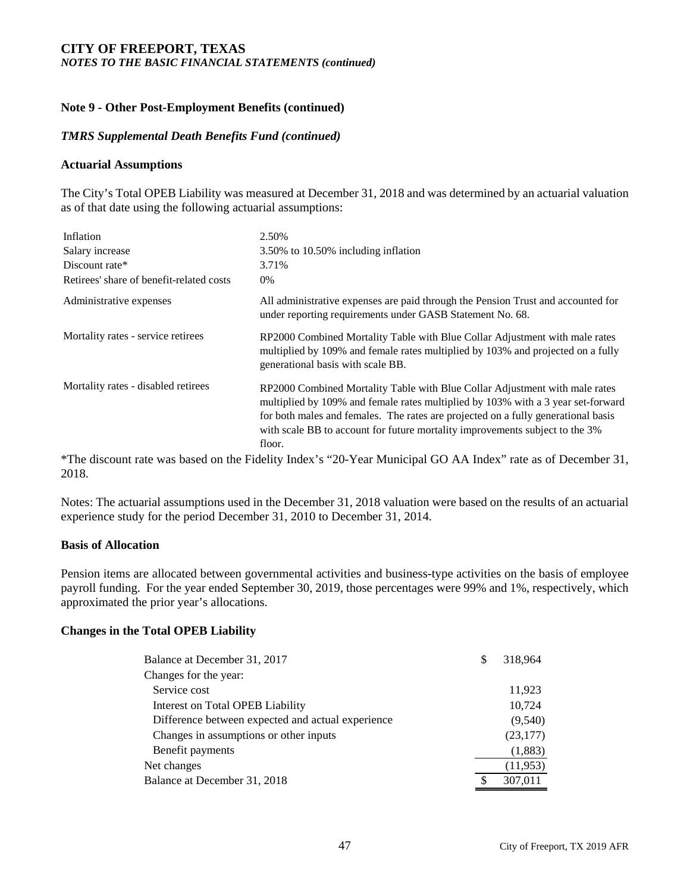# CITY OF FREEPORT, TEXAS

*NOTES TO THE BASIC FINANCIAL STATEMENTS (continued)*

## Note 9 - Other Post-Employment Benefits (continued)

### *TMRS Supplemental Death Benefits Fund (continued)*

### Actuarial Assumptions

The City's Total OPEB Liability was measured at December 31, 2018 and was determined by an actuarial valuation as of that date using the following actuarial assumptions:

| | |
|---|---|
| Inflation | 2.50% |
| Salary increase | 3.50% to 10.50% including inflation |
| Discount rate* | 3.71% |
| Retirees' share of benefit-related costs | 0% |
| Administrative expenses | All administrative expenses are paid through the Pension Trust and accounted for under reporting requirements under GASB Statement No. 68. |
| Mortality rates - service retirees | RP2000 Combined Mortality Table with Blue Collar Adjustment with male rates multiplied by 109% and female rates multiplied by 103% and projected on a fully generational basis with scale BB. |
| Mortality rates - disabled retirees | RP2000 Combined Mortality Table with Blue Collar Adjustment with male rates multiplied by 109% and female rates multiplied by 103% with a 3 year set-forward for both males and females. The rates are projected on a fully generational basis with scale BB to account for future mortality improvements subject to the 3% floor. |

*The discount rate was based on the Fidelity Index's "20-Year Municipal GO AA Index" rate as of December 31, 2018.

Notes: The actuarial assumptions used in the December 31, 2018 valuation were based on the results of an actuarial experience study for the period December 31, 2010 to December 31, 2014.

### Basis of Allocation

Pension items are allocated between governmental activities and business-type activities on the basis of employee payroll funding. For the year ended September 30, 2019, those percentages were 99% and 1%, respectively, which approximated the prior year's allocations.

### Changes in the Total OPEB Liability

| | |
|---|---:|
| Balance at December 31, 2017 | $ 318,964 |
| Changes for the year: | |
| Service cost | 11,923 |
| Interest on Total OPEB Liability | 10,724 |
| Difference between expected and actual experience | (9,540) |
| Changes in assumptions or other inputs | (23,177) |
| Benefit payments | (1,883) |
| Net changes | (11,953) |
| Balance at December 31, 2018 | $ 307,011 |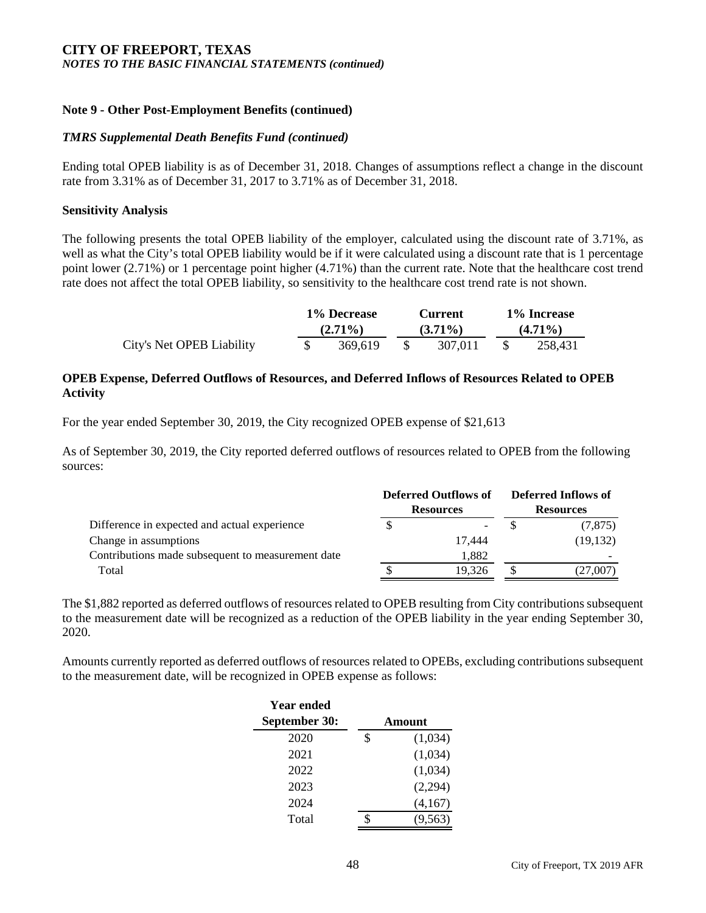**Note 9 - Other Post-Employment Benefits (continued)**

***TMRS Supplemental Death Benefits Fund (continued)***

Ending total OPEB liability is as of December 31, 2018. Changes of assumptions reflect a change in the discount rate from 3.31% as of December 31, 2017 to 3.71% as of December 31, 2018.

**Sensitivity Analysis**

The following presents the total OPEB liability of the employer, calculated using the discount rate of 3.71%, as well as what the City's total OPEB liability would be if it were calculated using a discount rate that is 1 percentage point lower (2.71%) or 1 percentage point higher (4.71%) than the current rate. Note that the healthcare cost trend rate does not affect the total OPEB liability, so sensitivity to the healthcare cost trend rate is not shown.

| | 1% Decrease (2.71%) | Current (3.71%) | 1% Increase (4.71%) |
|---|---|---|---|
| City's Net OPEB Liability | $ 369,619 | $ 307,011 | $ 258,431 |

**OPEB Expense, Deferred Outflows of Resources, and Deferred Inflows of Resources Related to OPEB Activity**

For the year ended September 30, 2019, the City recognized OPEB expense of $21,613

As of September 30, 2019, the City reported deferred outflows of resources related to OPEB from the following sources:

| | Deferred Outflows of Resources | Deferred Inflows of Resources |
|---|---|---|
| Difference in expected and actual experience | $ - | $ (7,875) |
| Change in assumptions | 17,444 | (19,132) |
| Contributions made subsequent to measurement date | 1,882 | - |
| Total | $ 19,326 | $ (27,007) |

The $1,882 reported as deferred outflows of resources related to OPEB resulting from City contributions subsequent to the measurement date will be recognized as a reduction of the OPEB liability in the year ending September 30, 2020.

Amounts currently reported as deferred outflows of resources related to OPEBs, excluding contributions subsequent to the measurement date, will be recognized in OPEB expense as follows:

| Year ended September 30: | Amount |
|---|---|
| 2020 | $ (1,034) |
| 2021 | (1,034) |
| 2022 | (1,034) |
| 2023 | (2,294) |
| 2024 | (4,167) |
| Total | $ (9,563) |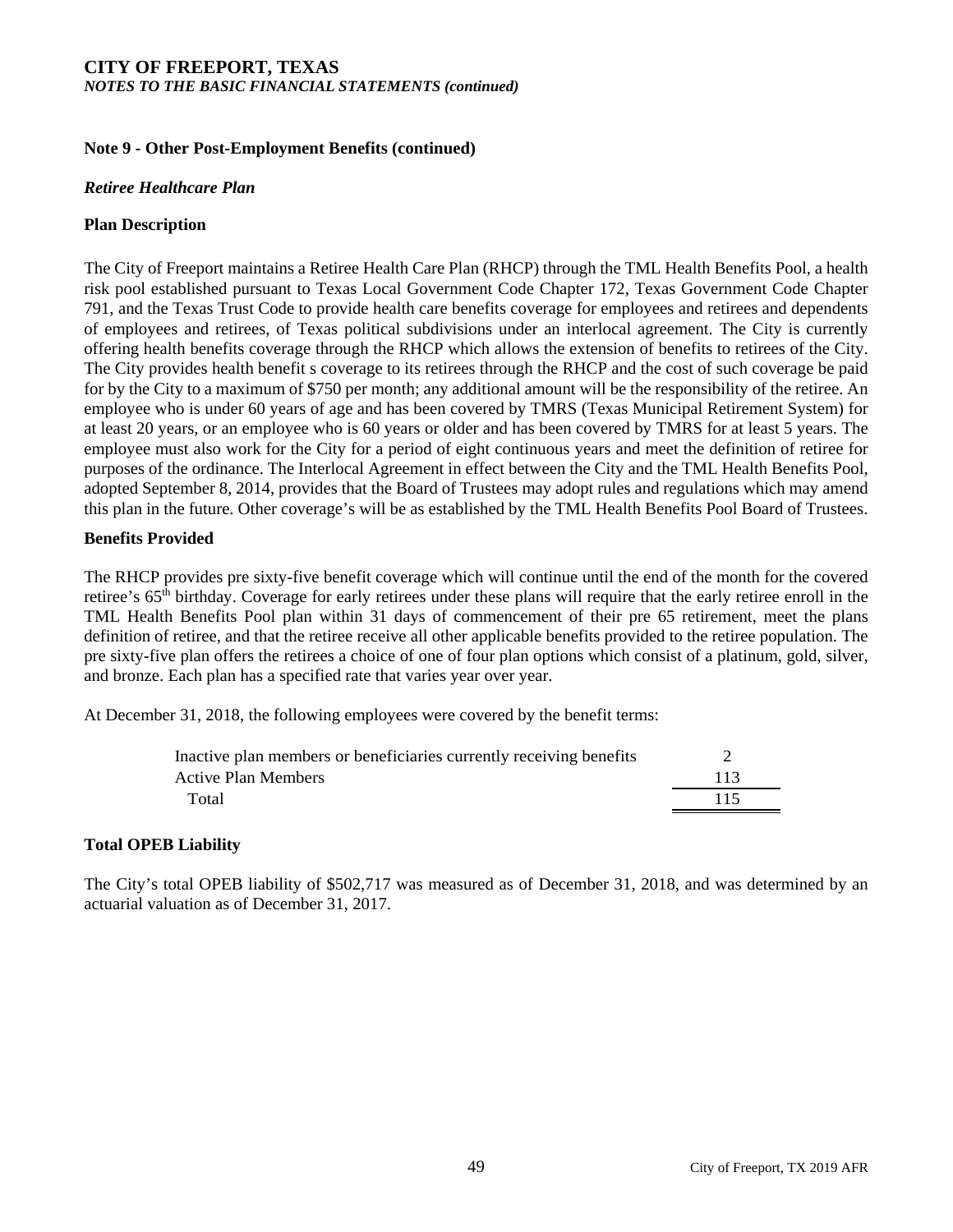# CITY OF FREEPORT, TEXAS

*NOTES TO THE BASIC FINANCIAL STATEMENTS (continued)*

## Note 9 - Other Post-Employment Benefits (continued)

### *Retiree Healthcare Plan*

### Plan Description

The City of Freeport maintains a Retiree Health Care Plan (RHCP) through the TML Health Benefits Pool, a health risk pool established pursuant to Texas Local Government Code Chapter 172, Texas Government Code Chapter 791, and the Texas Trust Code to provide health care benefits coverage for employees and retirees and dependents of employees and retirees, of Texas political subdivisions under an interlocal agreement. The City is currently offering health benefits coverage through the RHCP which allows the extension of benefits to retirees of the City. The City provides health benefit s coverage to its retirees through the RHCP and the cost of such coverage be paid for by the City to a maximum of $750 per month; any additional amount will be the responsibility of the retiree. An employee who is under 60 years of age and has been covered by TMRS (Texas Municipal Retirement System) for at least 20 years, or an employee who is 60 years or older and has been covered by TMRS for at least 5 years. The employee must also work for the City for a period of eight continuous years and meet the definition of retiree for purposes of the ordinance. The Interlocal Agreement in effect between the City and the TML Health Benefits Pool, adopted September 8, 2014, provides that the Board of Trustees may adopt rules and regulations which may amend this plan in the future. Other coverage's will be as established by the TML Health Benefits Pool Board of Trustees.

### Benefits Provided

The RHCP provides pre sixty-five benefit coverage which will continue until the end of the month for the covered retiree's 65th birthday. Coverage for early retirees under these plans will require that the early retiree enroll in the TML Health Benefits Pool plan within 31 days of commencement of their pre 65 retirement, meet the plans definition of retiree, and that the retiree receive all other applicable benefits provided to the retiree population. The pre sixty-five plan offers the retirees a choice of one of four plan options which consist of a platinum, gold, silver, and bronze. Each plan has a specified rate that varies year over year.

At December 31, 2018, the following employees were covered by the benefit terms:

| | |
|---|---|
| Inactive plan members or beneficiaries currently receiving benefits | 2 |
| Active Plan Members | 113 |
| Total | 115 |

### Total OPEB Liability

The City's total OPEB liability of $502,717 was measured as of December 31, 2018, and was determined by an actuarial valuation as of December 31, 2017.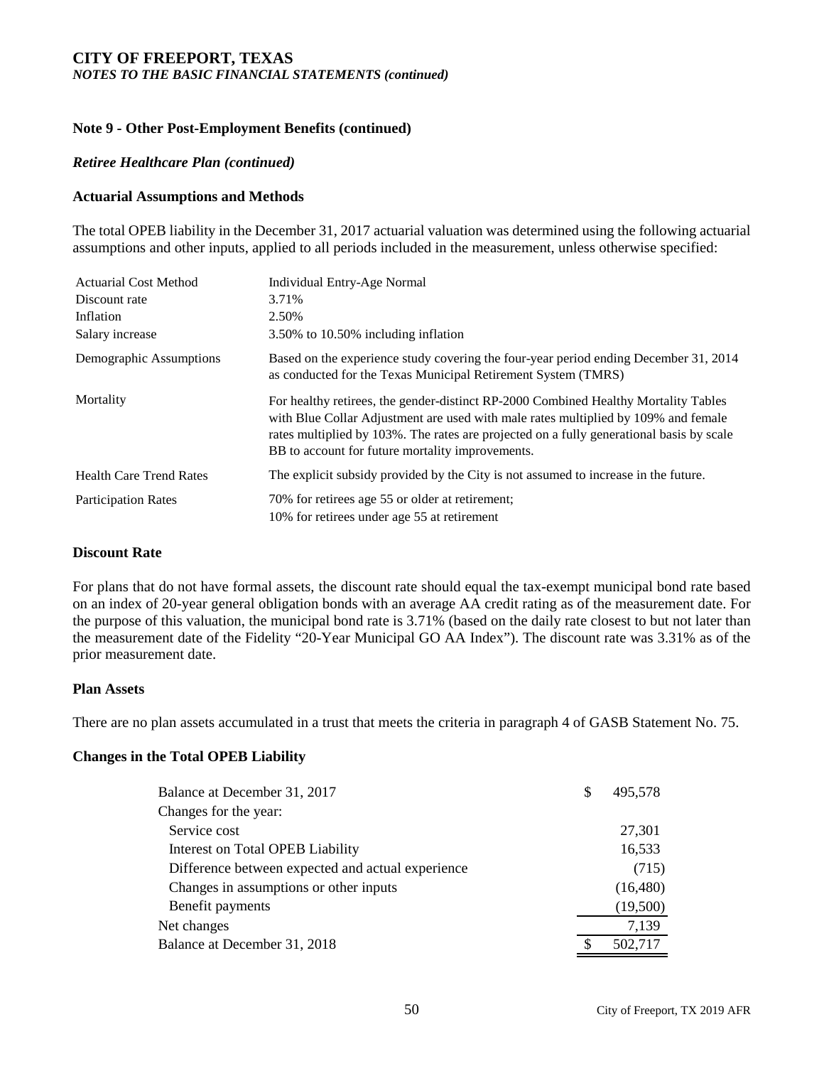## Note 9 - Other Post-Employment Benefits (continued)

### *Retiree Healthcare Plan (continued)*

### Actuarial Assumptions and Methods

The total OPEB liability in the December 31, 2017 actuarial valuation was determined using the following actuarial assumptions and other inputs, applied to all periods included in the measurement, unless otherwise specified:

| | |
|---|---|
| Actuarial Cost Method | Individual Entry-Age Normal |
| Discount rate | 3.71% |
| Inflation | 2.50% |
| Salary increase | 3.50% to 10.50% including inflation |
| Demographic Assumptions | Based on the experience study covering the four-year period ending December 31, 2014 as conducted for the Texas Municipal Retirement System (TMRS) |
| Mortality | For healthy retirees, the gender-distinct RP-2000 Combined Healthy Mortality Tables with Blue Collar Adjustment are used with male rates multiplied by 109% and female rates multiplied by 103%. The rates are projected on a fully generational basis by scale BB to account for future mortality improvements. |
| Health Care Trend Rates | The explicit subsidy provided by the City is not assumed to increase in the future. |
| Participation Rates | 70% for retirees age 55 or older at retirement; 10% for retirees under age 55 at retirement |

### Discount Rate

For plans that do not have formal assets, the discount rate should equal the tax-exempt municipal bond rate based on an index of 20-year general obligation bonds with an average AA credit rating as of the measurement date. For the purpose of this valuation, the municipal bond rate is 3.71% (based on the daily rate closest to but not later than the measurement date of the Fidelity "20-Year Municipal GO AA Index"). The discount rate was 3.31% as of the prior measurement date.

### Plan Assets

There are no plan assets accumulated in a trust that meets the criteria in paragraph 4 of GASB Statement No. 75.

### Changes in the Total OPEB Liability

| | |
|---|---|
| Balance at December 31, 2017 | $ 495,578 |
| Changes for the year: | |
| Service cost | 27,301 |
| Interest on Total OPEB Liability | 16,533 |
| Difference between expected and actual experience | (715) |
| Changes in assumptions or other inputs | (16,480) |
| Benefit payments | (19,500) |
| Net changes | 7,139 |
| Balance at December 31, 2018 | $ 502,717 |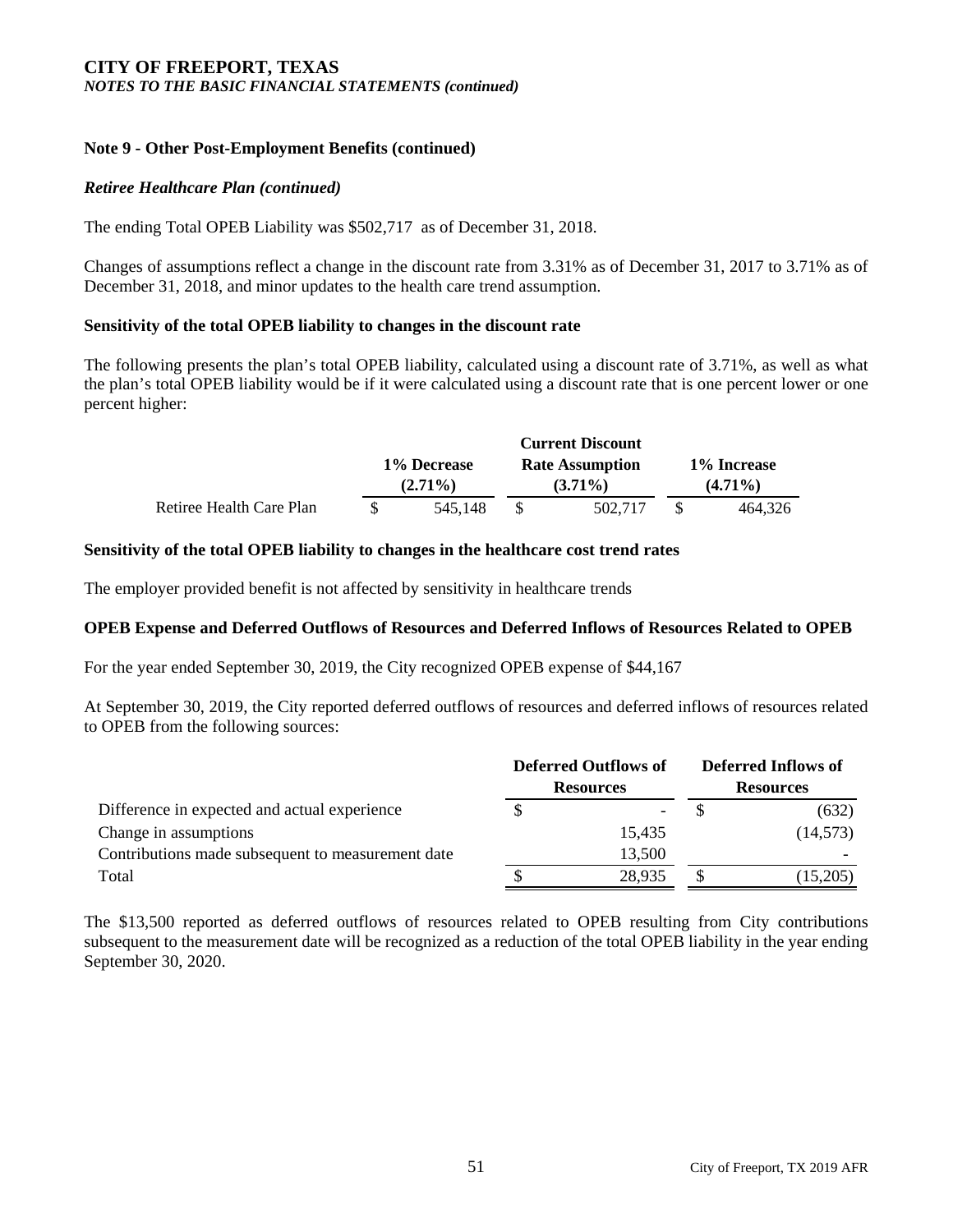# CITY OF FREEPORT, TEXAS

*NOTES TO THE BASIC FINANCIAL STATEMENTS (continued)*

### Note 9 - Other Post-Employment Benefits (continued)

***Retiree Healthcare Plan (continued)***

The ending Total OPEB Liability was $502,717 as of December 31, 2018.

Changes of assumptions reflect a change in the discount rate from 3.31% as of December 31, 2017 to 3.71% as of December 31, 2018, and minor updates to the health care trend assumption.

**Sensitivity of the total OPEB liability to changes in the discount rate**

The following presents the plan's total OPEB liability, calculated using a discount rate of 3.71%, as well as what the plan's total OPEB liability would be if it were calculated using a discount rate that is one percent lower or one percent higher:

| | 1% Decrease (2.71%) | Current Discount Rate Assumption (3.71%) | 1% Increase (4.71%) |
|---|---|---|---|
| Retiree Health Care Plan | $ 545,148 | $ 502,717 | $ 464,326 |

**Sensitivity of the total OPEB liability to changes in the healthcare cost trend rates**

The employer provided benefit is not affected by sensitivity in healthcare trends

**OPEB Expense and Deferred Outflows of Resources and Deferred Inflows of Resources Related to OPEB**

For the year ended September 30, 2019, the City recognized OPEB expense of $44,167

At September 30, 2019, the City reported deferred outflows of resources and deferred inflows of resources related to OPEB from the following sources:

| | Deferred Outflows of Resources | Deferred Inflows of Resources |
|---|---|---|
| Difference in expected and actual experience | $ - | $ (632) |
| Change in assumptions | 15,435 | (14,573) |
| Contributions made subsequent to measurement date | 13,500 | - |
| Total | $ 28,935 | $ (15,205) |

The $13,500 reported as deferred outflows of resources related to OPEB resulting from City contributions subsequent to the measurement date will be recognized as a reduction of the total OPEB liability in the year ending September 30, 2020.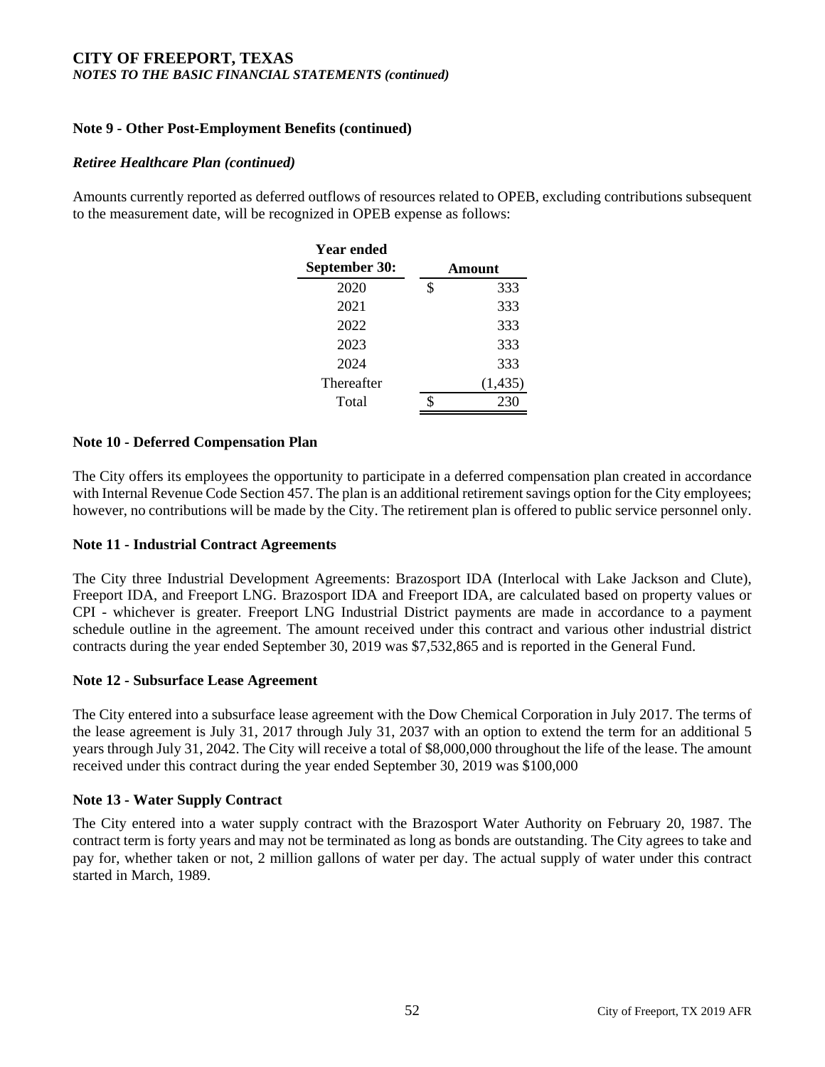## Note 9 - Other Post-Employment Benefits (continued)

### *Retiree Healthcare Plan (continued)*

Amounts currently reported as deferred outflows of resources related to OPEB, excluding contributions subsequent to the measurement date, will be recognized in OPEB expense as follows:

| Year ended September 30: | Amount |
|---|---|
| 2020 | $ 333 |
| 2021 | 333 |
| 2022 | 333 |
| 2023 | 333 |
| 2024 | 333 |
| Thereafter | (1,435) |
| Total | $ 230 |

## Note 10 - Deferred Compensation Plan

The City offers its employees the opportunity to participate in a deferred compensation plan created in accordance with Internal Revenue Code Section 457. The plan is an additional retirement savings option for the City employees; however, no contributions will be made by the City. The retirement plan is offered to public service personnel only.

## Note 11 - Industrial Contract Agreements

The City three Industrial Development Agreements: Brazosport IDA (Interlocal with Lake Jackson and Clute), Freeport IDA, and Freeport LNG. Brazosport IDA and Freeport IDA, are calculated based on property values or CPI - whichever is greater. Freeport LNG Industrial District payments are made in accordance to a payment schedule outline in the agreement. The amount received under this contract and various other industrial district contracts during the year ended September 30, 2019 was $7,532,865 and is reported in the General Fund.

## Note 12 - Subsurface Lease Agreement

The City entered into a subsurface lease agreement with the Dow Chemical Corporation in July 2017. The terms of the lease agreement is July 31, 2017 through July 31, 2037 with an option to extend the term for an additional 5 years through July 31, 2042. The City will receive a total of $8,000,000 throughout the life of the lease. The amount received under this contract during the year ended September 30, 2019 was $100,000

## Note 13 - Water Supply Contract

The City entered into a water supply contract with the Brazosport Water Authority on February 20, 1987. The contract term is forty years and may not be terminated as long as bonds are outstanding. The City agrees to take and pay for, whether taken or not, 2 million gallons of water per day. The actual supply of water under this contract started in March, 1989.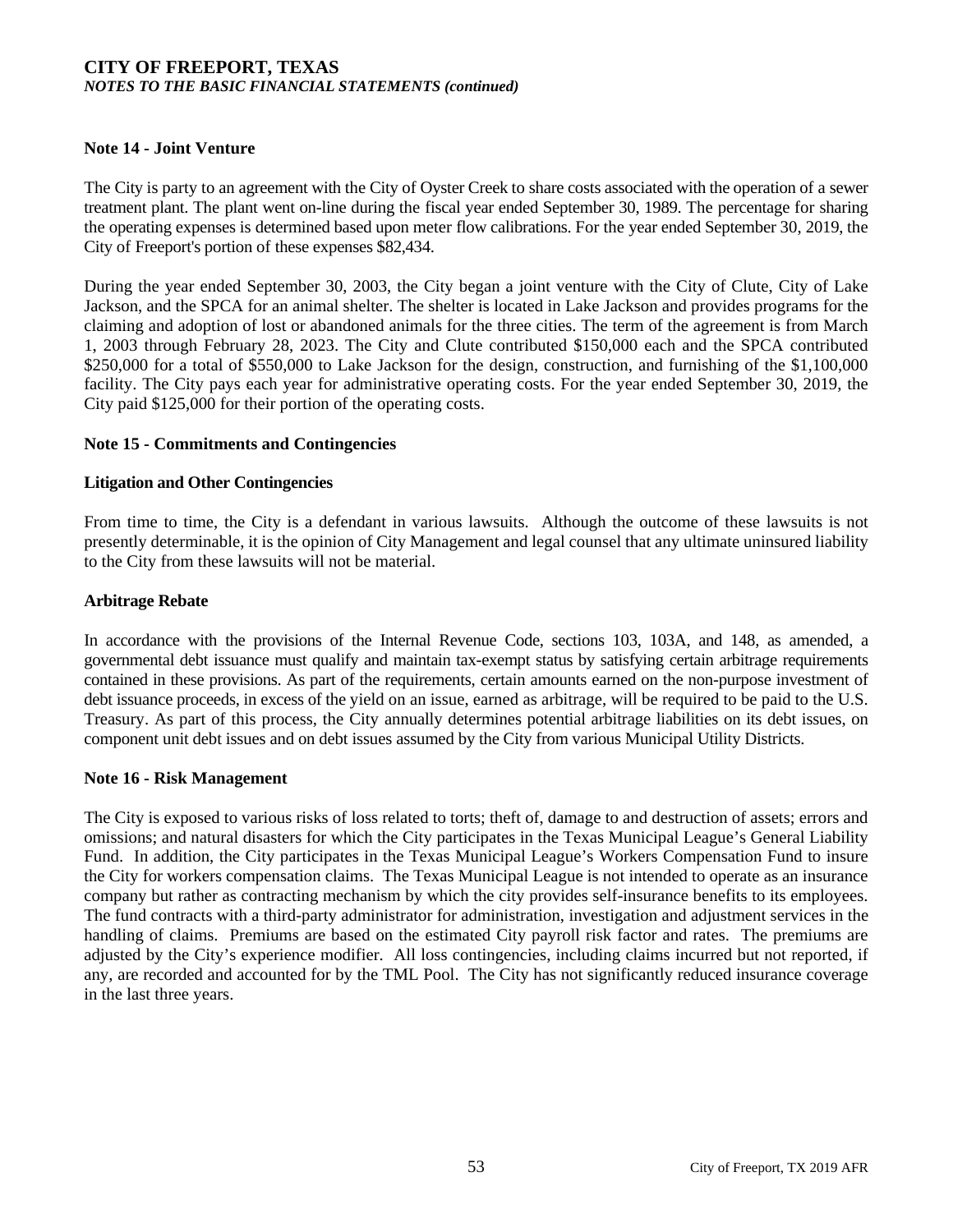## Note 14 - Joint Venture

The City is party to an agreement with the City of Oyster Creek to share costs associated with the operation of a sewer treatment plant. The plant went on-line during the fiscal year ended September 30, 1989. The percentage for sharing the operating expenses is determined based upon meter flow calibrations. For the year ended September 30, 2019, the City of Freeport's portion of these expenses $82,434.

During the year ended September 30, 2003, the City began a joint venture with the City of Clute, City of Lake Jackson, and the SPCA for an animal shelter. The shelter is located in Lake Jackson and provides programs for the claiming and adoption of lost or abandoned animals for the three cities. The term of the agreement is from March 1, 2003 through February 28, 2023. The City and Clute contributed $150,000 each and the SPCA contributed $250,000 for a total of $550,000 to Lake Jackson for the design, construction, and furnishing of the $1,100,000 facility. The City pays each year for administrative operating costs. For the year ended September 30, 2019, the City paid $125,000 for their portion of the operating costs.

## Note 15 - Commitments and Contingencies

### Litigation and Other Contingencies

From time to time, the City is a defendant in various lawsuits. Although the outcome of these lawsuits is not presently determinable, it is the opinion of City Management and legal counsel that any ultimate uninsured liability to the City from these lawsuits will not be material.

### Arbitrage Rebate

In accordance with the provisions of the Internal Revenue Code, sections 103, 103A, and 148, as amended, a governmental debt issuance must qualify and maintain tax-exempt status by satisfying certain arbitrage requirements contained in these provisions. As part of the requirements, certain amounts earned on the non-purpose investment of debt issuance proceeds, in excess of the yield on an issue, earned as arbitrage, will be required to be paid to the U.S. Treasury. As part of this process, the City annually determines potential arbitrage liabilities on its debt issues, on component unit debt issues and on debt issues assumed by the City from various Municipal Utility Districts.

## Note 16 - Risk Management

The City is exposed to various risks of loss related to torts; theft of, damage to and destruction of assets; errors and omissions; and natural disasters for which the City participates in the Texas Municipal League's General Liability Fund. In addition, the City participates in the Texas Municipal League's Workers Compensation Fund to insure the City for workers compensation claims. The Texas Municipal League is not intended to operate as an insurance company but rather as contracting mechanism by which the city provides self-insurance benefits to its employees. The fund contracts with a third-party administrator for administration, investigation and adjustment services in the handling of claims. Premiums are based on the estimated City payroll risk factor and rates. The premiums are adjusted by the City's experience modifier. All loss contingencies, including claims incurred but not reported, if any, are recorded and accounted for by the TML Pool. The City has not significantly reduced insurance coverage in the last three years.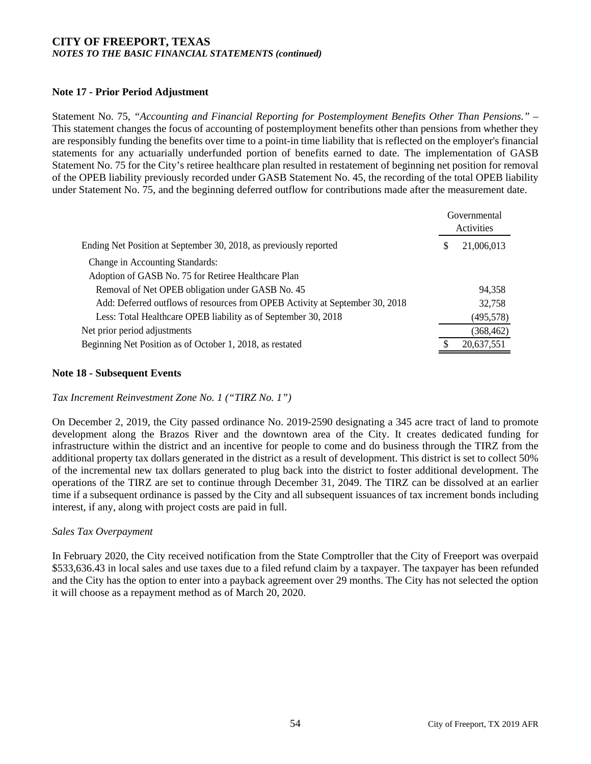**CITY OF FREEPORT, TEXAS**
***NOTES TO THE BASIC FINANCIAL STATEMENTS (continued)***

## Note 17 - Prior Period Adjustment

Statement No. 75, *"Accounting and Financial Reporting for Postemployment Benefits Other Than Pensions."* – This statement changes the focus of accounting of postemployment benefits other than pensions from whether they are responsibly funding the benefits over time to a point-in time liability that is reflected on the employer's financial statements for any actuarially underfunded portion of benefits earned to date. The implementation of GASB Statement No. 75 for the City's retiree healthcare plan resulted in restatement of beginning net position for removal of the OPEB liability previously recorded under GASB Statement No. 45, the recording of the total OPEB liability under Statement No. 75, and the beginning deferred outflow for contributions made after the measurement date.

| | Governmental Activities |
|---|---|
| Ending Net Position at September 30, 2018, as previously reported | $ 21,006,013 |
| Change in Accounting Standards: | |
| Adoption of GASB No. 75 for Retiree Healthcare Plan | |
| Removal of Net OPEB obligation under GASB No. 45 | 94,358 |
| Add: Deferred outflows of resources from OPEB Activity at September 30, 2018 | 32,758 |
| Less: Total Healthcare OPEB liability as of September 30, 2018 | (495,578) |
| Net prior period adjustments | (368,462) |
| Beginning Net Position as of October 1, 2018, as restated | $ 20,637,551 |

## Note 18 - Subsequent Events

*Tax Increment Reinvestment Zone No. 1 ("TIRZ No. 1")*

On December 2, 2019, the City passed ordinance No. 2019-2590 designating a 345 acre tract of land to promote development along the Brazos River and the downtown area of the City. It creates dedicated funding for infrastructure within the district and an incentive for people to come and do business through the TIRZ from the additional property tax dollars generated in the district as a result of development. This district is set to collect 50% of the incremental new tax dollars generated to plug back into the district to foster additional development. The operations of the TIRZ are set to continue through December 31, 2049. The TIRZ can be dissolved at an earlier time if a subsequent ordinance is passed by the City and all subsequent issuances of tax increment bonds including interest, if any, along with project costs are paid in full.

*Sales Tax Overpayment*

In February 2020, the City received notification from the State Comptroller that the City of Freeport was overpaid $533,636.43 in local sales and use taxes due to a filed refund claim by a taxpayer. The taxpayer has been refunded and the City has the option to enter into a payback agreement over 29 months. The City has not selected the option it will choose as a repayment method as of March 20, 2020.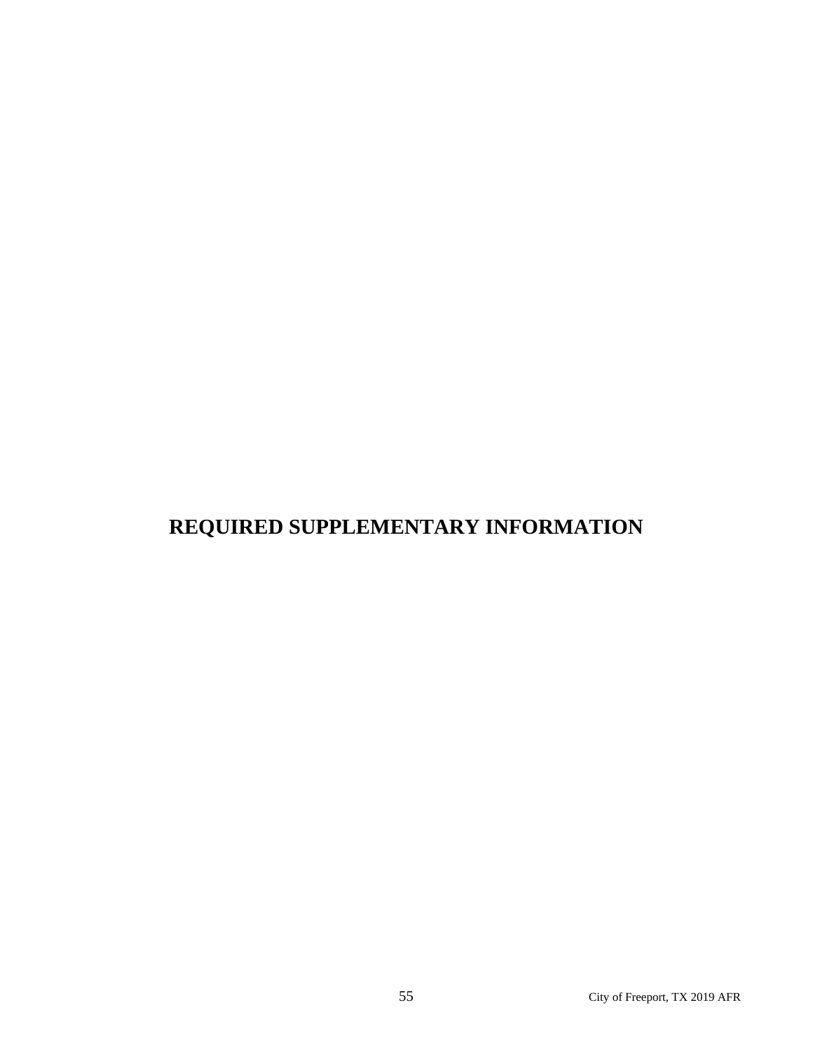# REQUIRED SUPPLEMENTARY INFORMATION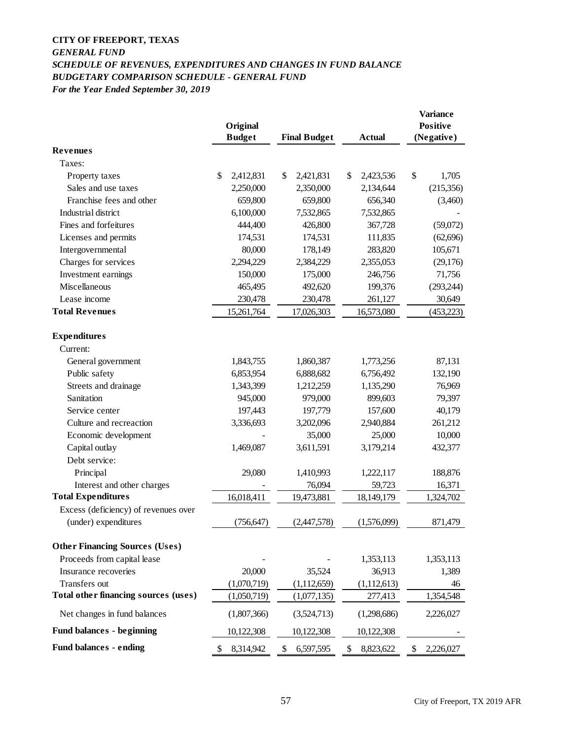**CITY OF FREEPORT, TEXAS**

***GENERAL FUND***

***SCHEDULE OF REVENUES, EXPENDITURES AND CHANGES IN FUND BALANCE***

***BUDGETARY COMPARISON SCHEDULE - GENERAL FUND***

***For the Year Ended September 30, 2019***

| | Original Budget | Final Budget | Actual | Variance Positive (Negative) |
|---|---|---|---|---|
| **Revenues** | | | | |
| Taxes: | | | | |
| Property taxes | $ 2,412,831 | $ 2,421,831 | $ 2,423,536 | $ 1,705 |
| Sales and use taxes | 2,250,000 | 2,350,000 | 2,134,644 | (215,356) |
| Franchise fees and other | 659,800 | 659,800 | 656,340 | (3,460) |
| Industrial district | 6,100,000 | 7,532,865 | 7,532,865 | - |
| Fines and forfeitures | 444,400 | 426,800 | 367,728 | (59,072) |
| Licenses and permits | 174,531 | 174,531 | 111,835 | (62,696) |
| Intergovernmental | 80,000 | 178,149 | 283,820 | 105,671 |
| Charges for services | 2,294,229 | 2,384,229 | 2,355,053 | (29,176) |
| Investment earnings | 150,000 | 175,000 | 246,756 | 71,756 |
| Miscellaneous | 465,495 | 492,620 | 199,376 | (293,244) |
| Lease income | 230,478 | 230,478 | 261,127 | 30,649 |
| **Total Revenues** | 15,261,764 | 17,026,303 | 16,573,080 | (453,223) |
| **Expenditures** | | | | |
| Current: | | | | |
| General government | 1,843,755 | 1,860,387 | 1,773,256 | 87,131 |
| Public safety | 6,853,954 | 6,888,682 | 6,756,492 | 132,190 |
| Streets and drainage | 1,343,399 | 1,212,259 | 1,135,290 | 76,969 |
| Sanitation | 945,000 | 979,000 | 899,603 | 79,397 |
| Service center | 197,443 | 197,779 | 157,600 | 40,179 |
| Culture and recreaction | 3,336,693 | 3,202,096 | 2,940,884 | 261,212 |
| Economic development | - | 35,000 | 25,000 | 10,000 |
| Capital outlay | 1,469,087 | 3,611,591 | 3,179,214 | 432,377 |
| Debt service: | | | | |
| Principal | 29,080 | 1,410,993 | 1,222,117 | 188,876 |
| Interest and other charges | - | 76,094 | 59,723 | 16,371 |
| **Total Expenditures** | 16,018,411 | 19,473,881 | 18,149,179 | 1,324,702 |
| Excess (deficiency) of revenues over (under) expenditures | (756,647) | (2,447,578) | (1,576,099) | 871,479 |
| **Other Financing Sources (Uses)** | | | | |
| Proceeds from capital lease | - | - | 1,353,113 | 1,353,113 |
| Insurance recoveries | 20,000 | 35,524 | 36,913 | 1,389 |
| Transfers out | (1,070,719) | (1,112,659) | (1,112,613) | 46 |
| **Total other financing sources (uses)** | (1,050,719) | (1,077,135) | 277,413 | 1,354,548 |
| Net changes in fund balances | (1,807,366) | (3,524,713) | (1,298,686) | 2,226,027 |
| **Fund balances - beginning** | 10,122,308 | 10,122,308 | 10,122,308 | - |
| **Fund balances - ending** | $ 8,314,942 | $ 6,597,595 | $ 8,823,622 | $ 2,226,027 |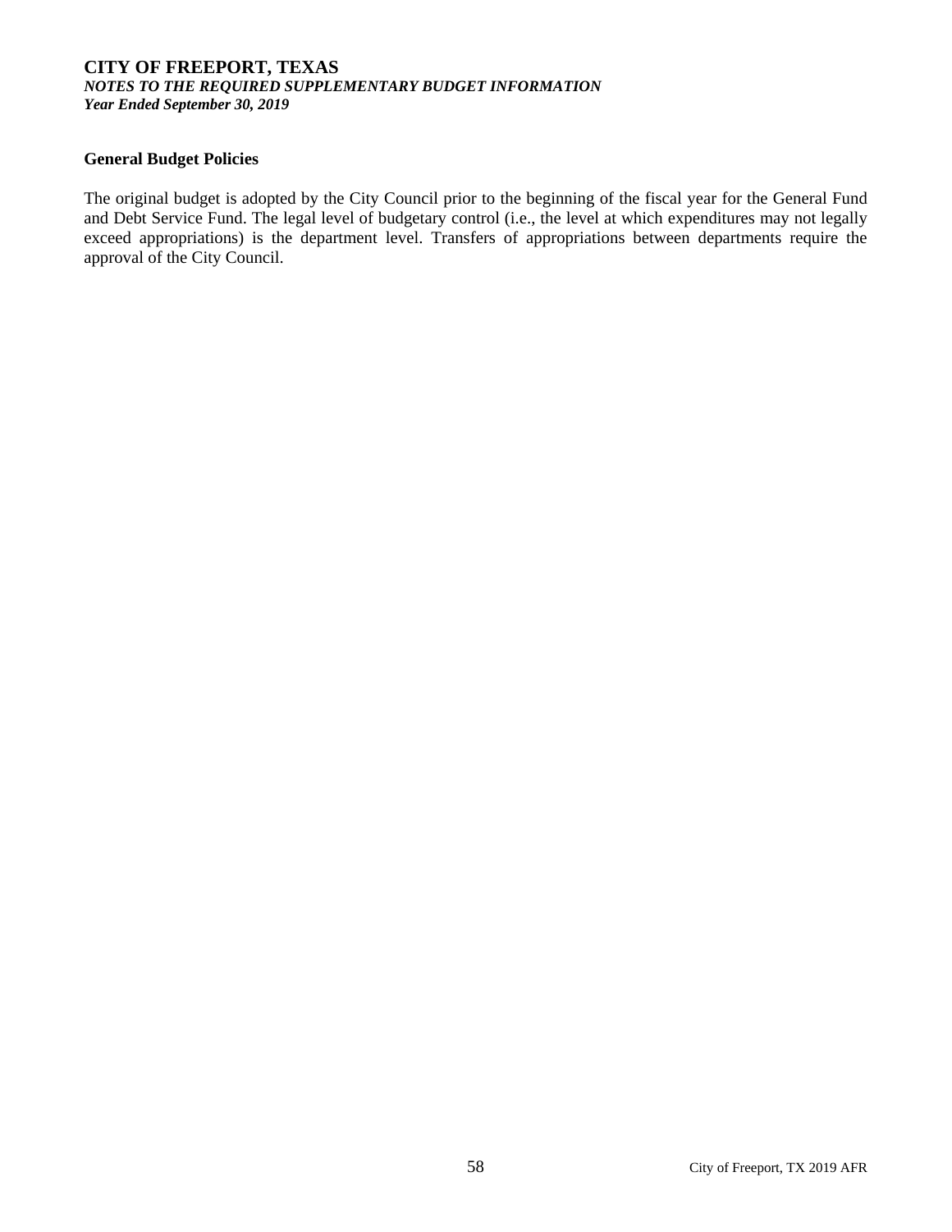# CITY OF FREEPORT, TEXAS

***NOTES TO THE REQUIRED SUPPLEMENTARY BUDGET INFORMATION***

***Year Ended September 30, 2019***

**General Budget Policies**

The original budget is adopted by the City Council prior to the beginning of the fiscal year for the General Fund and Debt Service Fund. The legal level of budgetary control (i.e., the level at which expenditures may not legally exceed appropriations) is the department level. Transfers of appropriations between departments require the approval of the City Council.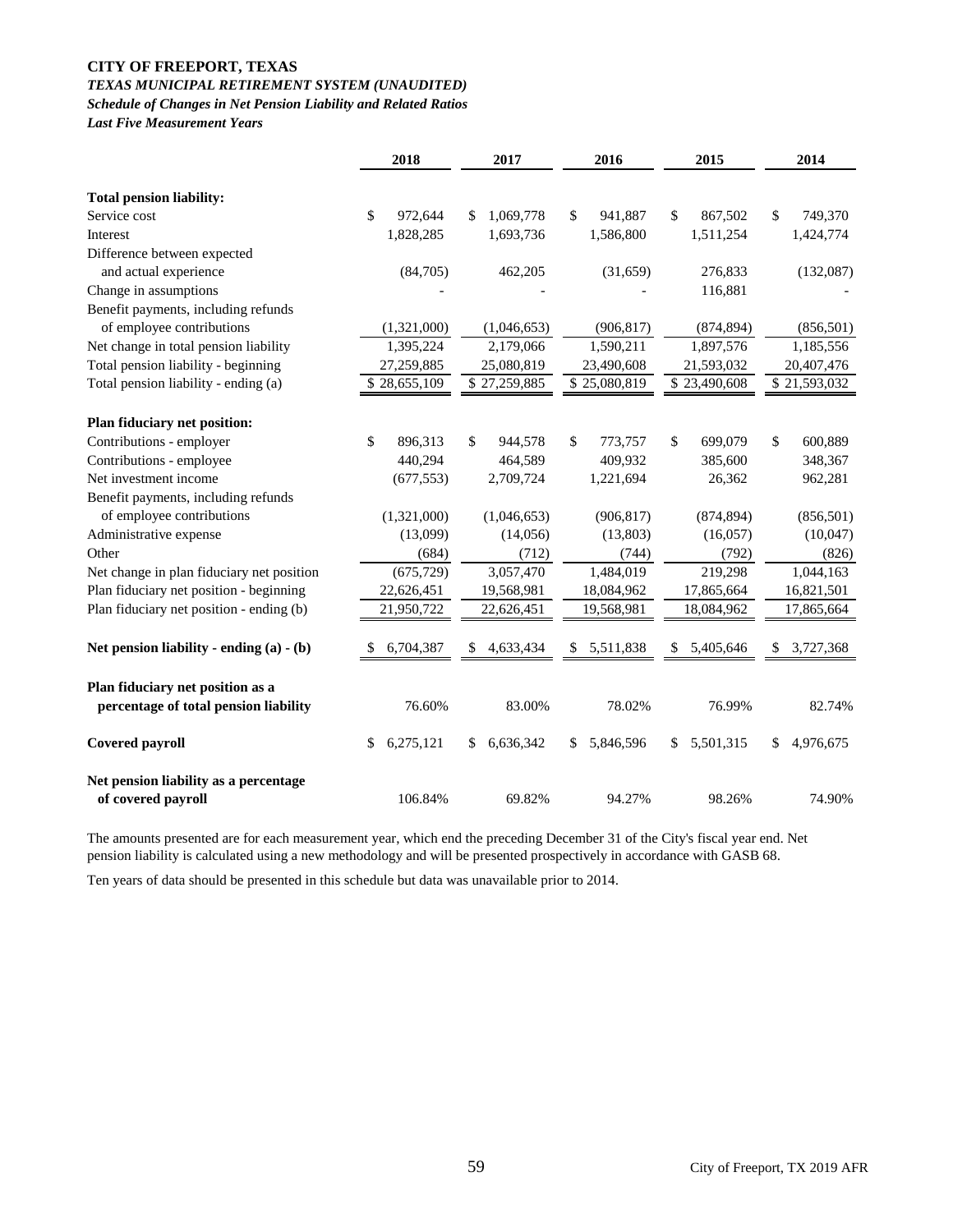**CITY OF FREEPORT, TEXAS**

***TEXAS MUNICIPAL RETIREMENT SYSTEM (UNAUDITED)***

***Schedule of Changes in Net Pension Liability and Related Ratios***

***Last Five Measurement Years***

| | 2018 | 2017 | 2016 | 2015 | 2014 |
|---|---|---|---|---|---|
| **Total pension liability:** | | | | | |
| Service cost | $ 972,644 | $ 1,069,778 | $ 941,887 | $ 867,502 | $ 749,370 |
| Interest | 1,828,285 | 1,693,736 | 1,586,800 | 1,511,254 | 1,424,774 |
| Difference between expected and actual experience | (84,705) | 462,205 | (31,659) | 276,833 | (132,087) |
| Change in assumptions | - | - | - | 116,881 | - |
| Benefit payments, including refunds of employee contributions | (1,321,000) | (1,046,653) | (906,817) | (874,894) | (856,501) |
| Net change in total pension liability | 1,395,224 | 2,179,066 | 1,590,211 | 1,897,576 | 1,185,556 |
| Total pension liability - beginning | 27,259,885 | 25,080,819 | 23,490,608 | 21,593,032 | 20,407,476 |
| Total pension liability - ending (a) | $ 28,655,109 | $ 27,259,885 | $ 25,080,819 | $ 23,490,608 | $ 21,593,032 |
| **Plan fiduciary net position:** | | | | | |
| Contributions - employer | $ 896,313 | $ 944,578 | $ 773,757 | $ 699,079 | $ 600,889 |
| Contributions - employee | 440,294 | 464,589 | 409,932 | 385,600 | 348,367 |
| Net investment income | (677,553) | 2,709,724 | 1,221,694 | 26,362 | 962,281 |
| Benefit payments, including refunds of employee contributions | (1,321,000) | (1,046,653) | (906,817) | (874,894) | (856,501) |
| Administrative expense | (13,099) | (14,056) | (13,803) | (16,057) | (10,047) |
| Other | (684) | (712) | (744) | (792) | (826) |
| Net change in plan fiduciary net position | (675,729) | 3,057,470 | 1,484,019 | 219,298 | 1,044,163 |
| Plan fiduciary net position - beginning | 22,626,451 | 19,568,981 | 18,084,962 | 17,865,664 | 16,821,501 |
| Plan fiduciary net position - ending (b) | 21,950,722 | 22,626,451 | 19,568,981 | 18,084,962 | 17,865,664 |
| **Net pension liability - ending (a) - (b)** | $ 6,704,387 | $ 4,633,434 | $ 5,511,838 | $ 5,405,646 | $ 3,727,368 |
| **Plan fiduciary net position as a percentage of total pension liability** | 76.60% | 83.00% | 78.02% | 76.99% | 82.74% |
| **Covered payroll** | $ 6,275,121 | $ 6,636,342 | $ 5,846,596 | $ 5,501,315 | $ 4,976,675 |
| **Net pension liability as a percentage of covered payroll** | 106.84% | 69.82% | 94.27% | 98.26% | 74.90% |

The amounts presented are for each measurement year, which end the preceding December 31 of the City's fiscal year end. Net pension liability is calculated using a new methodology and will be presented prospectively in accordance with GASB 68.

Ten years of data should be presented in this schedule but data was unavailable prior to 2014.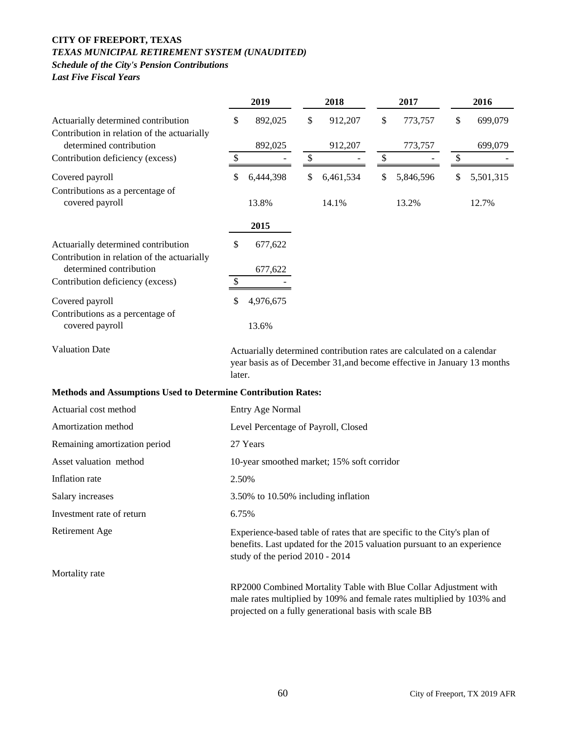**CITY OF FREEPORT, TEXAS**

***TEXAS MUNICIPAL RETIREMENT SYSTEM (UNAUDITED)***

***Schedule of the City's Pension Contributions***

***Last Five Fiscal Years***

| | 2019 | 2018 | 2017 | 2016 |
|---|---|---|---|---|
| Actuarially determined contribution | $ 892,025 | $ 912,207 | $ 773,757 | $ 699,079 |
| Contribution in relation of the actuarially determined contribution | 892,025 | 912,207 | 773,757 | 699,079 |
| Contribution deficiency (excess) | $ - | $ - | $ - | $ - |
| Covered payroll | $ 6,444,398 | $ 6,461,534 | $ 5,846,596 | $ 5,501,315 |
| Contributions as a percentage of covered payroll | 13.8% | 14.1% | 13.2% | 12.7% |

| | 2015 |
|---|---|
| Actuarially determined contribution | $ 677,622 |
| Contribution in relation of the actuarially determined contribution | 677,622 |
| Contribution deficiency (excess) | $ - |
| Covered payroll | $ 4,976,675 |
| Contributions as a percentage of covered payroll | 13.6% |

| | |
|---|---|
| Valuation Date | Actuarially determined contribution rates are calculated on a calendar year basis as of December 31,and become effective in January 13 months later. |

**Methods and Assumptions Used to Determine Contribution Rates:**

| | |
|---|---|
| Actuarial cost method | Entry Age Normal |
| Amortization method | Level Percentage of Payroll, Closed |
| Remaining amortization period | 27 Years |
| Asset valuation method | 10-year smoothed market; 15% soft corridor |
| Inflation rate | 2.50% |
| Salary increases | 3.50% to 10.50% including inflation |
| Investment rate of return | 6.75% |
| Retirement Age | Experience-based table of rates that are specific to the City's plan of benefits. Last updated for the 2015 valuation pursuant to an experience study of the period 2010 - 2014 |
| Mortality rate | RP2000 Combined Mortality Table with Blue Collar Adjustment with male rates multiplied by 109% and female rates multiplied by 103% and projected on a fully generational basis with scale BB |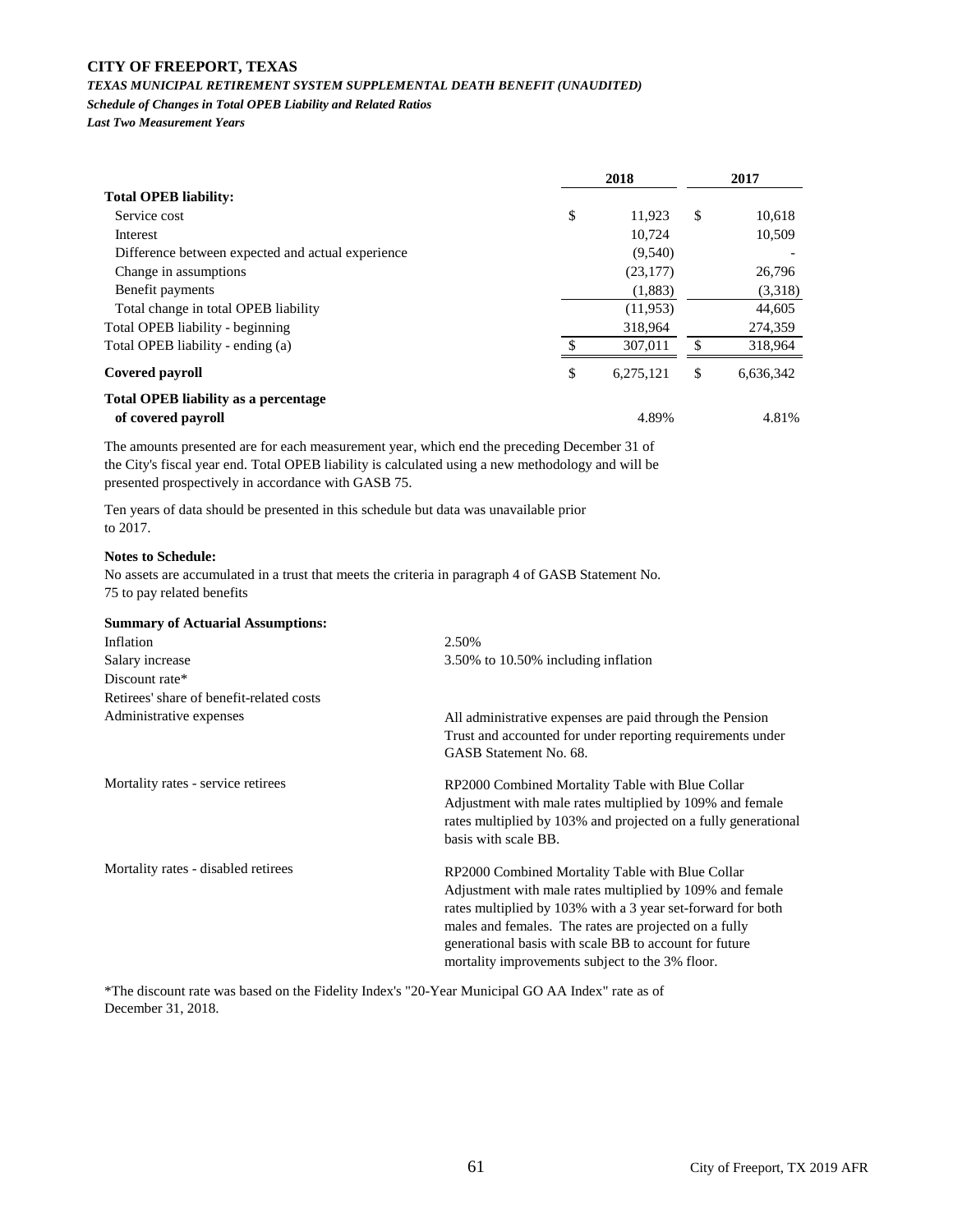**CITY OF FREEPORT, TEXAS**

***TEXAS MUNICIPAL RETIREMENT SYSTEM SUPPLEMENTAL DEATH BENEFIT (UNAUDITED)***

***Schedule of Changes in Total OPEB Liability and Related Ratios***

***Last Two Measurement Years***

| | 2018 | 2017 |
|---|---|---|
| **Total OPEB liability:** | | |
| Service cost | $ 11,923 | $ 10,618 |
| Interest | 10,724 | 10,509 |
| Difference between expected and actual experience | (9,540) | - |
| Change in assumptions | (23,177) | 26,796 |
| Benefit payments | (1,883) | (3,318) |
| Total change in total OPEB liability | (11,953) | 44,605 |
| Total OPEB liability - beginning | 318,964 | 274,359 |
| Total OPEB liability - ending (a) | $ 307,011 | $ 318,964 |
| **Covered payroll** | $ 6,275,121 | $ 6,636,342 |
| **Total OPEB liability as a percentage of covered payroll** | 4.89% | 4.81% |

The amounts presented are for each measurement year, which end the preceding December 31 of the City's fiscal year end. Total OPEB liability is calculated using a new methodology and will be presented prospectively in accordance with GASB 75.

Ten years of data should be presented in this schedule but data was unavailable prior to 2017.

**Notes to Schedule:**

No assets are accumulated in a trust that meets the criteria in paragraph 4 of GASB Statement No. 75 to pay related benefits

**Summary of Actuarial Assumptions:**

| | |
|---|---|
| Inflation | 2.50% |
| Salary increase | 3.50% to 10.50% including inflation |
| Discount rate* | |
| Retirees' share of benefit-related costs | |
| Administrative expenses | All administrative expenses are paid through the Pension Trust and accounted for under reporting requirements under GASB Statement No. 68. |
| Mortality rates - service retirees | RP2000 Combined Mortality Table with Blue Collar Adjustment with male rates multiplied by 109% and female rates multiplied by 103% and projected on a fully generational basis with scale BB. |
| Mortality rates - disabled retirees | RP2000 Combined Mortality Table with Blue Collar Adjustment with male rates multiplied by 109% and female rates multiplied by 103% with a 3 year set-forward for both males and females. The rates are projected on a fully generational basis with scale BB to account for future mortality improvements subject to the 3% floor. |

*The discount rate was based on the Fidelity Index's "20-Year Municipal GO AA Index" rate as of December 31, 2018.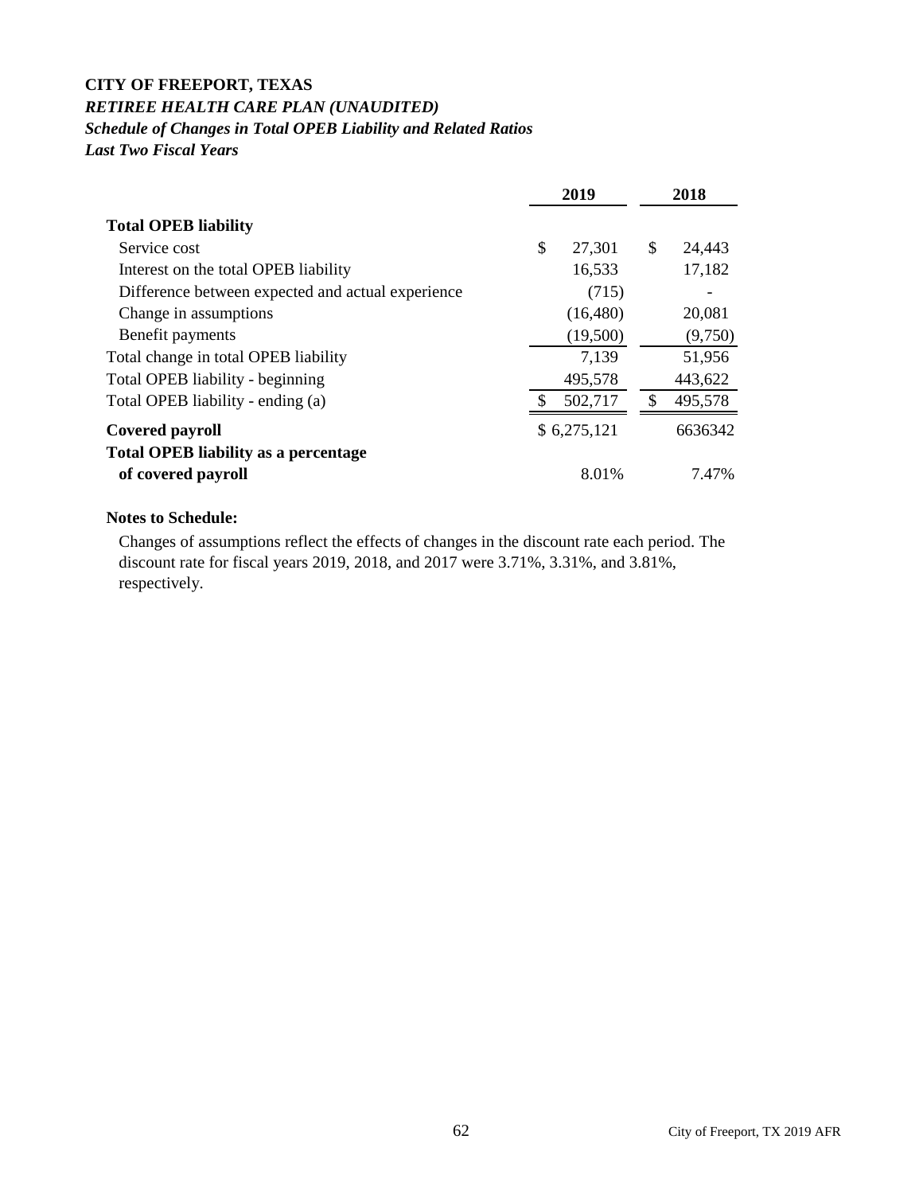**CITY OF FREEPORT, TEXAS**

***RETIREE HEALTH CARE PLAN (UNAUDITED)***

***Schedule of Changes in Total OPEB Liability and Related Ratios***

***Last Two Fiscal Years***

| | 2019 | 2018 |
|---|---|---|
| **Total OPEB liability** | | |
| Service cost | $ 27,301 | $ 24,443 |
| Interest on the total OPEB liability | 16,533 | 17,182 |
| Difference between expected and actual experience | (715) | - |
| Change in assumptions | (16,480) | 20,081 |
| Benefit payments | (19,500) | (9,750) |
| Total change in total OPEB liability | 7,139 | 51,956 |
| Total OPEB liability - beginning | 495,578 | 443,622 |
| Total OPEB liability - ending (a) | $ 502,717 | $ 495,578 |
| **Covered payroll** | $ 6,275,121 | 6636342 |
| **Total OPEB liability as a percentage of covered payroll** | 8.01% | 7.47% |

**Notes to Schedule:**

Changes of assumptions reflect the effects of changes in the discount rate each period. The discount rate for fiscal years 2019, 2018, and 2017 were 3.71%, 3.31%, and 3.81%, respectively.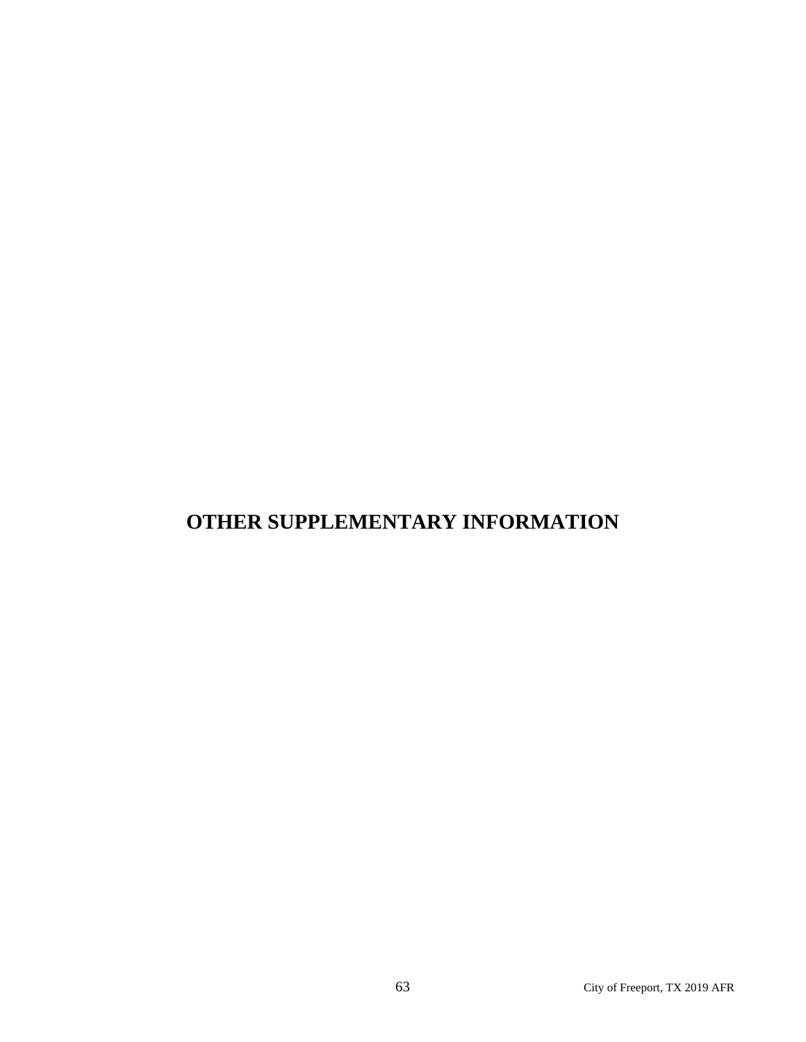# OTHER SUPPLEMENTARY INFORMATION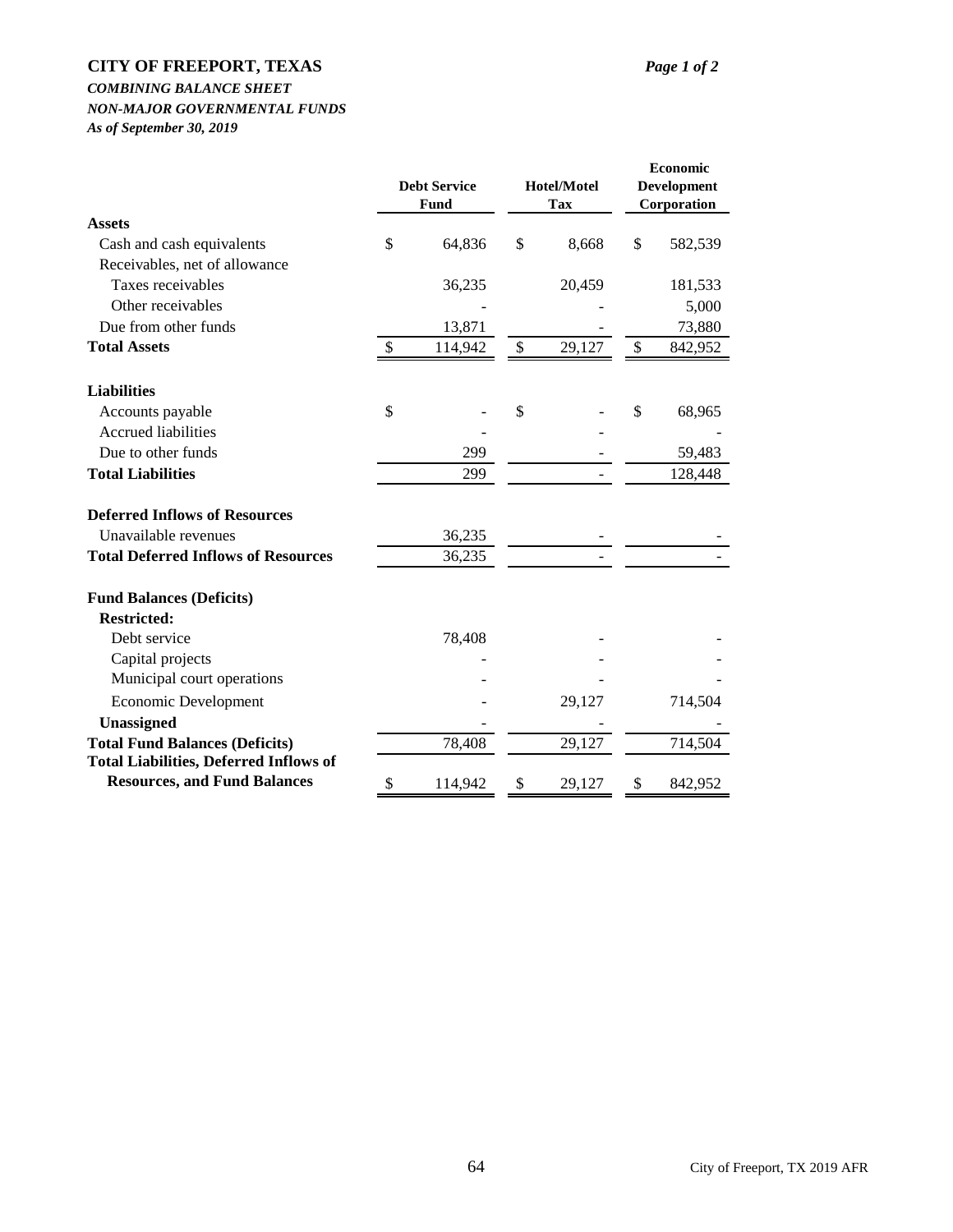# CITY OF FREEPORT, TEXAS

***COMBINING BALANCE SHEET***

***NON-MAJOR GOVERNMENTAL FUNDS***

***As of September 30, 2019***

| | Debt Service Fund | Hotel/Motel Tax | Economic Development Corporation |
|---|---|---|---|
| **Assets** | | | |
| Cash and cash equivalents | $ 64,836 | $ 8,668 | $ 582,539 |
| Receivables, net of allowance | | | |
| Taxes receivables | 36,235 | 20,459 | 181,533 |
| Other receivables | - | - | 5,000 |
| Due from other funds | 13,871 | - | 73,880 |
| **Total Assets** | $ 114,942 | $ 29,127 | $ 842,952 |
| **Liabilities** | | | |
| Accounts payable | $ - | $ - | $ 68,965 |
| Accrued liabilities | - | - | - |
| Due to other funds | 299 | - | 59,483 |
| **Total Liabilities** | 299 | - | 128,448 |
| **Deferred Inflows of Resources** | | | |
| Unavailable revenues | 36,235 | - | - |
| **Total Deferred Inflows of Resources** | 36,235 | - | - |
| **Fund Balances (Deficits)** | | | |
| **Restricted:** | | | |
| Debt service | 78,408 | - | - |
| Capital projects | - | - | - |
| Municipal court operations | - | - | - |
| Economic Development | - | 29,127 | 714,504 |
| **Unassigned** | - | - | - |
| **Total Fund Balances (Deficits)** | 78,408 | 29,127 | 714,504 |
| **Total Liabilities, Deferred Inflows of Resources, and Fund Balances** | $ 114,942 | $ 29,127 | $ 842,952 |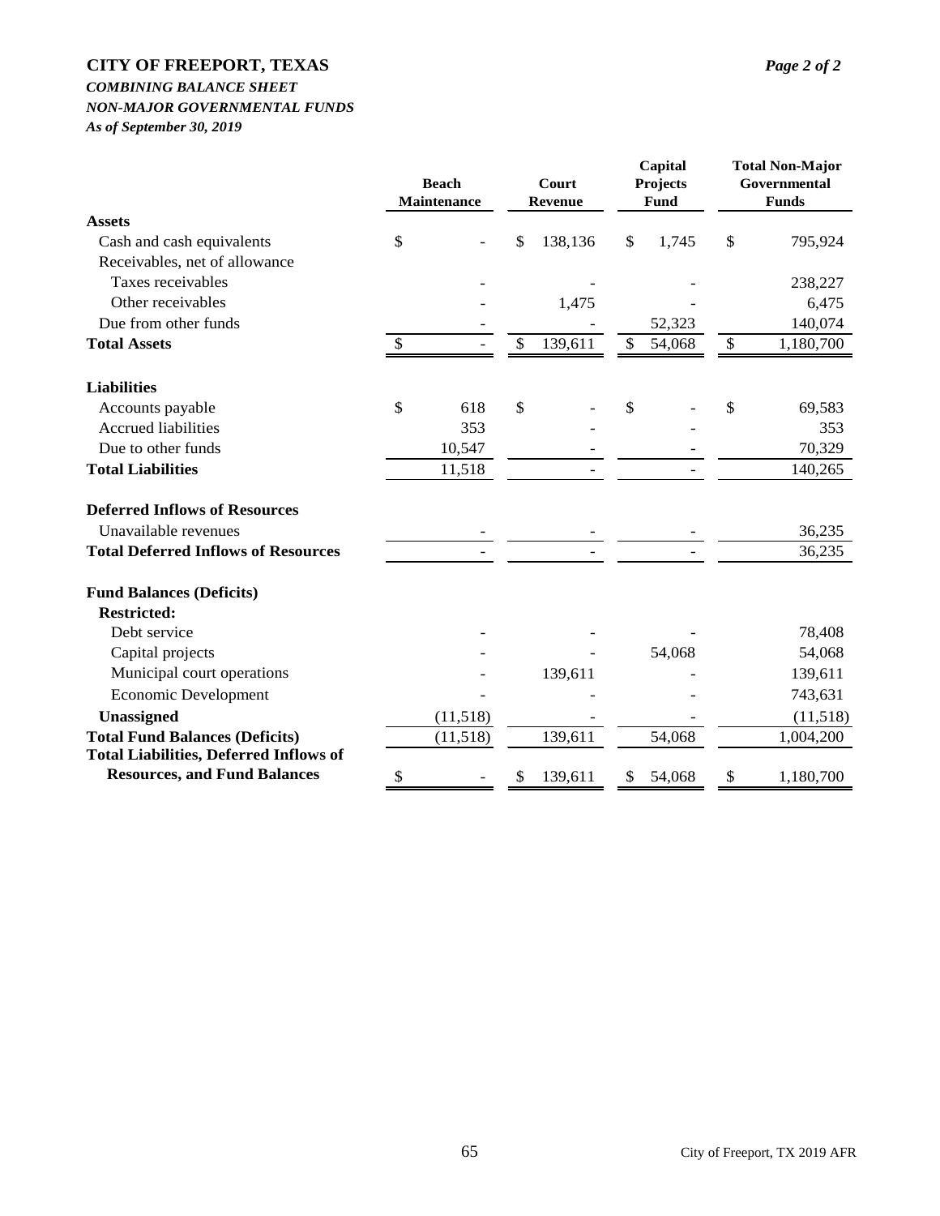# CITY OF FREEPORT, TEXAS

*Page 2 of 2*

***COMBINING BALANCE SHEET***

***NON-MAJOR GOVERNMENTAL FUNDS***

***As of September 30, 2019***

| | Beach Maintenance | Court Revenue | Capital Projects Fund | Total Non-Major Governmental Funds |
|---|---|---|---|---|
| **Assets** | | | | |
| Cash and cash equivalents | $ - | $ 138,136 | $ 1,745 | $ 795,924 |
| Receivables, net of allowance | | | | |
| Taxes receivables | - | - | - | 238,227 |
| Other receivables | - | 1,475 | - | 6,475 |
| Due from other funds | - | - | 52,323 | 140,074 |
| **Total Assets** | $ - | $ 139,611 | $ 54,068 | $ 1,180,700 |
| **Liabilities** | | | | |
| Accounts payable | $ 618 | $ - | $ - | $ 69,583 |
| Accrued liabilities | 353 | - | - | 353 |
| Due to other funds | 10,547 | - | - | 70,329 |
| **Total Liabilities** | 11,518 | - | - | 140,265 |
| **Deferred Inflows of Resources** | | | | |
| Unavailable revenues | - | - | - | 36,235 |
| **Total Deferred Inflows of Resources** | - | - | - | 36,235 |
| **Fund Balances (Deficits)** | | | | |
| **Restricted:** | | | | |
| Debt service | - | - | - | 78,408 |
| Capital projects | - | - | 54,068 | 54,068 |
| Municipal court operations | - | 139,611 | - | 139,611 |
| Economic Development | - | - | - | 743,631 |
| **Unassigned** | (11,518) | - | - | (11,518) |
| **Total Fund Balances (Deficits)** | (11,518) | 139,611 | 54,068 | 1,004,200 |
| **Total Liabilities, Deferred Inflows of Resources, and Fund Balances** | $ - | $ 139,611 | $ 54,068 | $ 1,180,700 |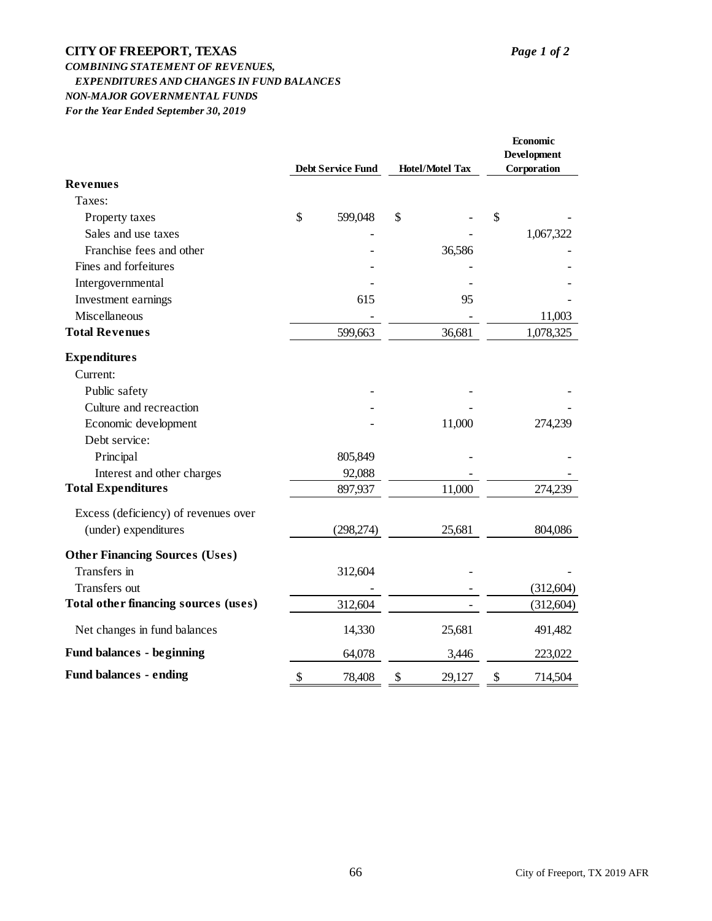# CITY OF FREEPORT, TEXAS

***COMBINING STATEMENT OF REVENUES,***
***EXPENDITURES AND CHANGES IN FUND BALANCES***
***NON-MAJOR GOVERNMENTAL FUNDS***
***For the Year Ended September 30, 2019***

| | Debt Service Fund | Hotel/Motel Tax | Economic Development Corporation |
|---|---|---|---|
| **Revenues** | | | |
| Taxes: | | | |
| Property taxes | $ 599,048 | $ - | $ - |
| Sales and use taxes | - | - | 1,067,322 |
| Franchise fees and other | - | 36,586 | - |
| Fines and forfeitures | - | - | - |
| Intergovernmental | - | - | - |
| Investment earnings | 615 | 95 | - |
| Miscellaneous | - | - | 11,003 |
| **Total Revenues** | 599,663 | 36,681 | 1,078,325 |
| **Expenditures** | | | |
| Current: | | | |
| Public safety | - | - | - |
| Culture and recreaction | - | - | - |
| Economic development | - | 11,000 | 274,239 |
| Debt service: | | | |
| Principal | 805,849 | - | - |
| Interest and other charges | 92,088 | - | - |
| **Total Expenditures** | 897,937 | 11,000 | 274,239 |
| Excess (deficiency) of revenues over (under) expenditures | (298,274) | 25,681 | 804,086 |
| **Other Financing Sources (Uses)** | | | |
| Transfers in | 312,604 | - | - |
| Transfers out | - | - | (312,604) |
| **Total other financing sources (uses)** | 312,604 | - | (312,604) |
| Net changes in fund balances | 14,330 | 25,681 | 491,482 |
| **Fund balances - beginning** | 64,078 | 3,446 | 223,022 |
| **Fund balances - ending** | $ 78,408 | $ 29,127 | $ 714,504 |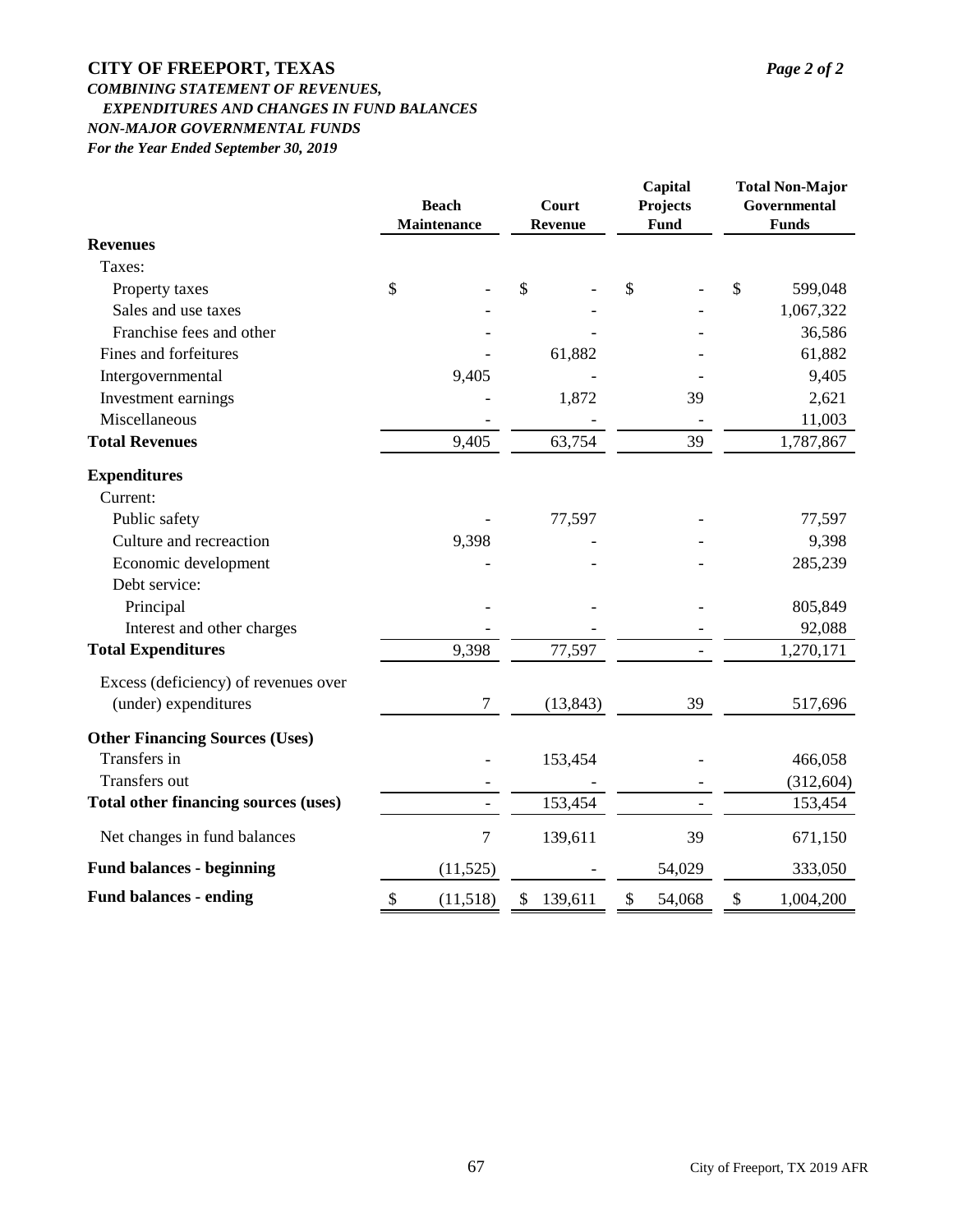# CITY OF FREEPORT, TEXAS

*Page 2 of 2*

***COMBINING STATEMENT OF REVENUES, EXPENDITURES AND CHANGES IN FUND BALANCES***

***NON-MAJOR GOVERNMENTAL FUNDS***

***For the Year Ended September 30, 2019***

| | Beach Maintenance | Court Revenue | Capital Projects Fund | Total Non-Major Governmental Funds |
|---|---|---|---|---|
| **Revenues** | | | | |
| Taxes: | | | | |
| Property taxes | $ - | $ - | $ - | $ 599,048 |
| Sales and use taxes | - | - | - | 1,067,322 |
| Franchise fees and other | - | - | - | 36,586 |
| Fines and forfeitures | - | 61,882 | - | 61,882 |
| Intergovernmental | 9,405 | - | - | 9,405 |
| Investment earnings | - | 1,872 | 39 | 2,621 |
| Miscellaneous | - | - | - | 11,003 |
| **Total Revenues** | 9,405 | 63,754 | 39 | 1,787,867 |
| **Expenditures** | | | | |
| Current: | | | | |
| Public safety | - | 77,597 | - | 77,597 |
| Culture and recreaction | 9,398 | - | - | 9,398 |
| Economic development | - | - | - | 285,239 |
| Debt service: | | | | |
| Principal | - | - | - | 805,849 |
| Interest and other charges | - | - | - | 92,088 |
| **Total Expenditures** | 9,398 | 77,597 | - | 1,270,171 |
| Excess (deficiency) of revenues over (under) expenditures | 7 | (13,843) | 39 | 517,696 |
| **Other Financing Sources (Uses)** | | | | |
| Transfers in | - | 153,454 | - | 466,058 |
| Transfers out | - | - | - | (312,604) |
| **Total other financing sources (uses)** | - | 153,454 | - | 153,454 |
| Net changes in fund balances | 7 | 139,611 | 39 | 671,150 |
| **Fund balances - beginning** | (11,525) | - | 54,029 | 333,050 |
| **Fund balances - ending** | $ (11,518) | $ 139,611 | $ 54,068 | $ 1,004,200 |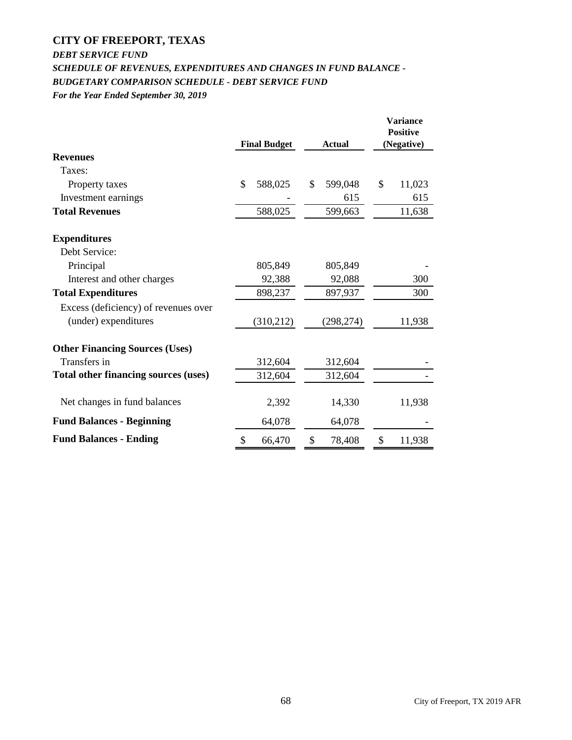# CITY OF FREEPORT, TEXAS

***DEBT SERVICE FUND***

***SCHEDULE OF REVENUES, EXPENDITURES AND CHANGES IN FUND BALANCE -***

***BUDGETARY COMPARISON SCHEDULE - DEBT SERVICE FUND***

***For the Year Ended September 30, 2019***

| | Final Budget | Actual | Variance Positive (Negative) |
|---|---|---|---|
| **Revenues** | | | |
| Taxes: | | | |
| Property taxes | $ 588,025 | $ 599,048 | $ 11,023 |
| Investment earnings | - | 615 | 615 |
| **Total Revenues** | 588,025 | 599,663 | 11,638 |
| **Expenditures** | | | |
| Debt Service: | | | |
| Principal | 805,849 | 805,849 | - |
| Interest and other charges | 92,388 | 92,088 | 300 |
| **Total Expenditures** | 898,237 | 897,937 | 300 |
| Excess (deficiency) of revenues over (under) expenditures | (310,212) | (298,274) | 11,938 |
| **Other Financing Sources (Uses)** | | | |
| Transfers in | 312,604 | 312,604 | - |
| **Total other financing sources (uses)** | 312,604 | 312,604 | - |
| Net changes in fund balances | 2,392 | 14,330 | 11,938 |
| **Fund Balances - Beginning** | 64,078 | 64,078 | - |
| **Fund Balances - Ending** | $ 66,470 | $ 78,408 | $ 11,938 |